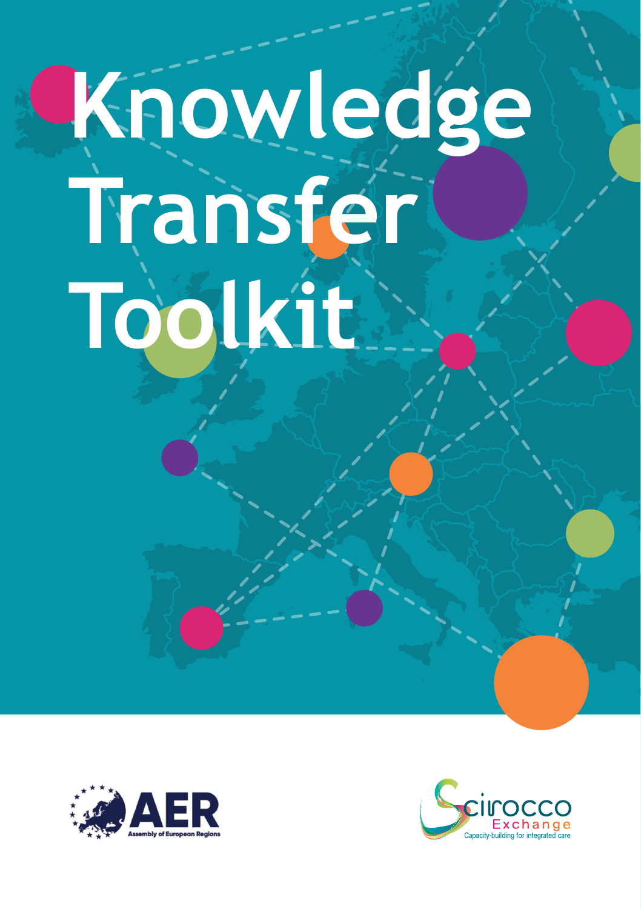# Knowledge Transfer Toolkit

AER Assembly of European Regions

Scirocco Exchange
Capacity-building for integrated care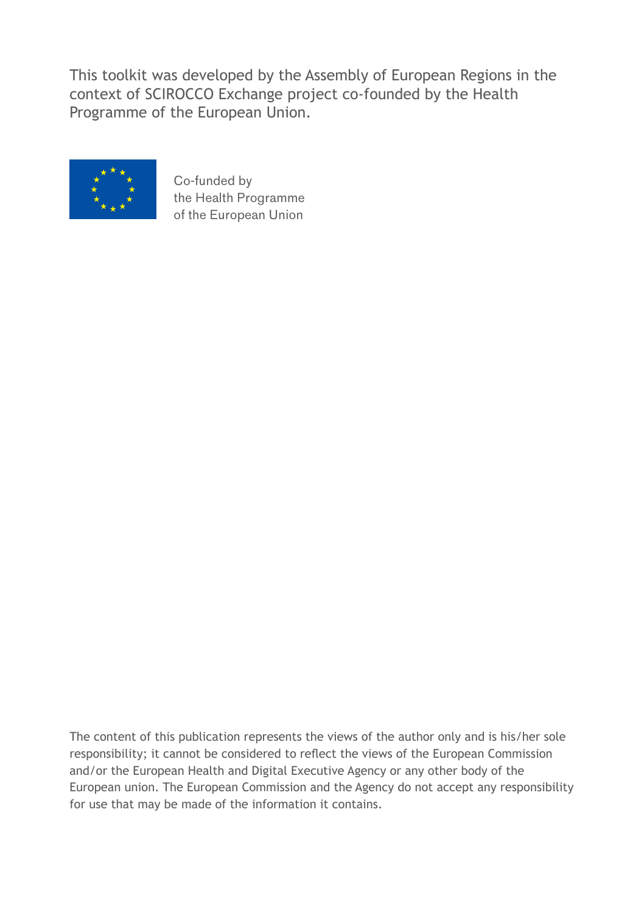This toolkit was developed by the Assembly of European Regions in the context of SCIROCCO Exchange project co-founded by the Health Programme of the European Union.

Co-funded by
the Health Programme
of the European Union

The content of this publication represents the views of the author only and is his/her sole responsibility; it cannot be considered to reflect the views of the European Commission and/or the European Health and Digital Executive Agency or any other body of the European union. The European Commission and the Agency do not accept any responsibility for use that may be made of the information it contains.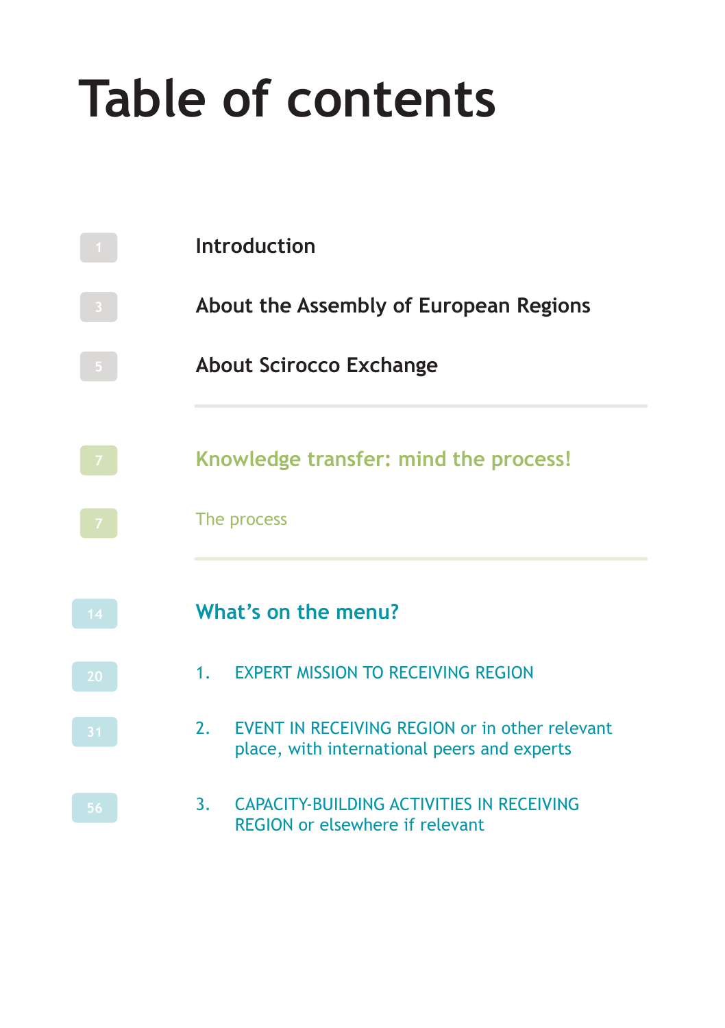# Table of contents

| | |
|---|---|
| 1 | **Introduction** |
| 3 | **About the Assembly of European Regions** |
| 5 | **About Scirocco Exchange** |
| 7 | **Knowledge transfer: mind the process!** |
| 7 | The process |
| 14 | **What's on the menu?** |
| 20 | 1. EXPERT MISSION TO RECEIVING REGION |
| 31 | 2. EVENT IN RECEIVING REGION or in other relevant place, with international peers and experts |
| 56 | 3. CAPACITY-BUILDING ACTIVITIES IN RECEIVING REGION or elsewhere if relevant |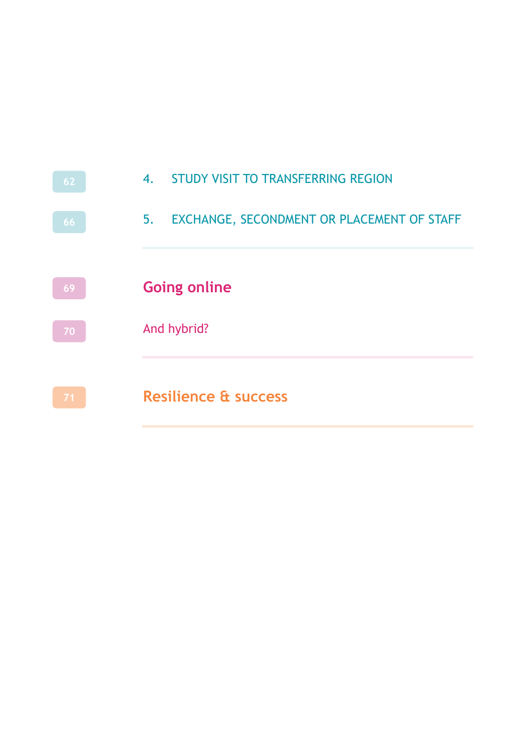| | |
|---|---|
| 62 | 4. STUDY VISIT TO TRANSFERRING REGION |
| 66 | 5. EXCHANGE, SECONDMENT OR PLACEMENT OF STAFF |
| 69 | **Going online** |
| 70 | And hybrid? |
| 71 | **Resilience & success** |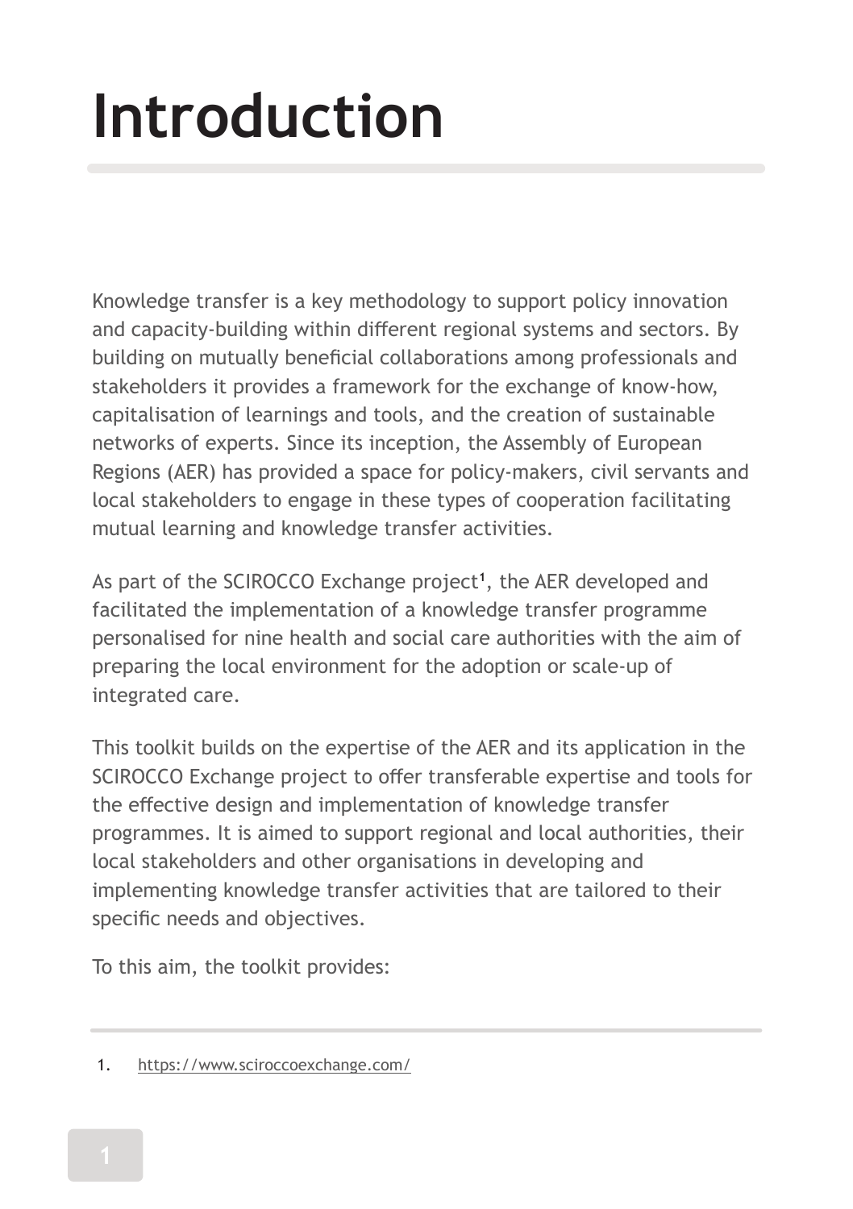# Introduction

Knowledge transfer is a key methodology to support policy innovation and capacity-building within different regional systems and sectors. By building on mutually beneficial collaborations among professionals and stakeholders it provides a framework for the exchange of know-how, capitalisation of learnings and tools, and the creation of sustainable networks of experts. Since its inception, the Assembly of European Regions (AER) has provided a space for policy-makers, civil servants and local stakeholders to engage in these types of cooperation facilitating mutual learning and knowledge transfer activities.

As part of the SCIROCCO Exchange project[1], the AER developed and facilitated the implementation of a knowledge transfer programme personalised for nine health and social care authorities with the aim of preparing the local environment for the adoption or scale-up of integrated care.

This toolkit builds on the expertise of the AER and its application in the SCIROCCO Exchange project to offer transferable expertise and tools for the effective design and implementation of knowledge transfer programmes. It is aimed to support regional and local authorities, their local stakeholders and other organisations in developing and implementing knowledge transfer activities that are tailored to their specific needs and objectives.

To this aim, the toolkit provides:

1. https://www.sciroccoexchange.com/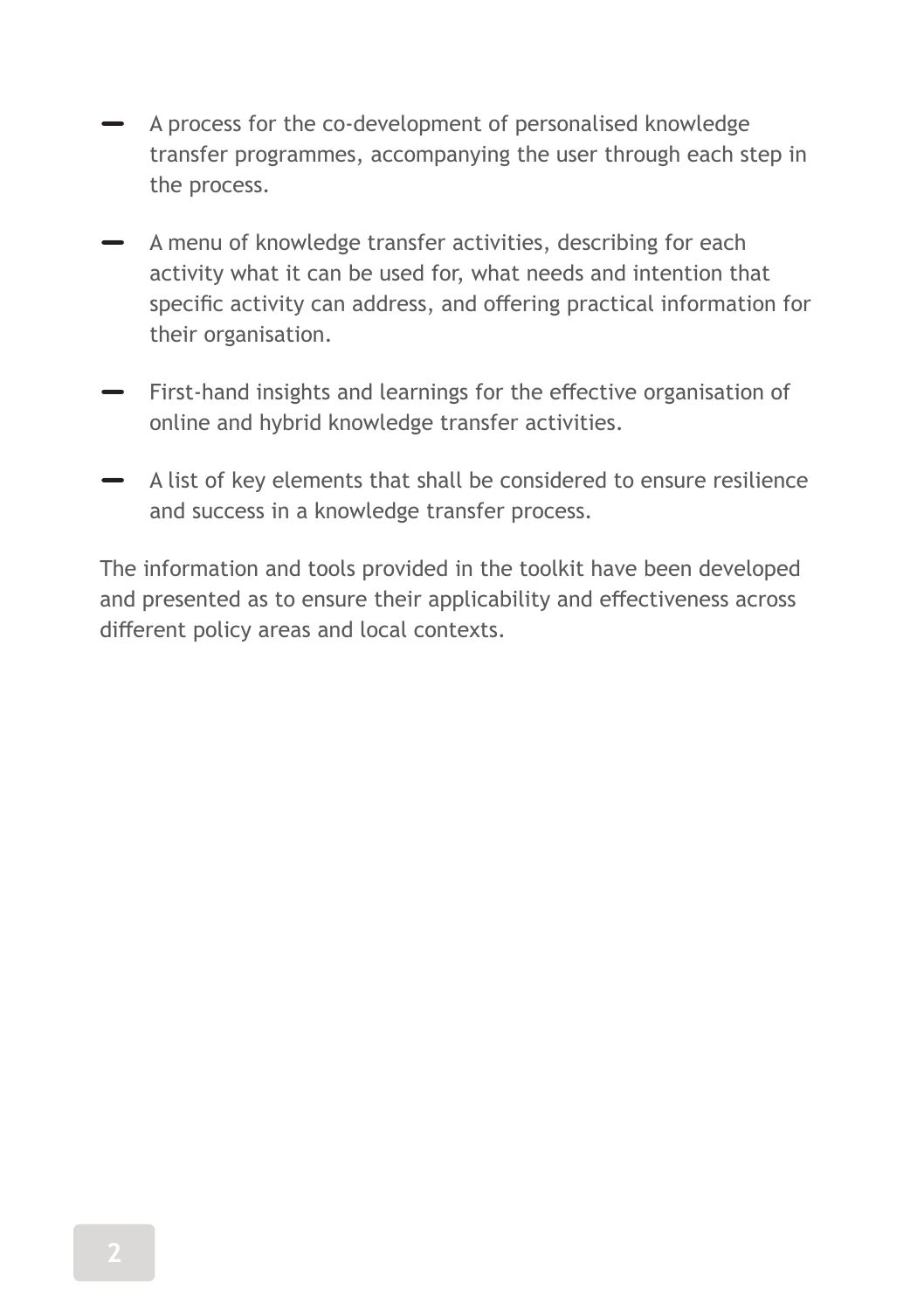- A process for the co-development of personalised knowledge transfer programmes, accompanying the user through each step in the process.
- A menu of knowledge transfer activities, describing for each activity what it can be used for, what needs and intention that specific activity can address, and offering practical information for their organisation.
- First-hand insights and learnings for the effective organisation of online and hybrid knowledge transfer activities.
- A list of key elements that shall be considered to ensure resilience and success in a knowledge transfer process.

The information and tools provided in the toolkit have been developed and presented as to ensure their applicability and effectiveness across different policy areas and local contexts.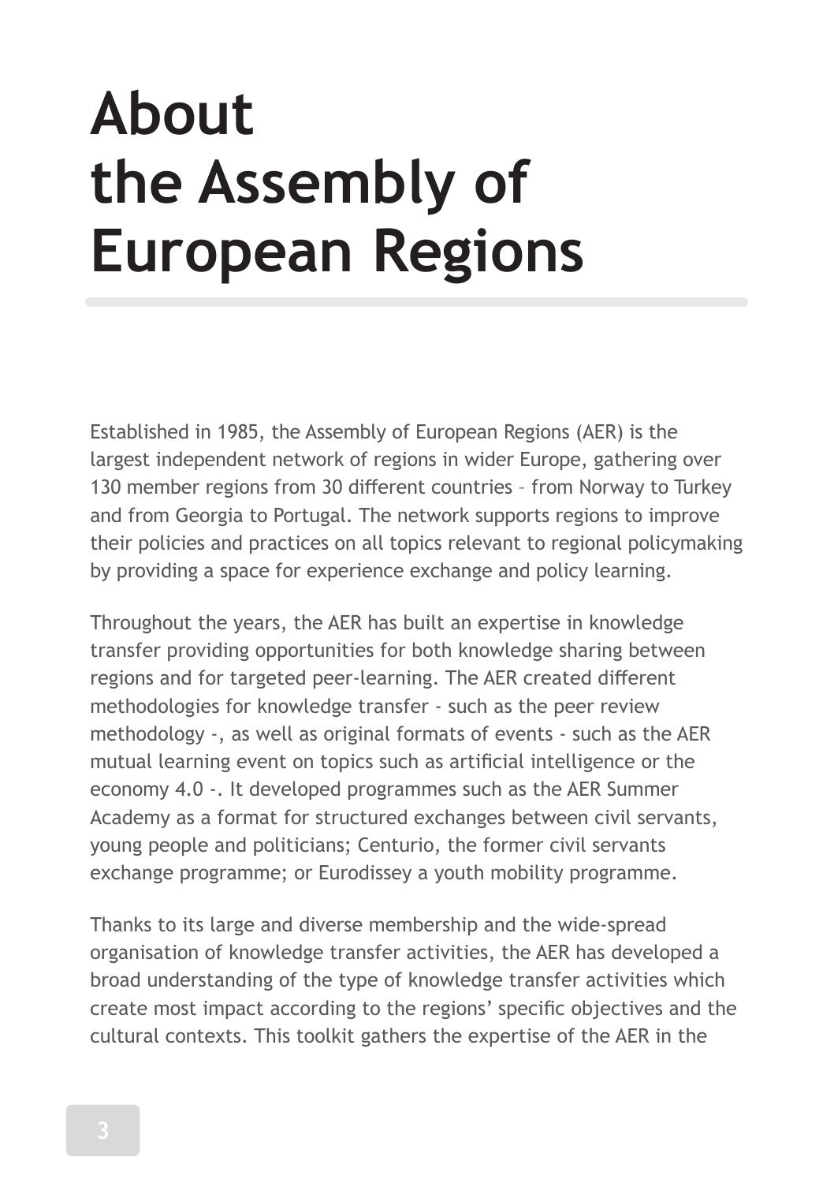# About the Assembly of European Regions

Established in 1985, the Assembly of European Regions (AER) is the largest independent network of regions in wider Europe, gathering over 130 member regions from 30 different countries – from Norway to Turkey and from Georgia to Portugal. The network supports regions to improve their policies and practices on all topics relevant to regional policymaking by providing a space for experience exchange and policy learning.

Throughout the years, the AER has built an expertise in knowledge transfer providing opportunities for both knowledge sharing between regions and for targeted peer-learning. The AER created different methodologies for knowledge transfer - such as the peer review methodology -, as well as original formats of events - such as the AER mutual learning event on topics such as artificial intelligence or the economy 4.0 -. It developed programmes such as the AER Summer Academy as a format for structured exchanges between civil servants, young people and politicians; Centurio, the former civil servants exchange programme; or Eurodissey a youth mobility programme.

Thanks to its large and diverse membership and the wide-spread organisation of knowledge transfer activities, the AER has developed a broad understanding of the type of knowledge transfer activities which create most impact according to the regions' specific objectives and the cultural contexts. This toolkit gathers the expertise of the AER in the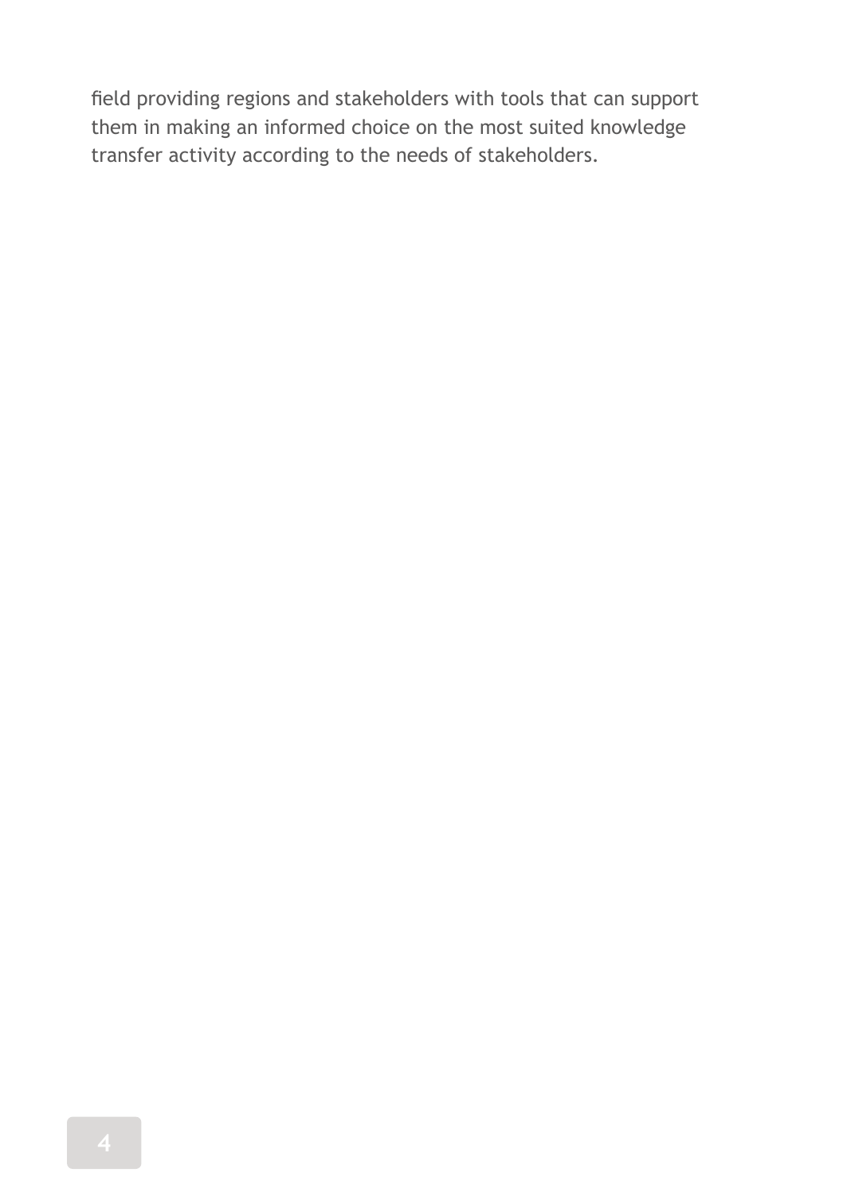field providing regions and stakeholders with tools that can support them in making an informed choice on the most suited knowledge transfer activity according to the needs of stakeholders.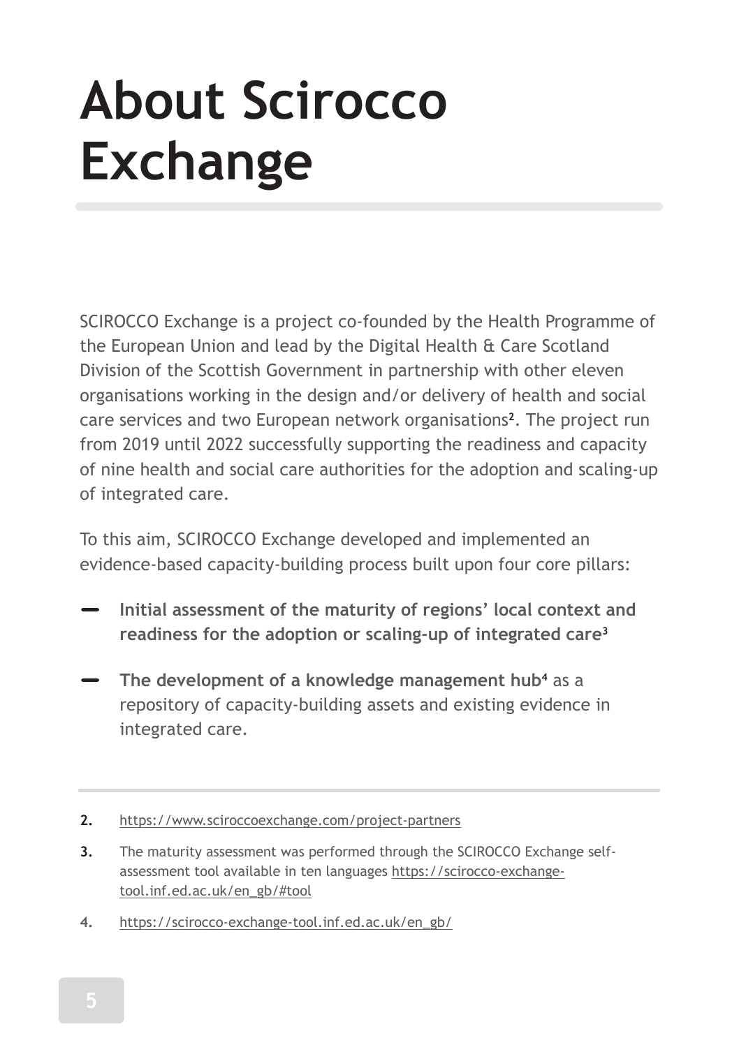# About Scirocco Exchange

SCIROCCO Exchange is a project co-founded by the Health Programme of the European Union and lead by the Digital Health & Care Scotland Division of the Scottish Government in partnership with other eleven organisations working in the design and/or delivery of health and social care services and two European network organisations[2]. The project run from 2019 until 2022 successfully supporting the readiness and capacity of nine health and social care authorities for the adoption and scaling-up of integrated care.

To this aim, SCIROCCO Exchange developed and implemented an evidence-based capacity-building process built upon four core pillars:

- **Initial assessment of the maturity of regions' local context and readiness for the adoption or scaling-up of integrated care[3]**
- **The development of a knowledge management hub[4]** as a repository of capacity-building assets and existing evidence in integrated care.

---

2. https://www.sciroccoexchange.com/project-partners
3. The maturity assessment was performed through the SCIROCCO Exchange self-assessment tool available in ten languages https://scirocco-exchange-tool.inf.ed.ac.uk/en_gb/#tool
4. https://scirocco-exchange-tool.inf.ed.ac.uk/en_gb/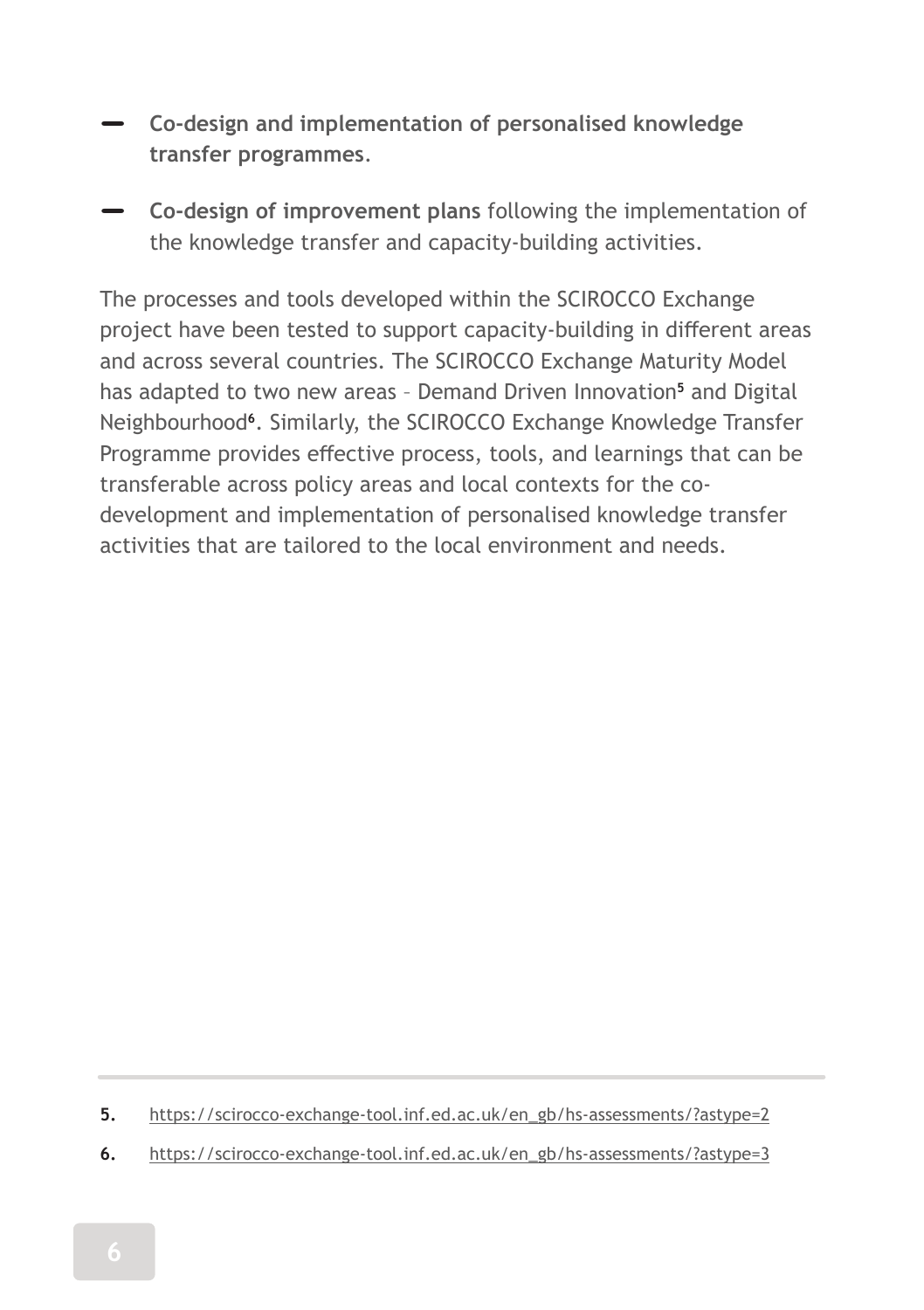- **Co-design and implementation of personalised knowledge transfer programmes**.
- **Co-design of improvement plans** following the implementation of the knowledge transfer and capacity-building activities.

The processes and tools developed within the SCIROCCO Exchange project have been tested to support capacity-building in different areas and across several countries. The SCIROCCO Exchange Maturity Model has adapted to two new areas – Demand Driven Innovation[5] and Digital Neighbourhood[6]. Similarly, the SCIROCCO Exchange Knowledge Transfer Programme provides effective process, tools, and learnings that can be transferable across policy areas and local contexts for the co-development and implementation of personalised knowledge transfer activities that are tailored to the local environment and needs.

---

**5.** https://scirocco-exchange-tool.inf.ed.ac.uk/en_gb/hs-assessments/?astype=2

**6.** https://scirocco-exchange-tool.inf.ed.ac.uk/en_gb/hs-assessments/?astype=3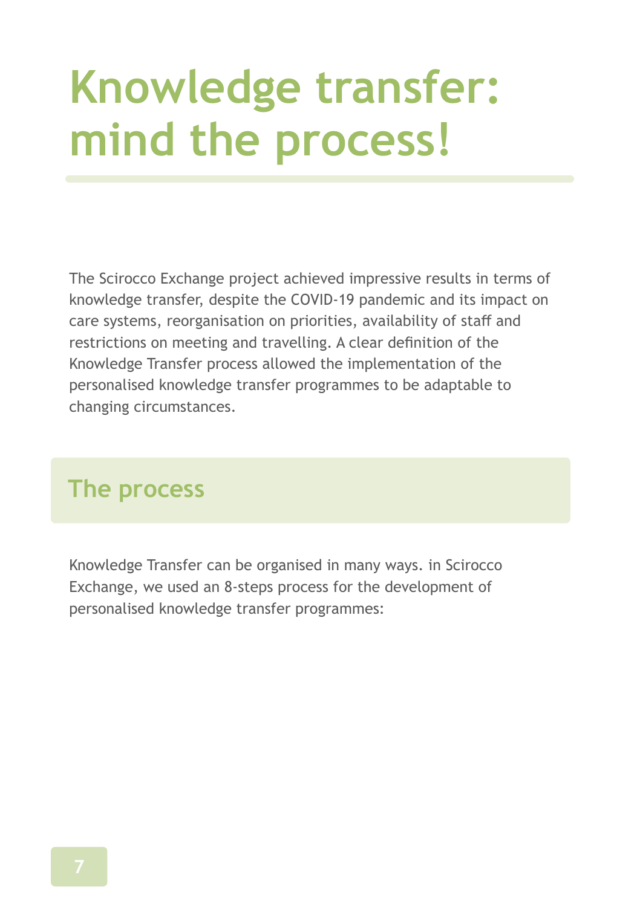# Knowledge transfer: mind the process!

The Scirocco Exchange project achieved impressive results in terms of knowledge transfer, despite the COVID-19 pandemic and its impact on care systems, reorganisation on priorities, availability of staff and restrictions on meeting and travelling. A clear definition of the Knowledge Transfer process allowed the implementation of the personalised knowledge transfer programmes to be adaptable to changing circumstances.

## The process

Knowledge Transfer can be organised in many ways. in Scirocco Exchange, we used an 8-steps process for the development of personalised knowledge transfer programmes: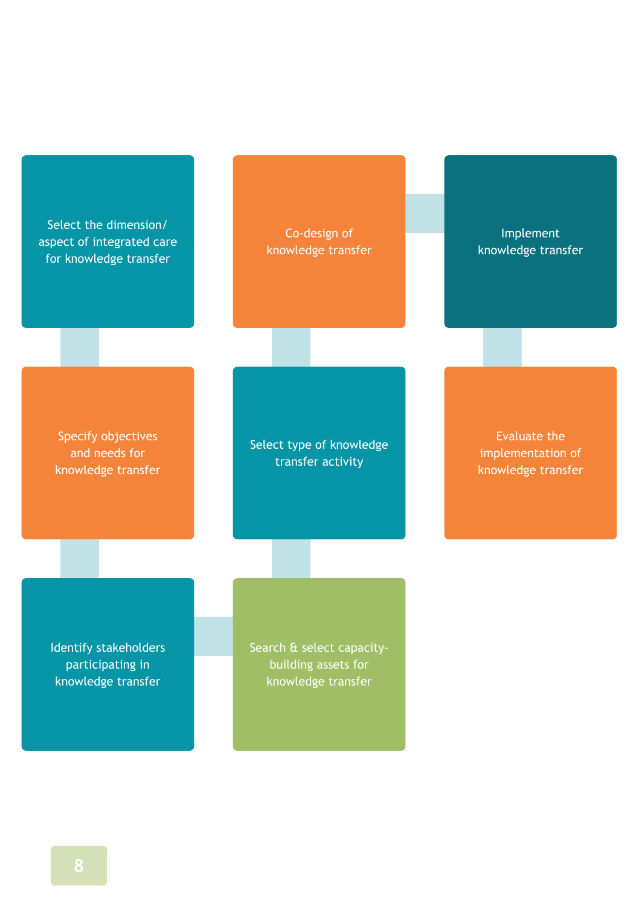1. Select the dimension/aspect of integrated care for knowledge transfer
2. Specify objectives and needs for knowledge transfer
3. Identify stakeholders participating in knowledge transfer
4. Search & select capacity-building assets for knowledge transfer
5. Select type of knowledge transfer activity
6. Co-design of knowledge transfer
7. Implement knowledge transfer
8. Evaluate the implementation of knowledge transfer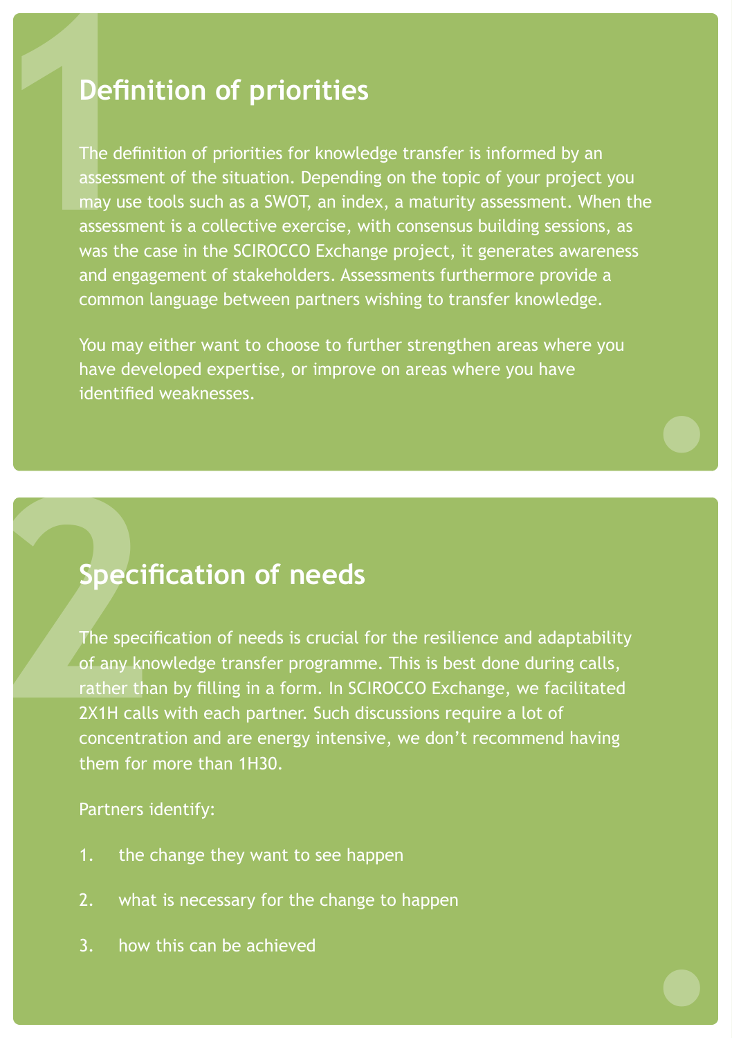## Definition of priorities

The definition of priorities for knowledge transfer is informed by an assessment of the situation. Depending on the topic of your project you may use tools such as a SWOT, an index, a maturity assessment. When the assessment is a collective exercise, with consensus building sessions, as was the case in the SCIROCCO Exchange project, it generates awareness and engagement of stakeholders. Assessments furthermore provide a common language between partners wishing to transfer knowledge.

You may either want to choose to further strengthen areas where you have developed expertise, or improve on areas where you have identified weaknesses.

## Specification of needs

The specification of needs is crucial for the resilience and adaptability of any knowledge transfer programme. This is best done during calls, rather than by filling in a form. In SCIROCCO Exchange, we facilitated 2X1H calls with each partner. Such discussions require a lot of concentration and are energy intensive, we don't recommend having them for more than 1H30.

Partners identify:

1. the change they want to see happen
2. what is necessary for the change to happen
3. how this can be achieved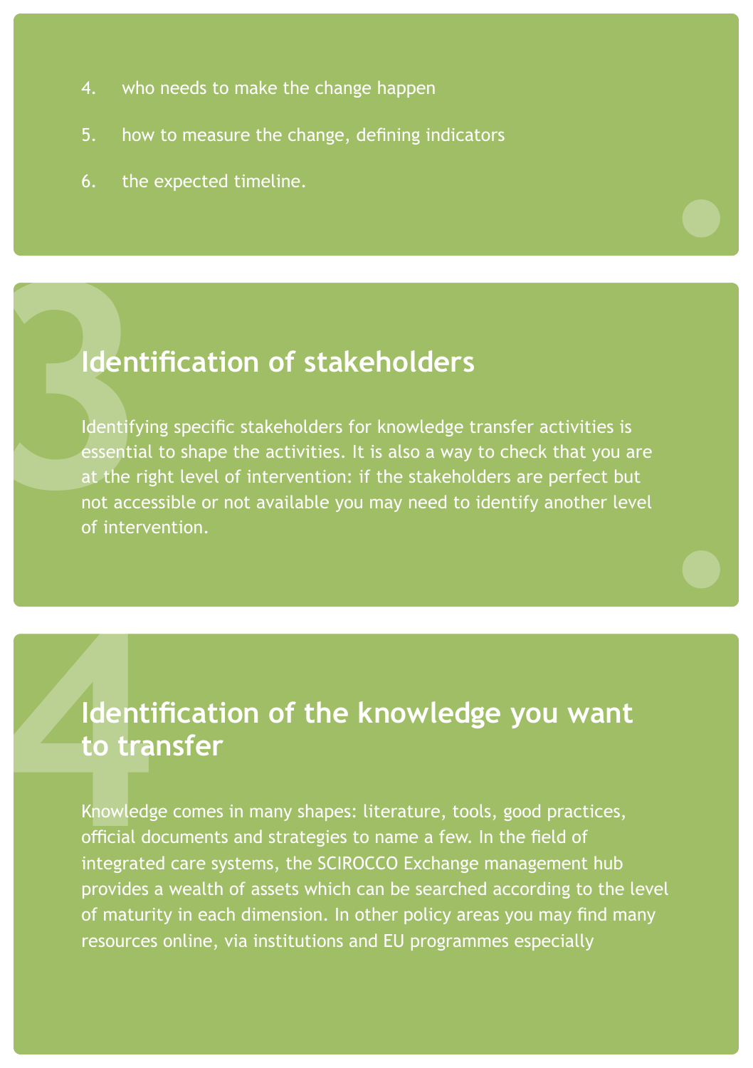4. who needs to make the change happen
5. how to measure the change, defining indicators
6. the expected timeline.

## 3 Identification of stakeholders

Identifying specific stakeholders for knowledge transfer activities is essential to shape the activities. It is also a way to check that you are at the right level of intervention: if the stakeholders are perfect but not accessible or not available you may need to identify another level of intervention.

## 4 Identification of the knowledge you want to transfer

Knowledge comes in many shapes: literature, tools, good practices, official documents and strategies to name a few. In the field of integrated care systems, the SCIROCCO Exchange management hub provides a wealth of assets which can be searched according to the level of maturity in each dimension. In other policy areas you may find many resources online, via institutions and EU programmes especially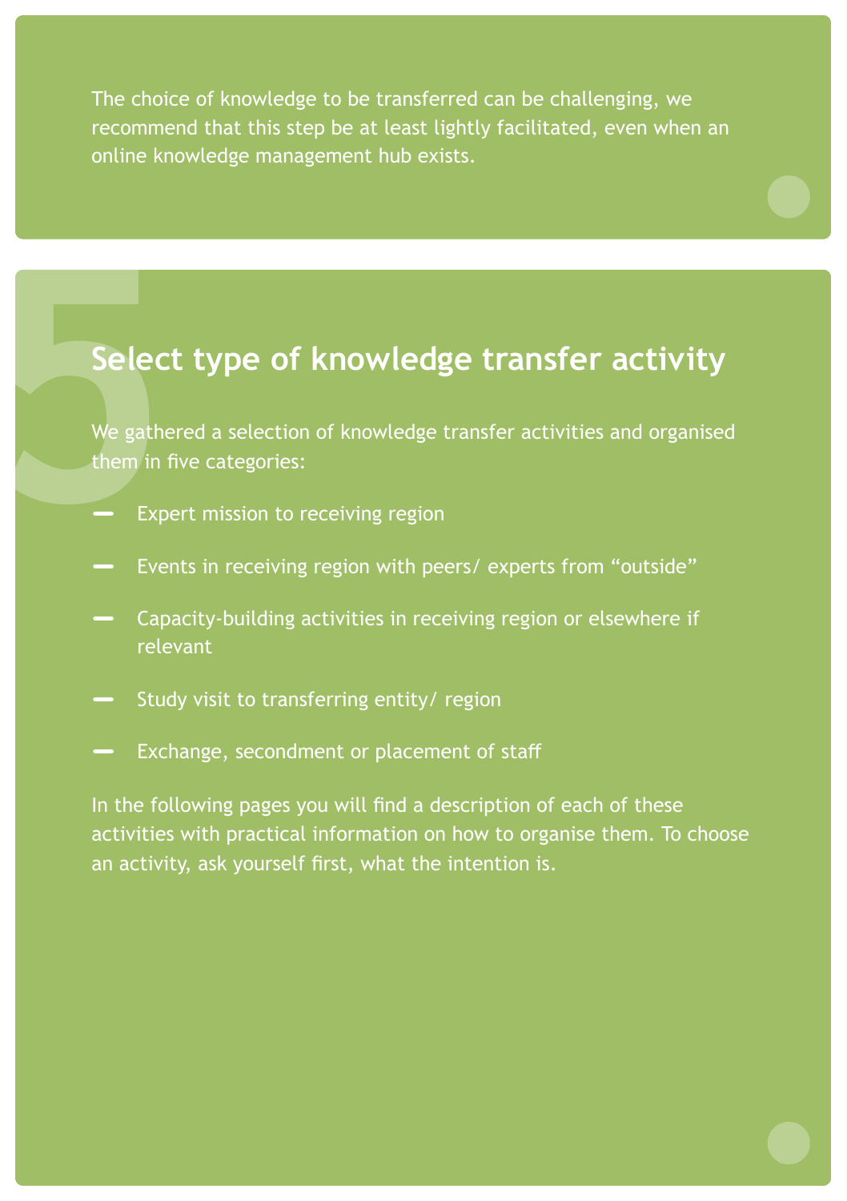The choice of knowledge to be transferred can be challenging, we recommend that this step be at least lightly facilitated, even when an online knowledge management hub exists.

# 5 Select type of knowledge transfer activity

We gathered a selection of knowledge transfer activities and organised them in five categories:

- Expert mission to receiving region
- Events in receiving region with peers/ experts from "outside"
- Capacity-building activities in receiving region or elsewhere if relevant
- Study visit to transferring entity/ region
- Exchange, secondment or placement of staff

In the following pages you will find a description of each of these activities with practical information on how to organise them. To choose an activity, ask yourself first, what the intention is.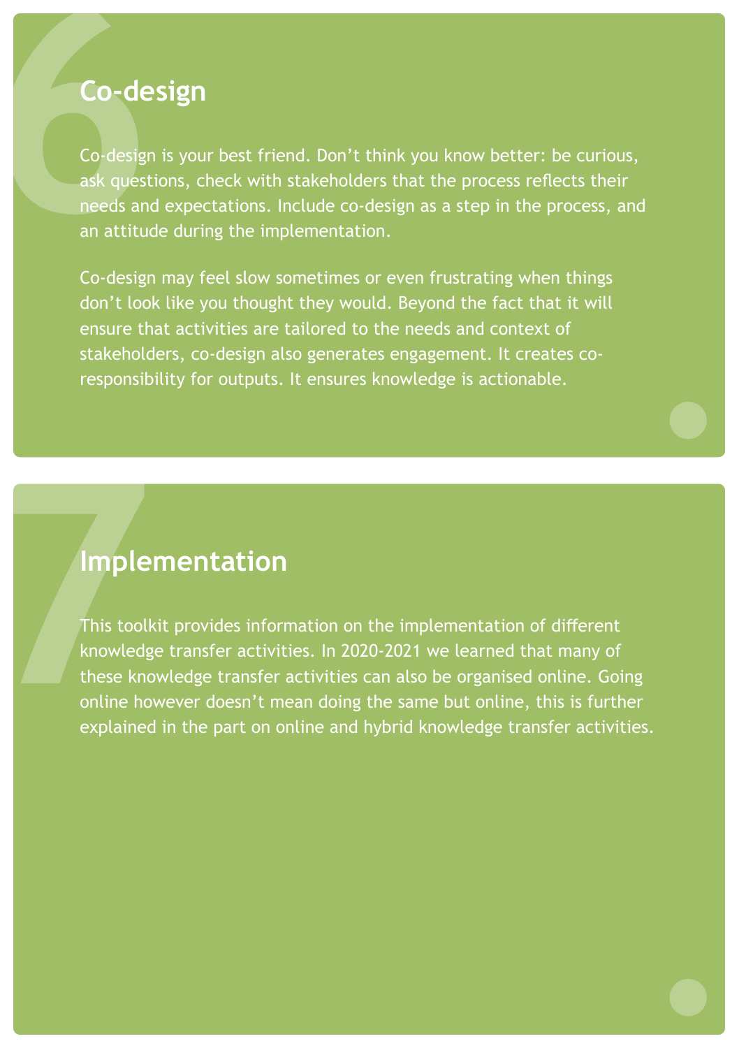## 6 Co-design

Co-design is your best friend. Don’t think you know better: be curious, ask questions, check with stakeholders that the process reflects their needs and expectations. Include co-design as a step in the process, and an attitude during the implementation.

Co-design may feel slow sometimes or even frustrating when things don’t look like you thought they would. Beyond the fact that it will ensure that activities are tailored to the needs and context of stakeholders, co-design also generates engagement. It creates co-responsibility for outputs. It ensures knowledge is actionable.

## 7 Implementation

This toolkit provides information on the implementation of different knowledge transfer activities. In 2020-2021 we learned that many of these knowledge transfer activities can also be organised online. Going online however doesn’t mean doing the same but online, this is further explained in the part on online and hybrid knowledge transfer activities.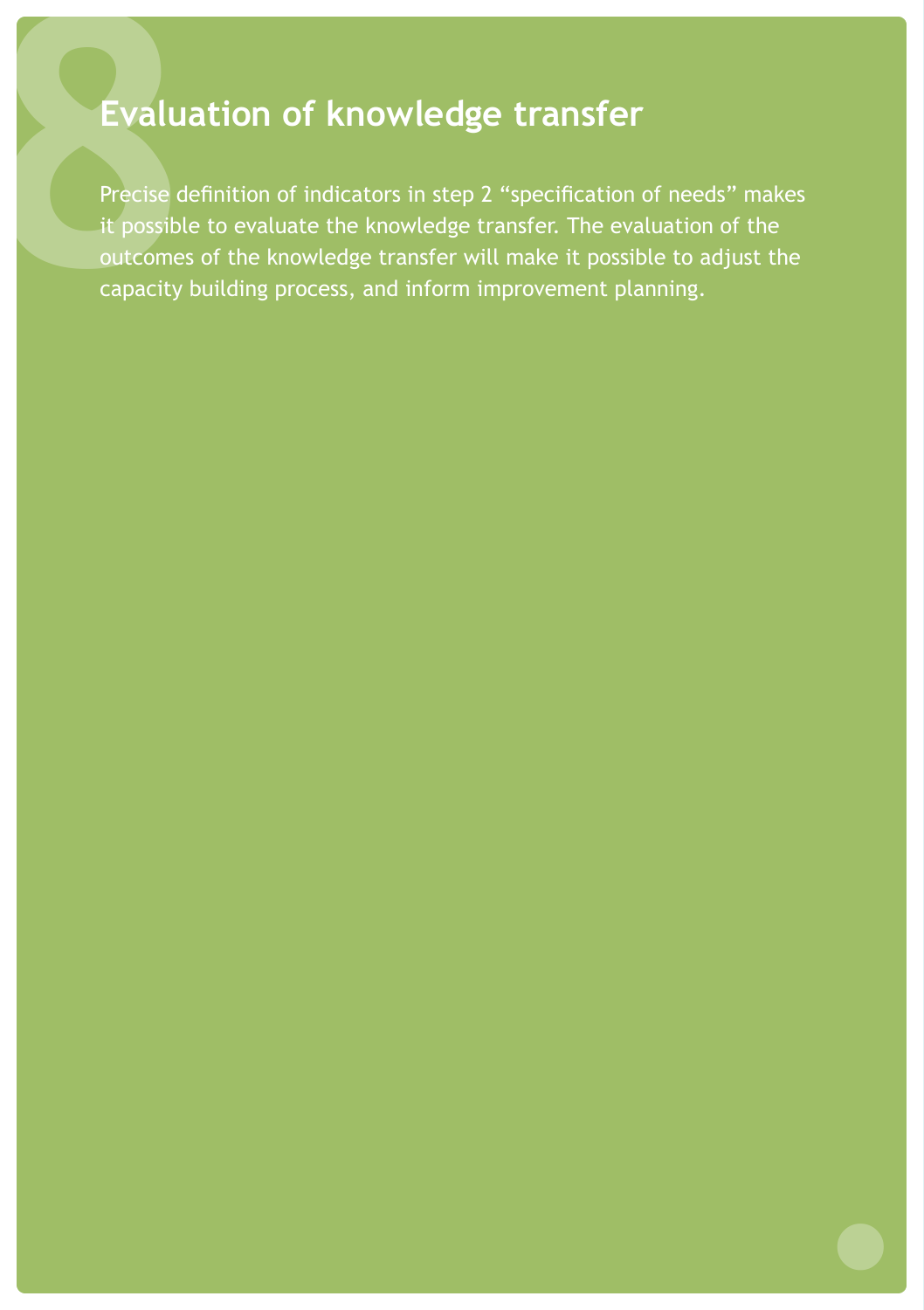# 8 Evaluation of knowledge transfer

Precise definition of indicators in step 2 “specification of needs” makes it possible to evaluate the knowledge transfer. The evaluation of the outcomes of the knowledge transfer will make it possible to adjust the capacity building process, and inform improvement planning.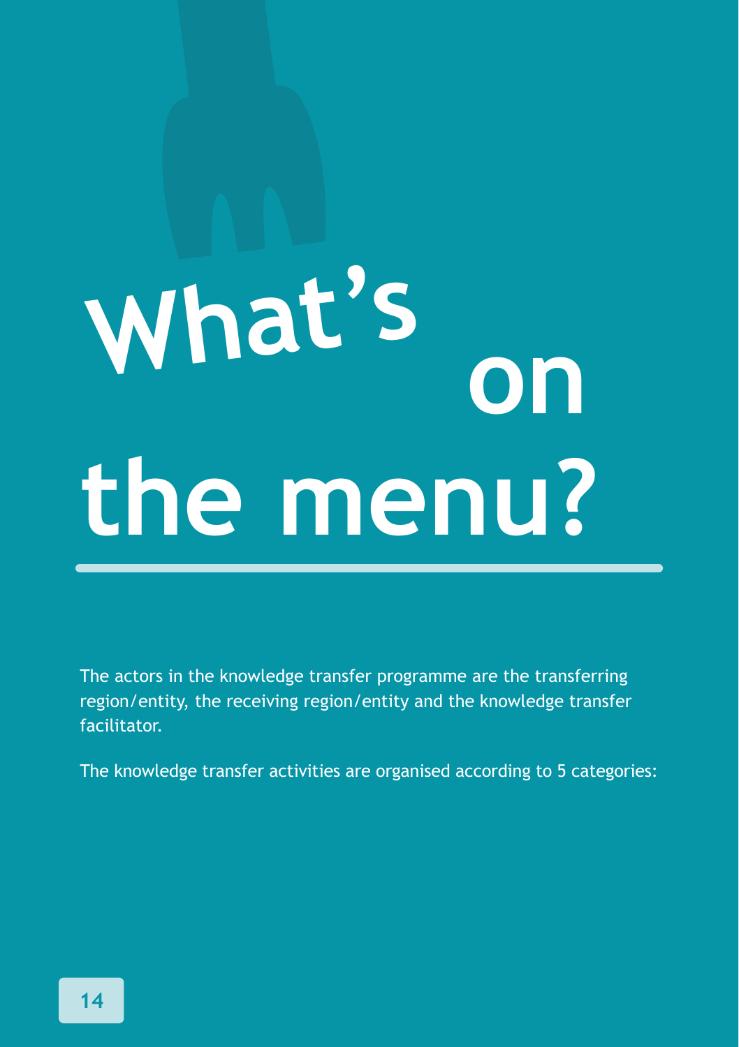# What's on the menu?

The actors in the knowledge transfer programme are the transferring region/entity, the receiving region/entity and the knowledge transfer facilitator.

The knowledge transfer activities are organised according to 5 categories: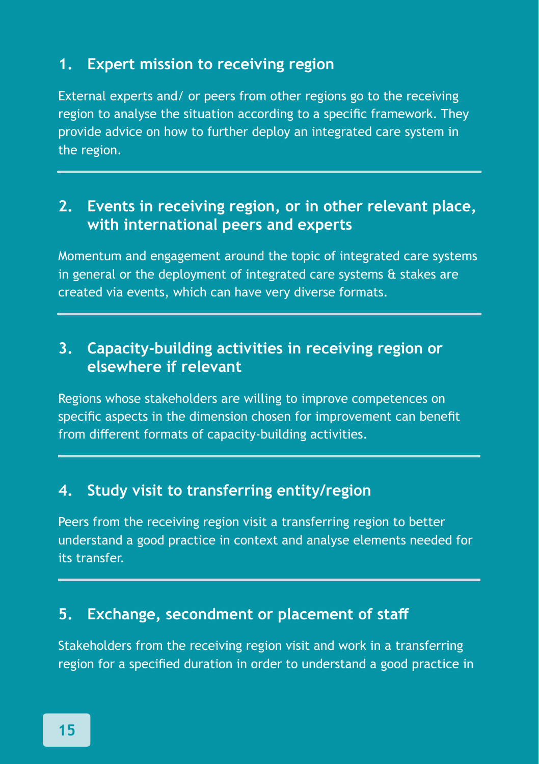### 1. Expert mission to receiving region

External experts and/ or peers from other regions go to the receiving region to analyse the situation according to a specific framework. They provide advice on how to further deploy an integrated care system in the region.

---

### 2. Events in receiving region, or in other relevant place, with international peers and experts

Momentum and engagement around the topic of integrated care systems in general or the deployment of integrated care systems & stakes are created via events, which can have very diverse formats.

---

### 3. Capacity-building activities in receiving region or elsewhere if relevant

Regions whose stakeholders are willing to improve competences on specific aspects in the dimension chosen for improvement can benefit from different formats of capacity-building activities.

---

### 4. Study visit to transferring entity/region

Peers from the receiving region visit a transferring region to better understand a good practice in context and analyse elements needed for its transfer.

---

### 5. Exchange, secondment or placement of staff

Stakeholders from the receiving region visit and work in a transferring region for a specified duration in order to understand a good practice in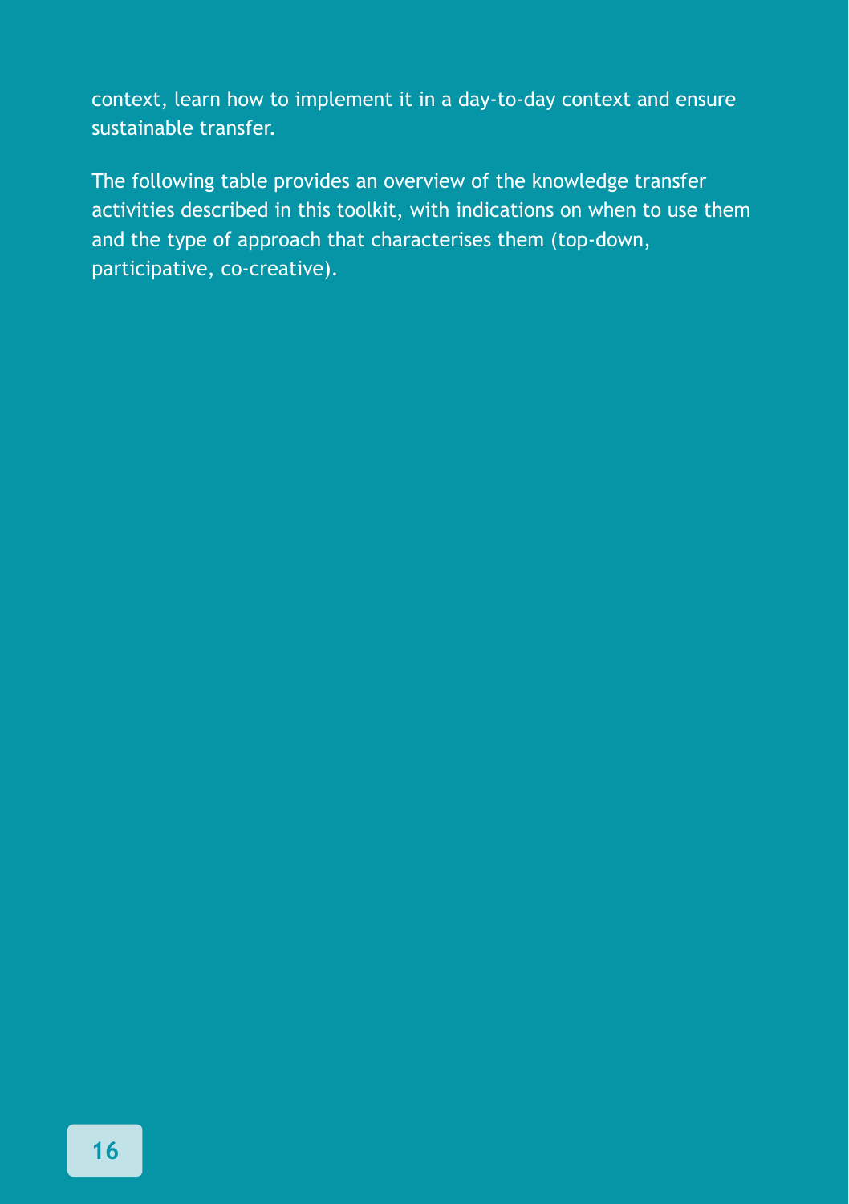context, learn how to implement it in a day-to-day context and ensure sustainable transfer.

The following table provides an overview of the knowledge transfer activities described in this toolkit, with indications on when to use them and the type of approach that characterises them (top-down, participative, co-creative).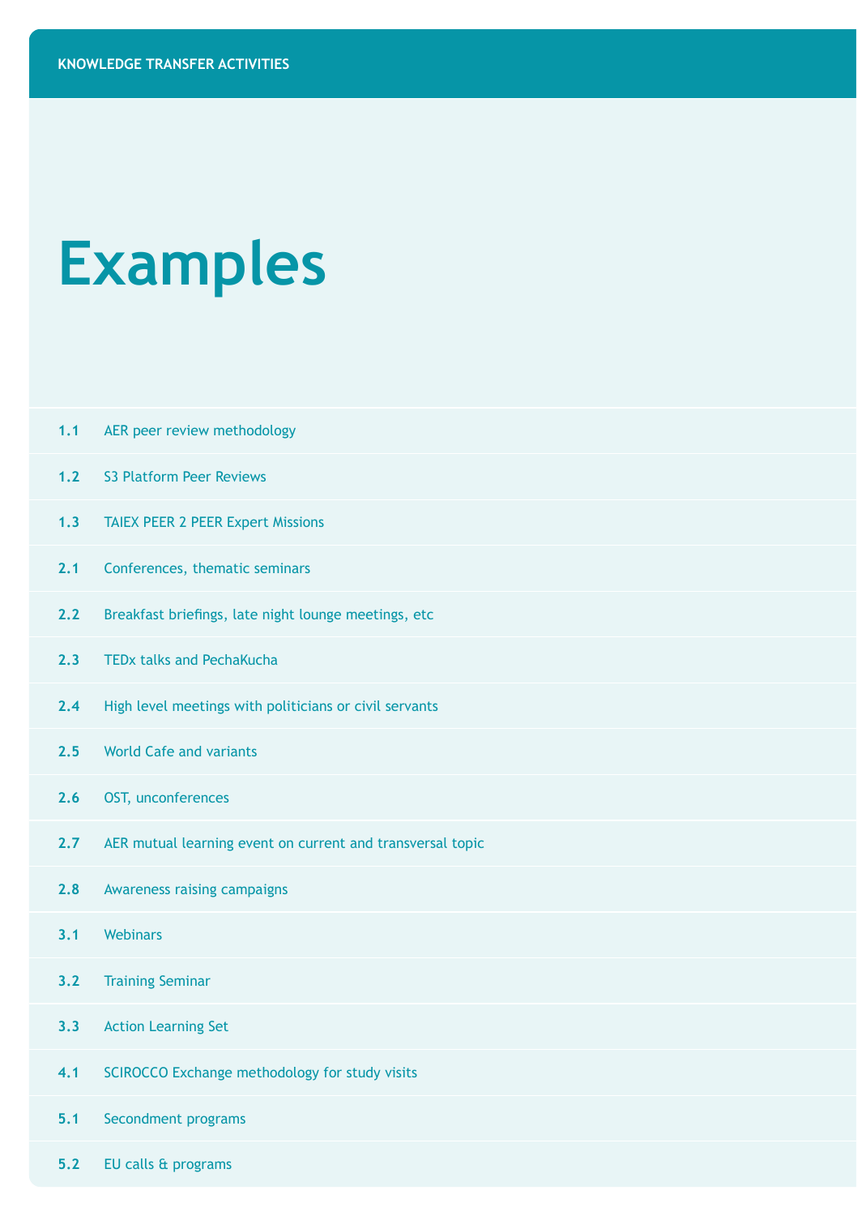KNOWLEDGE TRANSFER ACTIVITIES

# Examples

| | |
|---|---|
| **1.1** | AER peer review methodology |
| **1.2** | S3 Platform Peer Reviews |
| **1.3** | TAIEX PEER 2 PEER Expert Missions |
| **2.1** | Conferences, thematic seminars |
| **2.2** | Breakfast briefings, late night lounge meetings, etc |
| **2.3** | TEDx talks and PechaKucha |
| **2.4** | High level meetings with politicians or civil servants |
| **2.5** | World Cafe and variants |
| **2.6** | OST, unconferences |
| **2.7** | AER mutual learning event on current and transversal topic |
| **2.8** | Awareness raising campaigns |
| **3.1** | Webinars |
| **3.2** | Training Seminar |
| **3.3** | Action Learning Set |
| **4.1** | SCIROCCO Exchange methodology for study visits |
| **5.1** | Secondment programs |
| **5.2** | EU calls & programs |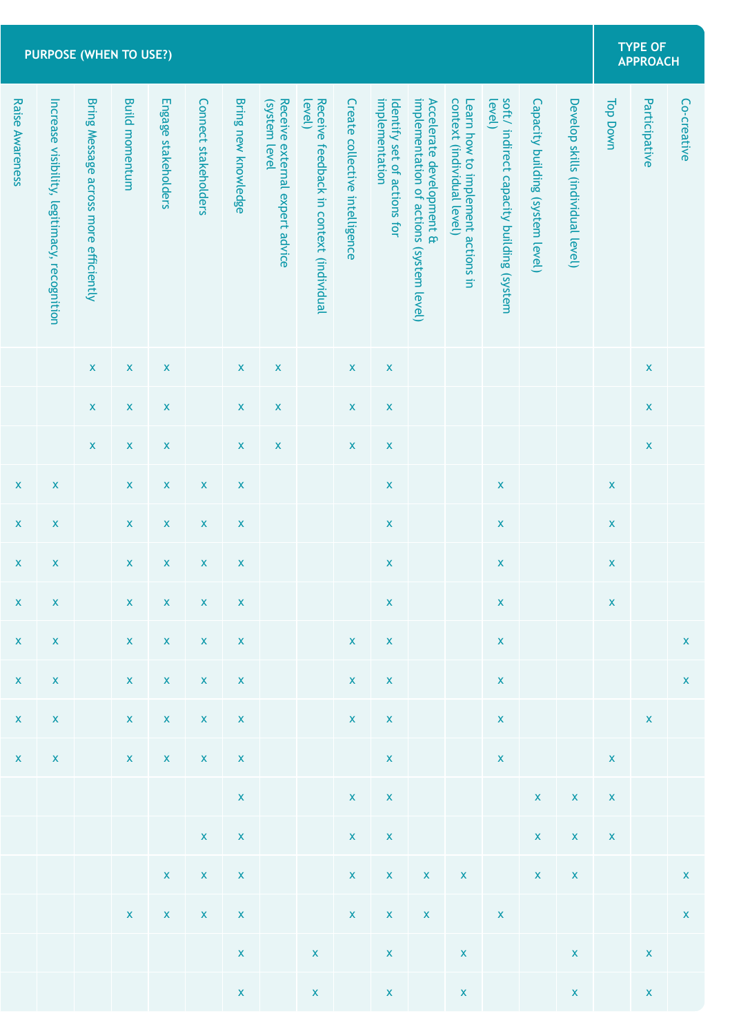| PURPOSE (WHEN TO USE?) | | | | | | | | | | | | | | | | TYPE OF APPROACH | | |
|---|---|---|---|---|---|---|---|---|---|---|---|---|---|---|---|---|---|---|
| Raise Awareness | Increase visibility, legitimacy, recognition | Bring Message across more efficiently | Build momentum | Engage stakeholders | Connect stakeholders | Bring new knowledge | Receive external expert advice (system level | Receive feedback in context (individual level) | Create collective intelligence | Identify set of actions for implementation | Accelerate development & implementation of actions (system level) | Learn how to implement actions in context (individual level) | soft/ indirect capacity building (system level) | Capacity building (system level) | Develop skills (individual level) | Top Down | Participative | Co-creative |
| | | x | x | x | | x | x | | x | x | | | | | | | x | |
| | | x | x | x | | x | x | | x | x | | | | | | | x | |
| | | x | x | x | | x | x | | x | x | | | | | | | x | |
| x | x | | x | x | x | x | | | | x | | | x | | | x | | |
| x | x | | x | x | x | x | | | | x | | | x | | | x | | |
| x | x | | x | x | x | x | | | | x | | | x | | | x | | |
| x | x | | x | x | x | x | | | | x | | | x | | | x | | |
| x | x | | x | x | x | x | | | x | x | | | x | | | | | x |
| x | x | | x | x | x | x | | | x | x | | | x | | | | | x |
| x | x | | x | x | x | x | | | x | x | | | x | | | | x | |
| x | x | | x | x | x | x | | | | x | | | x | | | x | | |
| | | | | | | x | | | x | x | | | | x | x | x | | |
| | | | | | x | x | | | x | x | | | | x | x | x | | |
| | | | | x | x | x | | | x | x | x | x | | x | x | | | x |
| | | | x | x | x | x | | | x | x | x | | x | | | | | x |
| | | | | | | x | | x | | x | | x | | | x | | x | |
| | | | | | | x | | x | | x | | x | | | x | | x | |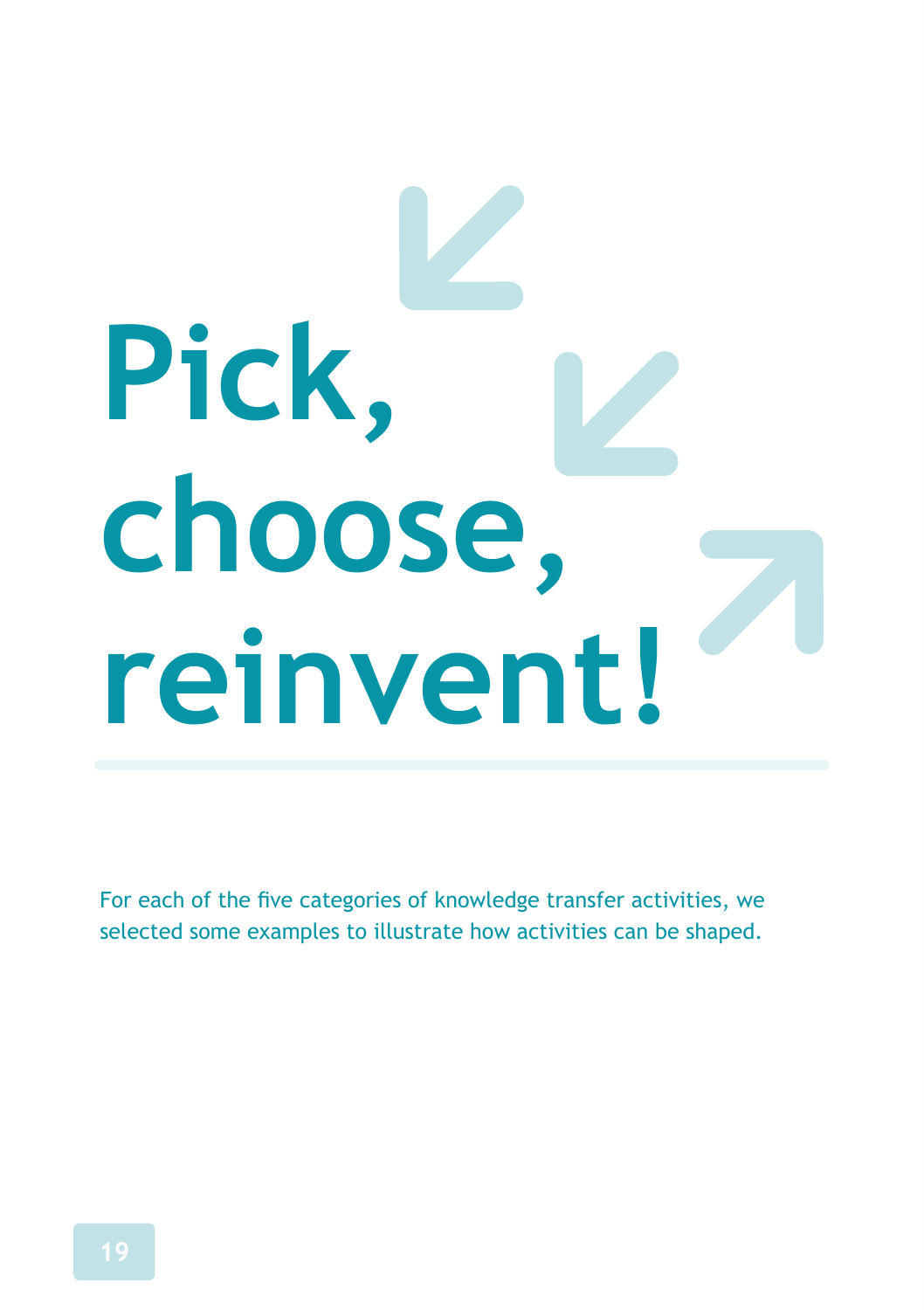# Pick, choose, reinvent!

For each of the five categories of knowledge transfer activities, we selected some examples to illustrate how activities can be shaped.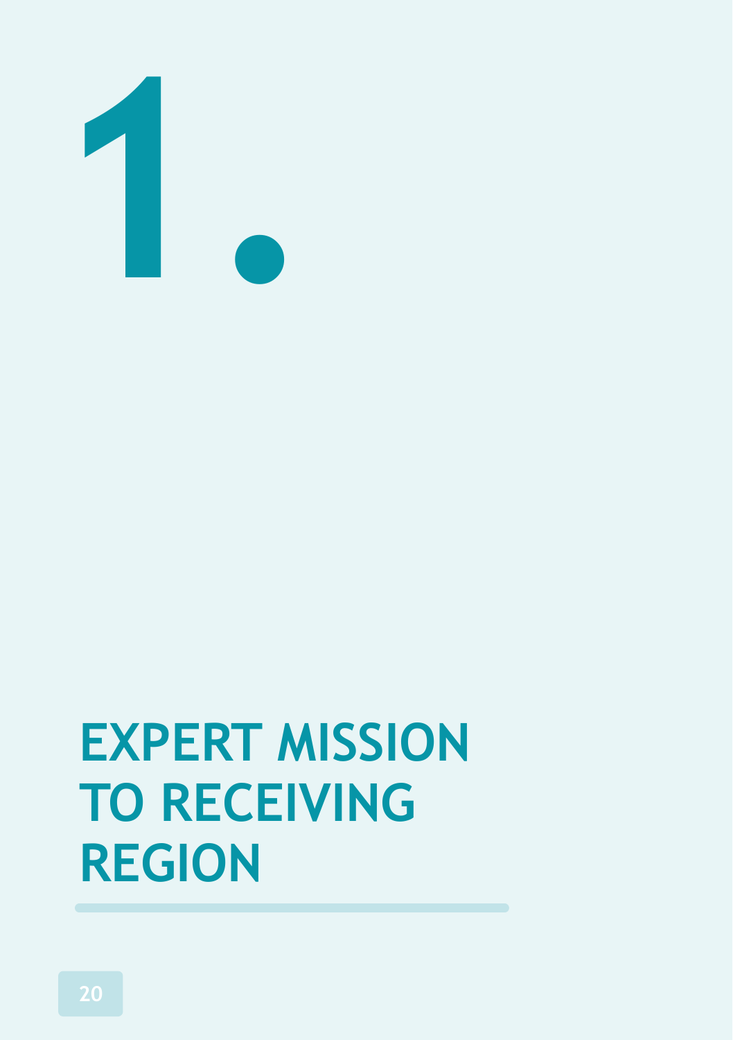# 1. EXPERT MISSION TO RECEIVING REGION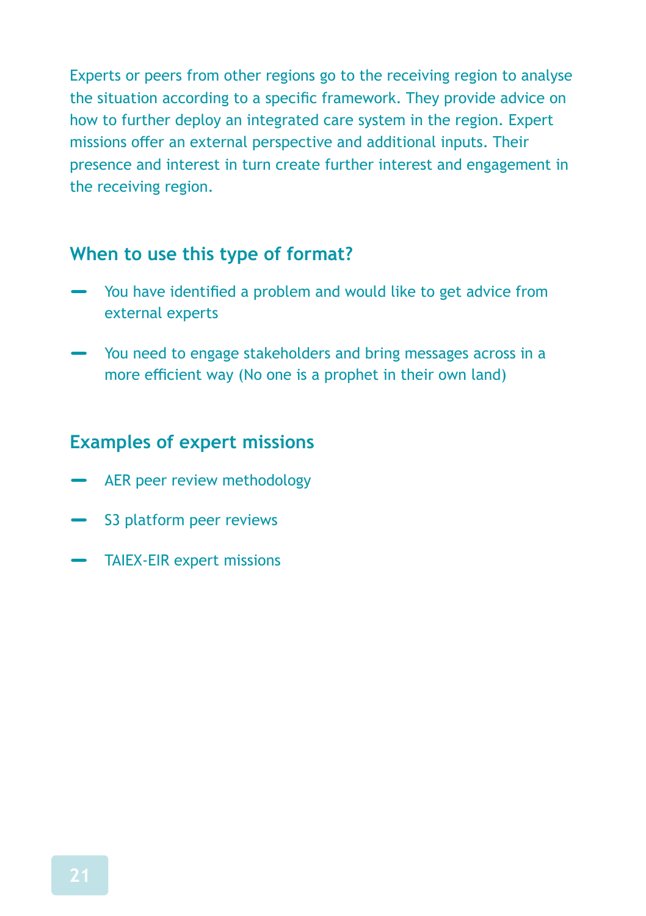Experts or peers from other regions go to the receiving region to analyse the situation according to a specific framework. They provide advice on how to further deploy an integrated care system in the region. Expert missions offer an external perspective and additional inputs. Their presence and interest in turn create further interest and engagement in the receiving region.

## When to use this type of format?

- You have identified a problem and would like to get advice from external experts
- You need to engage stakeholders and bring messages across in a more efficient way (No one is a prophet in their own land)

## Examples of expert missions

- AER peer review methodology
- S3 platform peer reviews
- TAIEX-EIR expert missions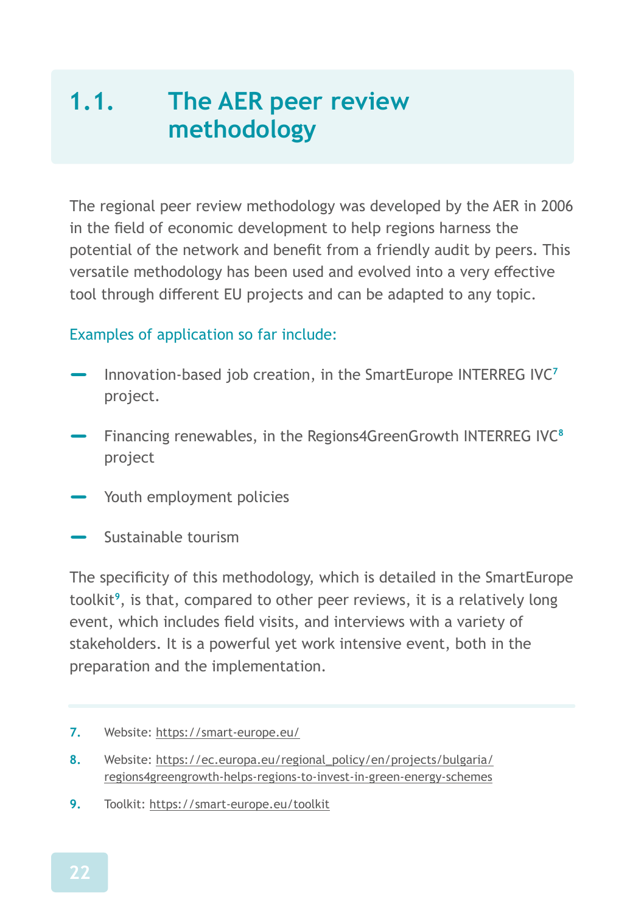## 1.1. The AER peer review methodology

The regional peer review methodology was developed by the AER in 2006 in the field of economic development to help regions harness the potential of the network and benefit from a friendly audit by peers. This versatile methodology has been used and evolved into a very effective tool through different EU projects and can be adapted to any topic.

Examples of application so far include:

- Innovation-based job creation, in the SmartEurope INTERREG IVC[7] project.
- Financing renewables, in the Regions4GreenGrowth INTERREG IVC[8] project
- Youth employment policies
- Sustainable tourism

The specificity of this methodology, which is detailed in the SmartEurope toolkit[9], is that, compared to other peer reviews, it is a relatively long event, which includes field visits, and interviews with a variety of stakeholders. It is a powerful yet work intensive event, both in the preparation and the implementation.

---

7. Website: https://smart-europe.eu/
8. Website: https://ec.europa.eu/regional_policy/en/projects/bulgaria/regions4greengrowth-helps-regions-to-invest-in-green-energy-schemes
9. Toolkit: https://smart-europe.eu/toolkit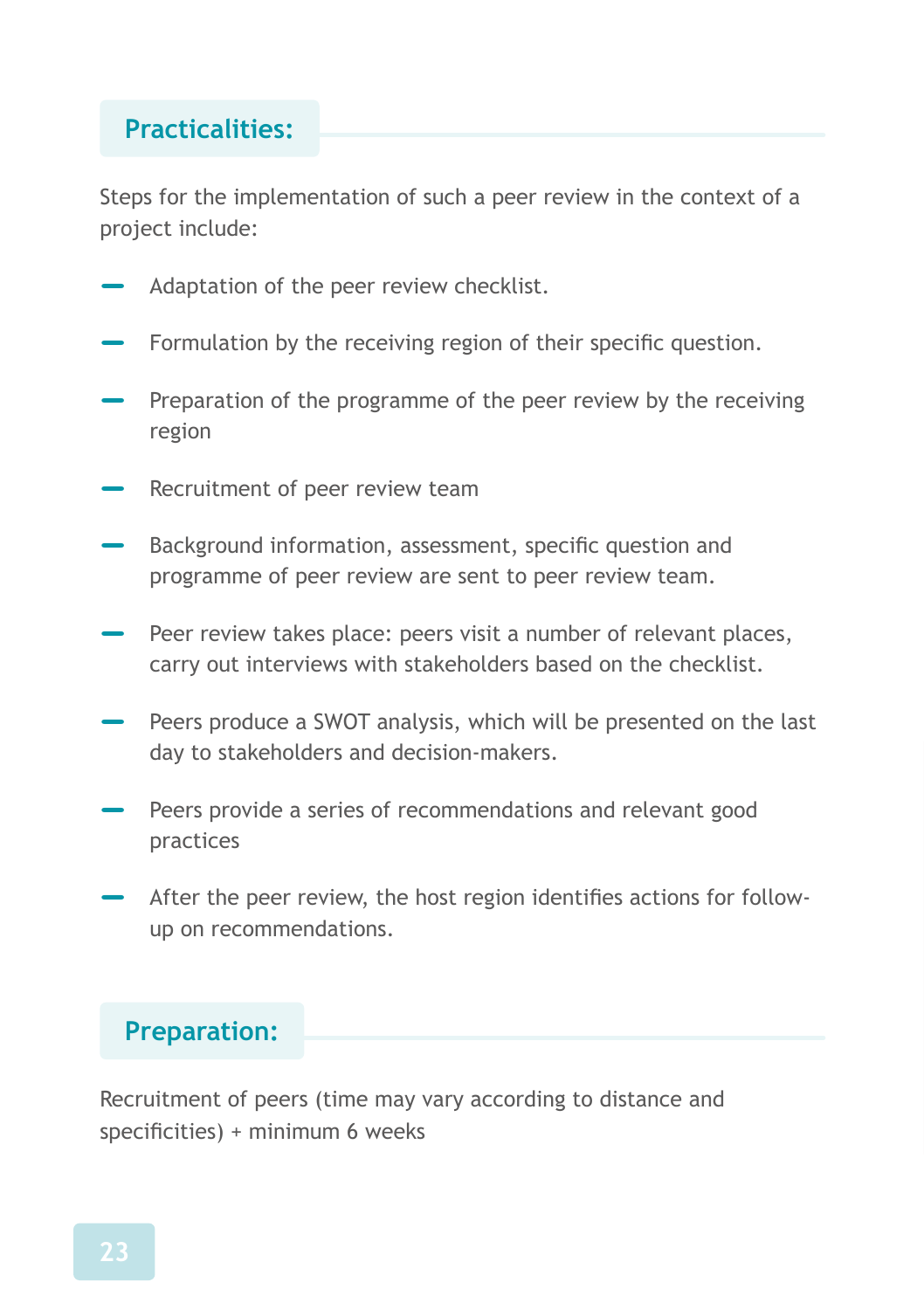## Practicalities:

Steps for the implementation of such a peer review in the context of a project include:

- Adaptation of the peer review checklist.
- Formulation by the receiving region of their specific question.
- Preparation of the programme of the peer review by the receiving region
- Recruitment of peer review team
- Background information, assessment, specific question and programme of peer review are sent to peer review team.
- Peer review takes place: peers visit a number of relevant places, carry out interviews with stakeholders based on the checklist.
- Peers produce a SWOT analysis, which will be presented on the last day to stakeholders and decision-makers.
- Peers provide a series of recommendations and relevant good practices
- After the peer review, the host region identifies actions for follow-up on recommendations.

## Preparation:

Recruitment of peers (time may vary according to distance and specificities) + minimum 6 weeks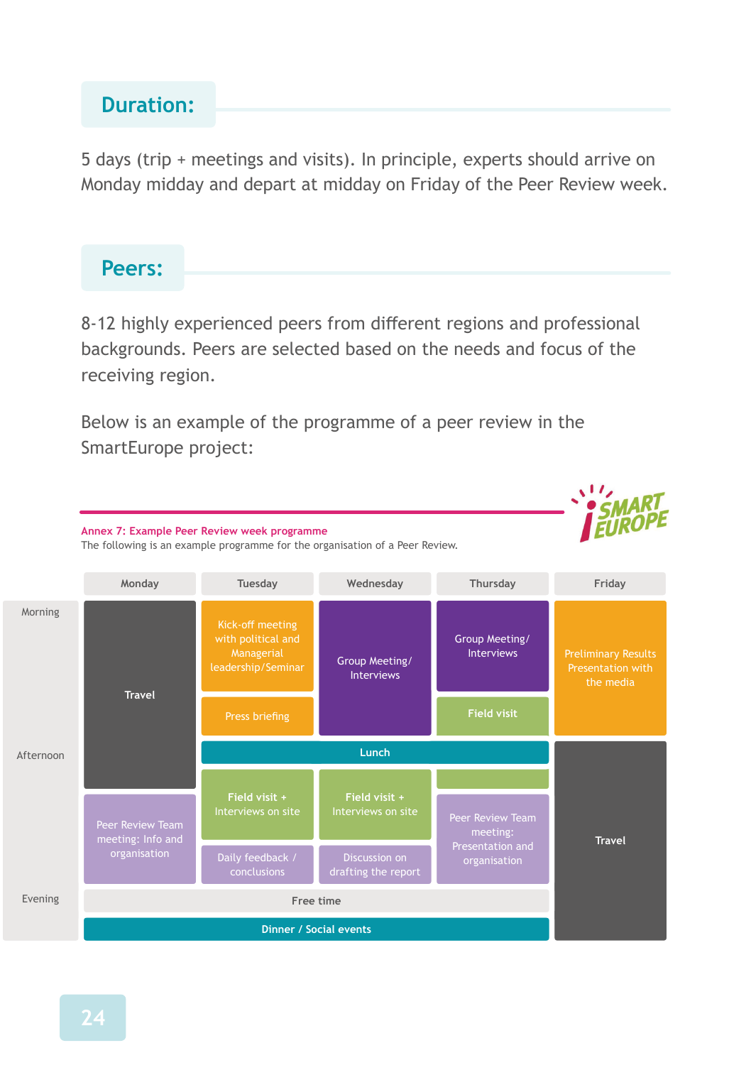## Duration:

5 days (trip + meetings and visits). In principle, experts should arrive on Monday midday and depart at midday on Friday of the Peer Review week.

## Peers:

8-12 highly experienced peers from different regions and professional backgrounds. Peers are selected based on the needs and focus of the receiving region.

Below is an example of the programme of a peer review in the SmartEurope project:

**Annex 7: Example Peer Review week programme**

The following is an example programme for the organisation of a Peer Review.

| | Monday | Tuesday | Wednesday | Thursday | Friday |
|---|---|---|---|---|---|
| Morning | Travel | Kick-off meeting with political and Managerial leadership/Seminar | Group Meeting/ Interviews | Group Meeting/ Interviews | Preliminary Results Presentation with the media |
| | Travel | Press briefing | Group Meeting/ Interviews | Field visit | Preliminary Results Presentation with the media |
| Afternoon | Travel | Lunch | Lunch | Lunch | Travel |
| | Peer Review Team meeting: Info and organisation | Field visit + Interviews on site | Field visit + Interviews on site | Field visit | Travel |
| | Peer Review Team meeting: Info and organisation | Daily feedback / conclusions | Discussion on drafting the report | Peer Review Team meeting: Presentation and organisation | Travel |
| Evening | Free time | Free time | Free time | Free time | Travel |
| | Dinner / Social events | Dinner / Social events | Dinner / Social events | Dinner / Social events | Travel |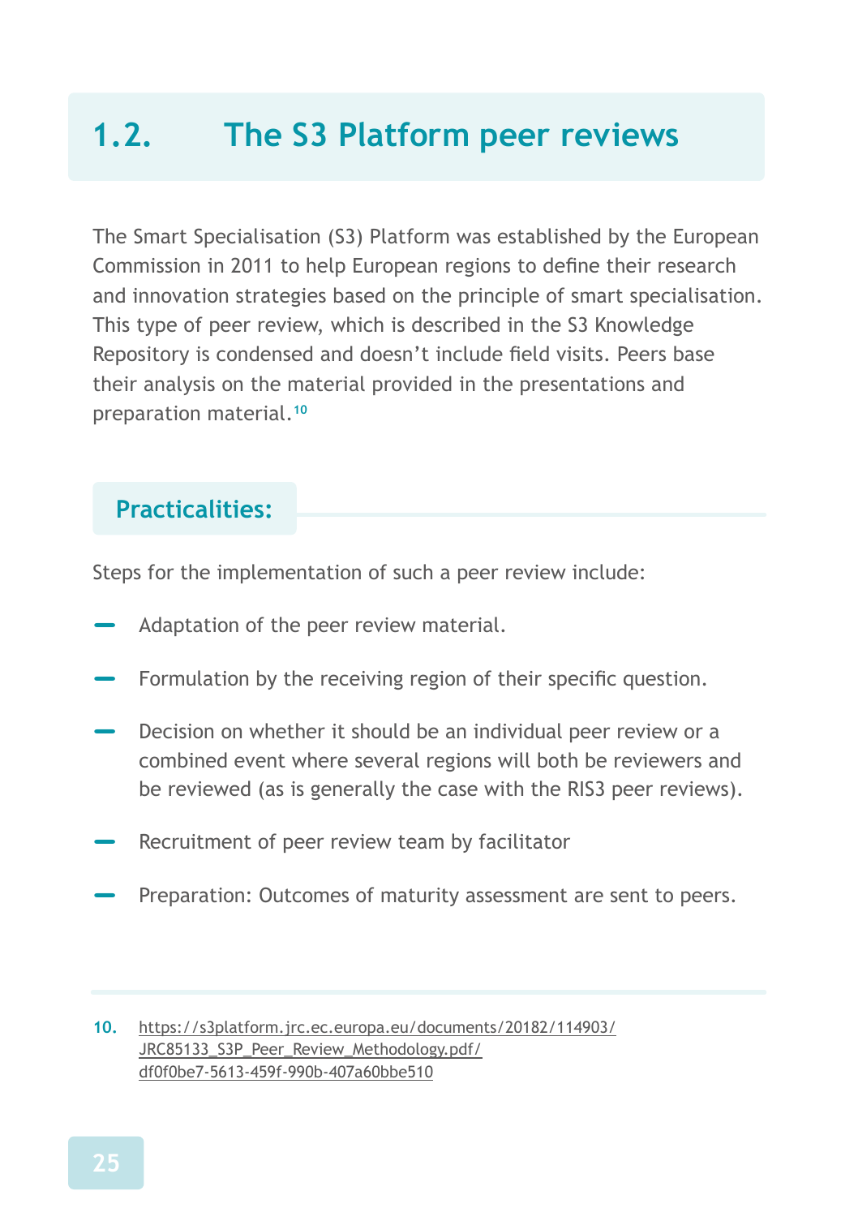## 1.2. The S3 Platform peer reviews

The Smart Specialisation (S3) Platform was established by the European Commission in 2011 to help European regions to define their research and innovation strategies based on the principle of smart specialisation. This type of peer review, which is described in the S3 Knowledge Repository is condensed and doesn't include field visits. Peers base their analysis on the material provided in the presentations and preparation material.[10]

### Practicalities:

Steps for the implementation of such a peer review include:

- Adaptation of the peer review material.
- Formulation by the receiving region of their specific question.
- Decision on whether it should be an individual peer review or a combined event where several regions will both be reviewers and be reviewed (as is generally the case with the RIS3 peer reviews).
- Recruitment of peer review team by facilitator
- Preparation: Outcomes of maturity assessment are sent to peers.

---

10. https://s3platform.jrc.ec.europa.eu/documents/20182/114903/JRC85133_S3P_Peer_Review_Methodology.pdf/df0f0be7-5613-459f-990b-407a60bbe510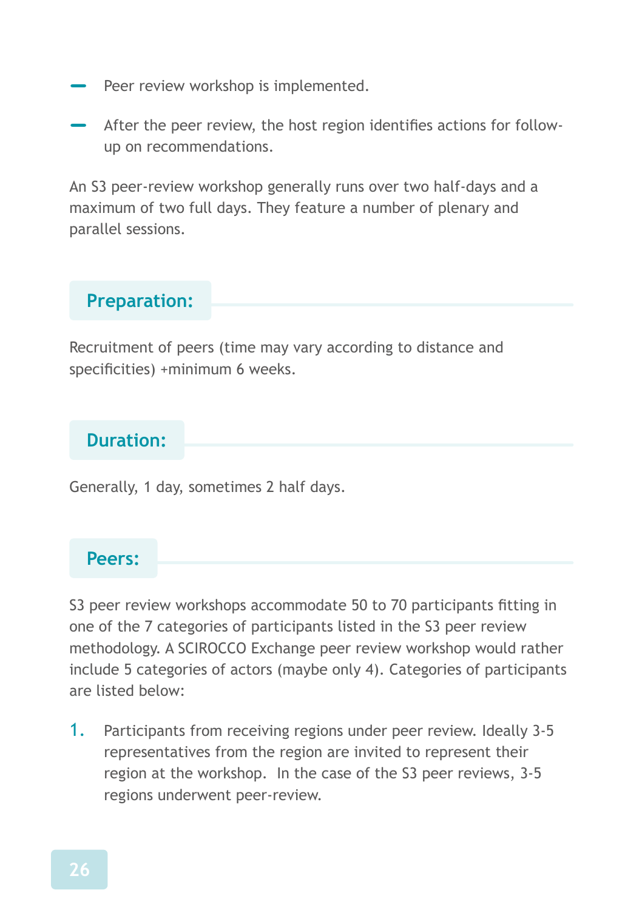- Peer review workshop is implemented.
- After the peer review, the host region identifies actions for follow-up on recommendations.

An S3 peer-review workshop generally runs over two half-days and a maximum of two full days. They feature a number of plenary and parallel sessions.

### Preparation:

Recruitment of peers (time may vary according to distance and specificities) +minimum 6 weeks.

### Duration:

Generally, 1 day, sometimes 2 half days.

### Peers:

S3 peer review workshops accommodate 50 to 70 participants fitting in one of the 7 categories of participants listed in the S3 peer review methodology. A SCIROCCO Exchange peer review workshop would rather include 5 categories of actors (maybe only 4). Categories of participants are listed below:

1. Participants from receiving regions under peer review. Ideally 3-5 representatives from the region are invited to represent their region at the workshop. In the case of the S3 peer reviews, 3-5 regions underwent peer-review.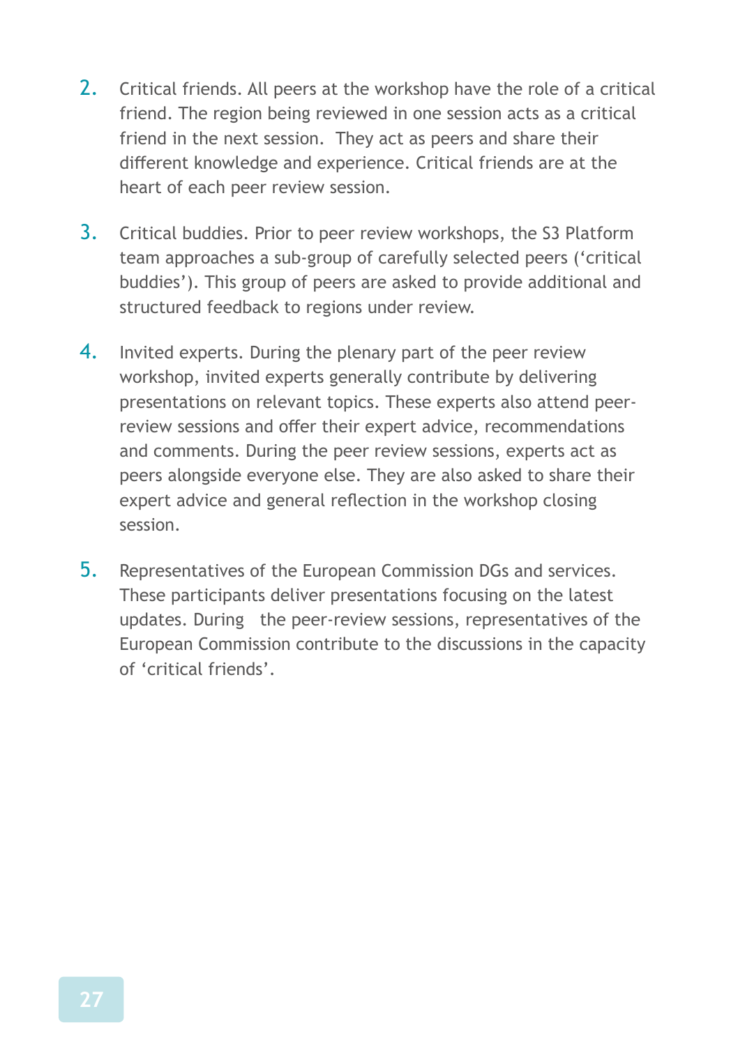2. Critical friends. All peers at the workshop have the role of a critical friend. The region being reviewed in one session acts as a critical friend in the next session. They act as peers and share their different knowledge and experience. Critical friends are at the heart of each peer review session.

3. Critical buddies. Prior to peer review workshops, the S3 Platform team approaches a sub-group of carefully selected peers ('critical buddies'). This group of peers are asked to provide additional and structured feedback to regions under review.

4. Invited experts. During the plenary part of the peer review workshop, invited experts generally contribute by delivering presentations on relevant topics. These experts also attend peer-review sessions and offer their expert advice, recommendations and comments. During the peer review sessions, experts act as peers alongside everyone else. They are also asked to share their expert advice and general reflection in the workshop closing session.

5. Representatives of the European Commission DGs and services. These participants deliver presentations focusing on the latest updates. During the peer-review sessions, representatives of the European Commission contribute to the discussions in the capacity of 'critical friends'.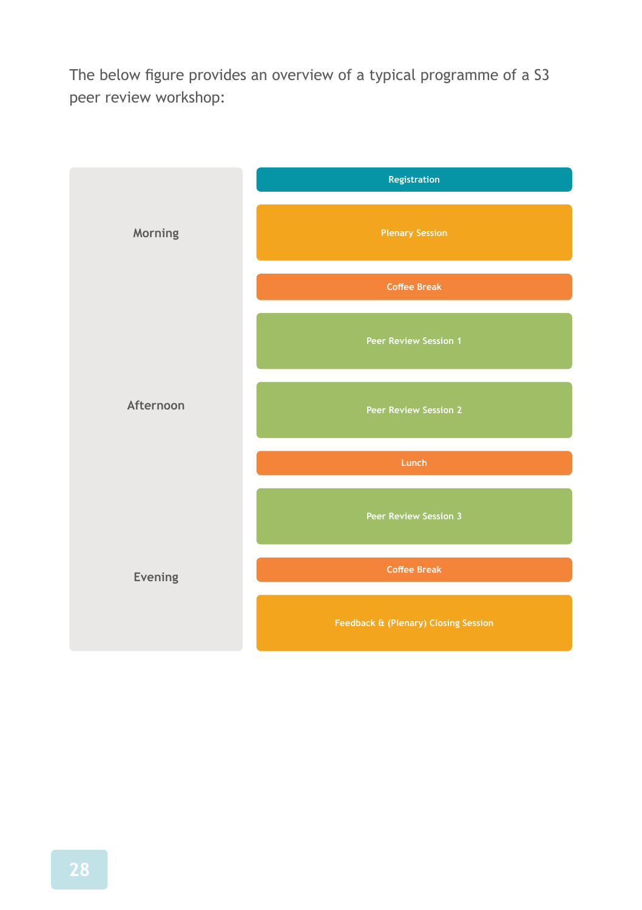The below figure provides an overview of a typical programme of a S3 peer review workshop:

| | |
|---|---|
| Morning | Registration |
| | Plenary Session |
| | Coffee Break |
| Afternoon | Peer Review Session 1 |
| | Peer Review Session 2 |
| | Lunch |
| | Peer Review Session 3 |
| Evening | Coffee Break |
| | Feedback & (Plenary) Closing Session |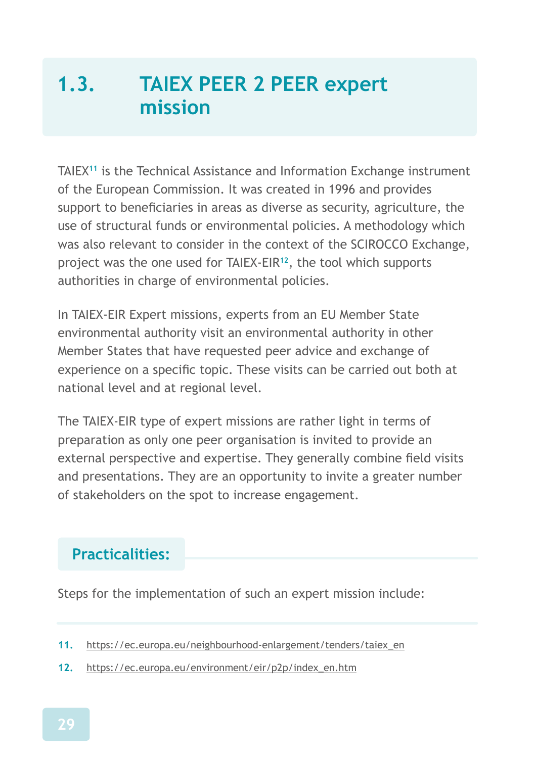## 1.3. TAIEX PEER 2 PEER expert mission

TAIEX[11] is the Technical Assistance and Information Exchange instrument of the European Commission. It was created in 1996 and provides support to beneficiaries in areas as diverse as security, agriculture, the use of structural funds or environmental policies. A methodology which was also relevant to consider in the context of the SCIROCCO Exchange, project was the one used for TAIEX-EIR[12], the tool which supports authorities in charge of environmental policies.

In TAIEX-EIR Expert missions, experts from an EU Member State environmental authority visit an environmental authority in other Member States that have requested peer advice and exchange of experience on a specific topic. These visits can be carried out both at national level and at regional level.

The TAIEX-EIR type of expert missions are rather light in terms of preparation as only one peer organisation is invited to provide an external perspective and expertise. They generally combine field visits and presentations. They are an opportunity to invite a greater number of stakeholders on the spot to increase engagement.

### Practicalities:

Steps for the implementation of such an expert mission include:

---

11. https://ec.europa.eu/neighbourhood-enlargement/tenders/taiex_en

12. https://ec.europa.eu/environment/eir/p2p/index_en.htm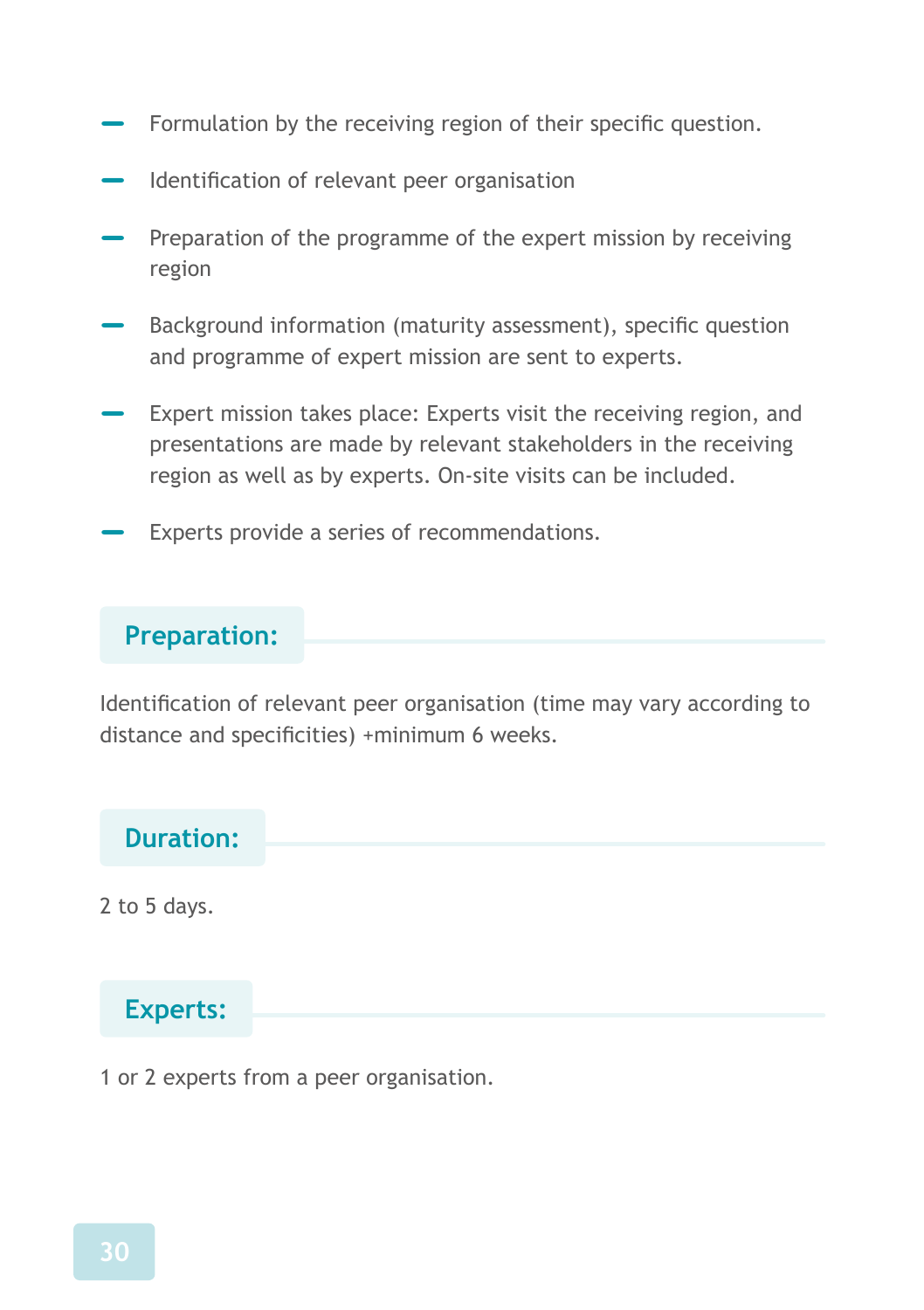- Formulation by the receiving region of their specific question.
- Identification of relevant peer organisation
- Preparation of the programme of the expert mission by receiving region
- Background information (maturity assessment), specific question and programme of expert mission are sent to experts.
- Expert mission takes place: Experts visit the receiving region, and presentations are made by relevant stakeholders in the receiving region as well as by experts. On-site visits can be included.
- Experts provide a series of recommendations.

### Preparation:

Identification of relevant peer organisation (time may vary according to distance and specificities) +minimum 6 weeks.

### Duration:

2 to 5 days.

### Experts:

1 or 2 experts from a peer organisation.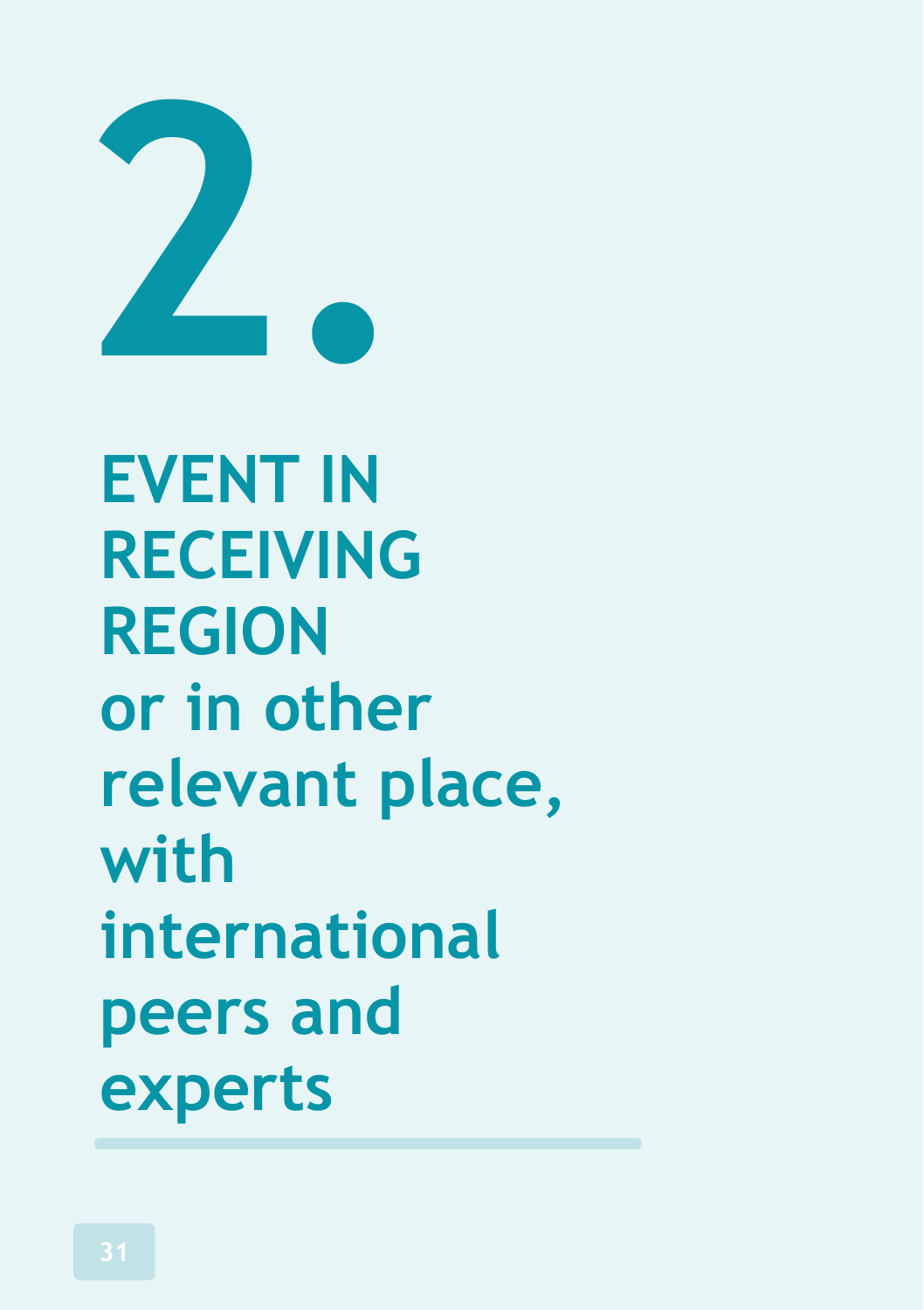# 2.

## EVENT IN RECEIVING REGION or in other relevant place, with international peers and experts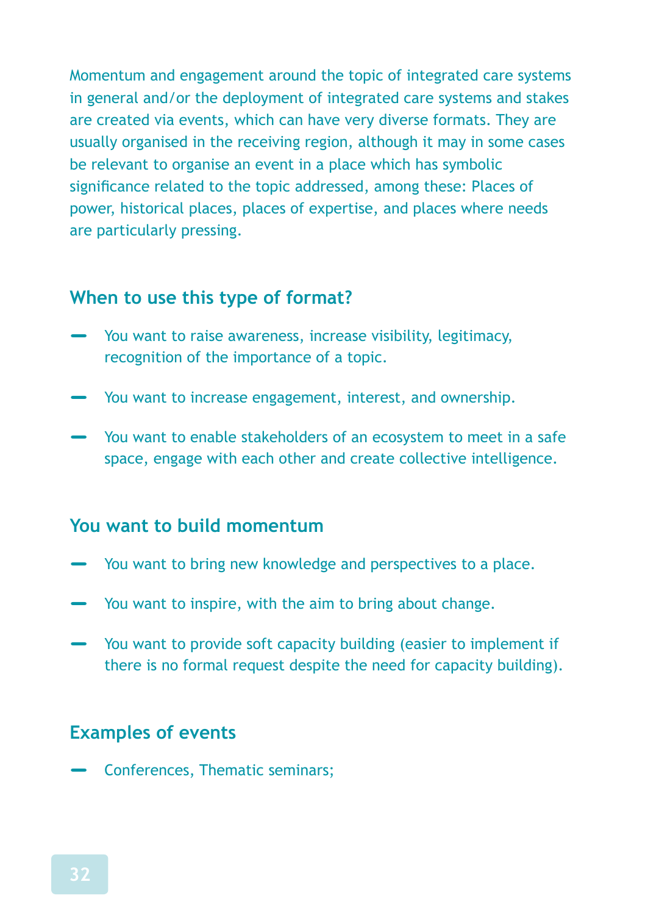Momentum and engagement around the topic of integrated care systems in general and/or the deployment of integrated care systems and stakes are created via events, which can have very diverse formats. They are usually organised in the receiving region, although it may in some cases be relevant to organise an event in a place which has symbolic significance related to the topic addressed, among these: Places of power, historical places, places of expertise, and places where needs are particularly pressing.

### When to use this type of format?

- You want to raise awareness, increase visibility, legitimacy, recognition of the importance of a topic.
- You want to increase engagement, interest, and ownership.
- You want to enable stakeholders of an ecosystem to meet in a safe space, engage with each other and create collective intelligence.

### You want to build momentum

- You want to bring new knowledge and perspectives to a place.
- You want to inspire, with the aim to bring about change.
- You want to provide soft capacity building (easier to implement if there is no formal request despite the need for capacity building).

### Examples of events

- Conferences, Thematic seminars;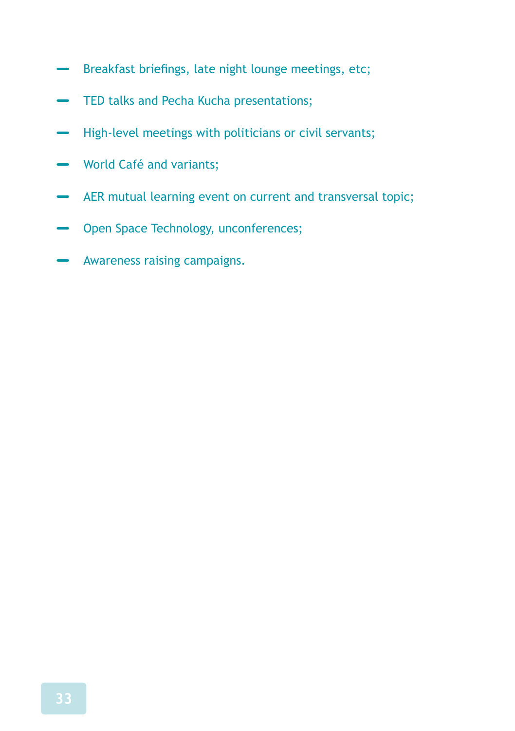- Breakfast briefings, late night lounge meetings, etc;
- TED talks and Pecha Kucha presentations;
- High-level meetings with politicians or civil servants;
- World Café and variants;
- AER mutual learning event on current and transversal topic;
- Open Space Technology, unconferences;
- Awareness raising campaigns.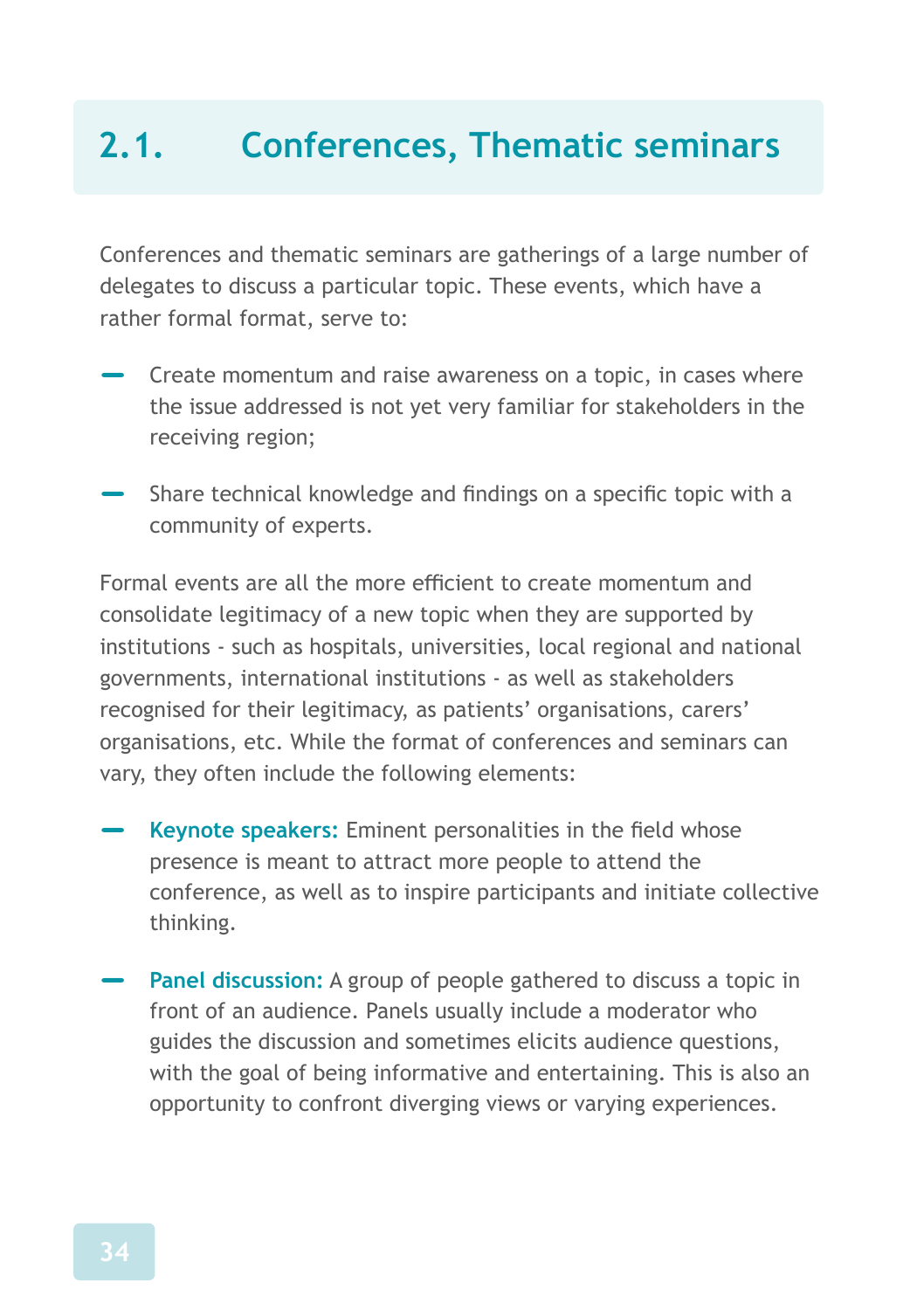## 2.1. Conferences, Thematic seminars

Conferences and thematic seminars are gatherings of a large number of delegates to discuss a particular topic. These events, which have a rather formal format, serve to:

- Create momentum and raise awareness on a topic, in cases where the issue addressed is not yet very familiar for stakeholders in the receiving region;
- Share technical knowledge and findings on a specific topic with a community of experts.

Formal events are all the more efficient to create momentum and consolidate legitimacy of a new topic when they are supported by institutions - such as hospitals, universities, local regional and national governments, international institutions - as well as stakeholders recognised for their legitimacy, as patients' organisations, carers' organisations, etc. While the format of conferences and seminars can vary, they often include the following elements:

- **Keynote speakers:** Eminent personalities in the field whose presence is meant to attract more people to attend the conference, as well as to inspire participants and initiate collective thinking.
- **Panel discussion:** A group of people gathered to discuss a topic in front of an audience. Panels usually include a moderator who guides the discussion and sometimes elicits audience questions, with the goal of being informative and entertaining. This is also an opportunity to confront diverging views or varying experiences.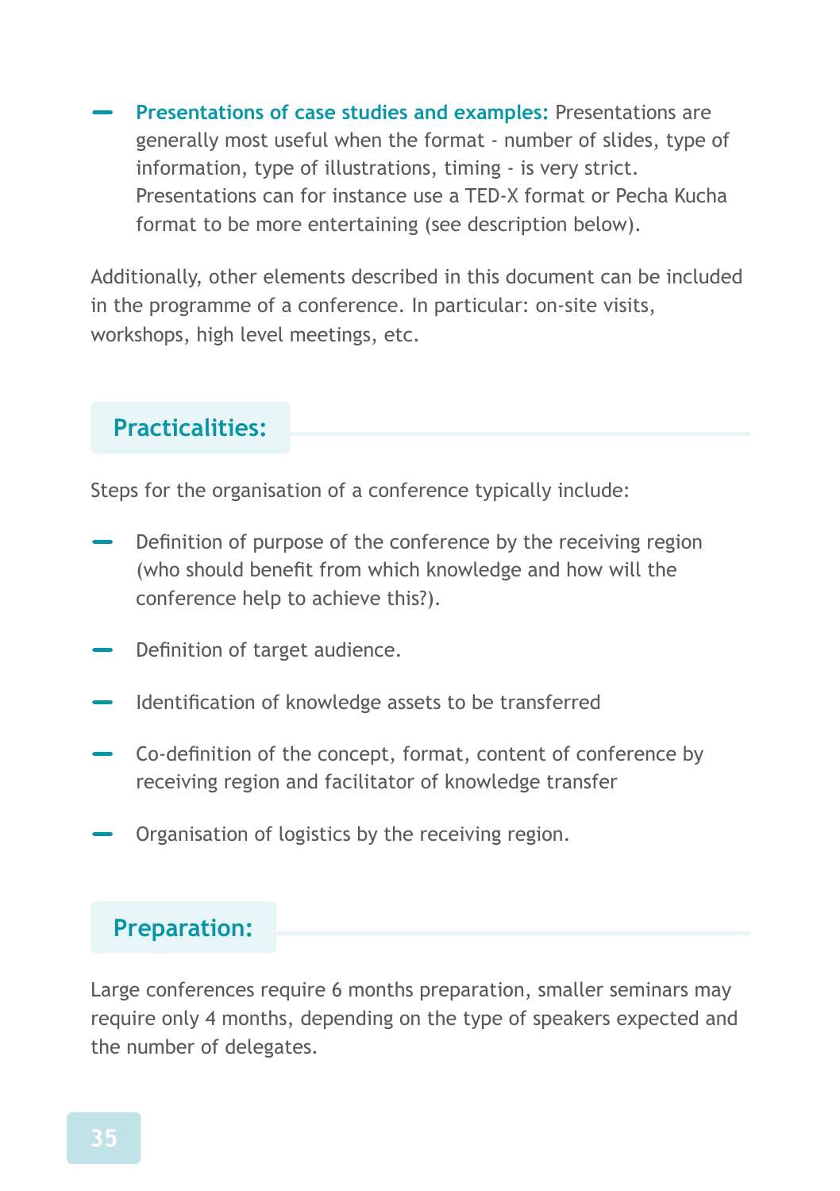- **Presentations of case studies and examples:** Presentations are generally most useful when the format - number of slides, type of information, type of illustrations, timing - is very strict. Presentations can for instance use a TED-X format or Pecha Kucha format to be more entertaining (see description below).

Additionally, other elements described in this document can be included in the programme of a conference. In particular: on-site visits, workshops, high level meetings, etc.

## Practicalities:

Steps for the organisation of a conference typically include:

- Definition of purpose of the conference by the receiving region (who should benefit from which knowledge and how will the conference help to achieve this?).
- Definition of target audience.
- Identification of knowledge assets to be transferred
- Co-definition of the concept, format, content of conference by receiving region and facilitator of knowledge transfer
- Organisation of logistics by the receiving region.

## Preparation:

Large conferences require 6 months preparation, smaller seminars may require only 4 months, depending on the type of speakers expected and the number of delegates.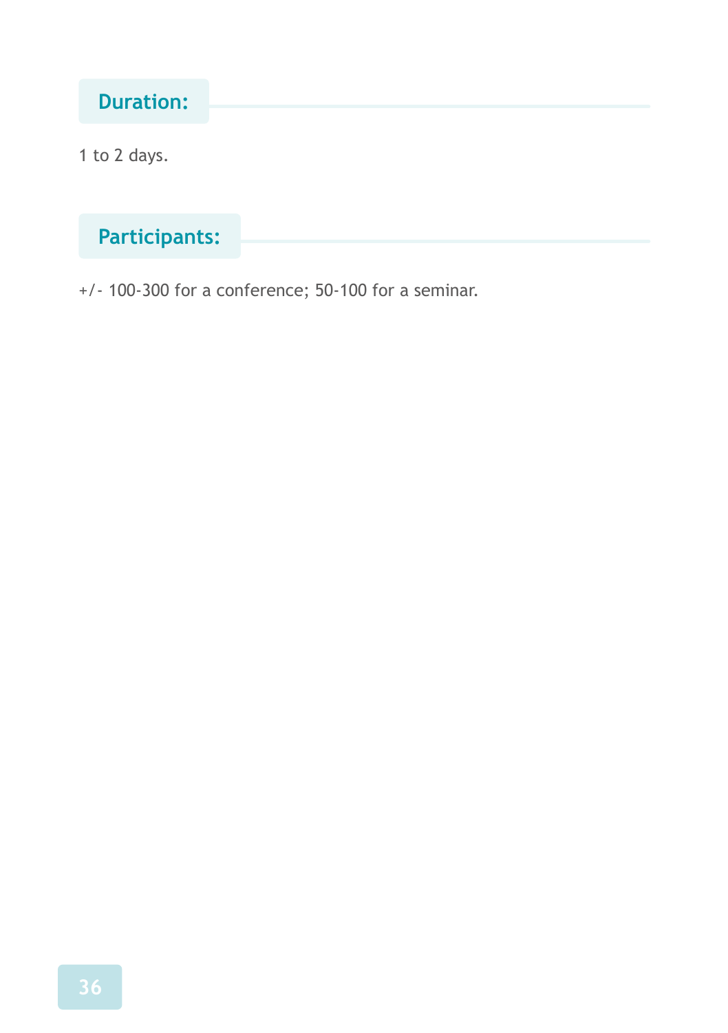### Duration:

1 to 2 days.

### Participants:

+/- 100-300 for a conference; 50-100 for a seminar.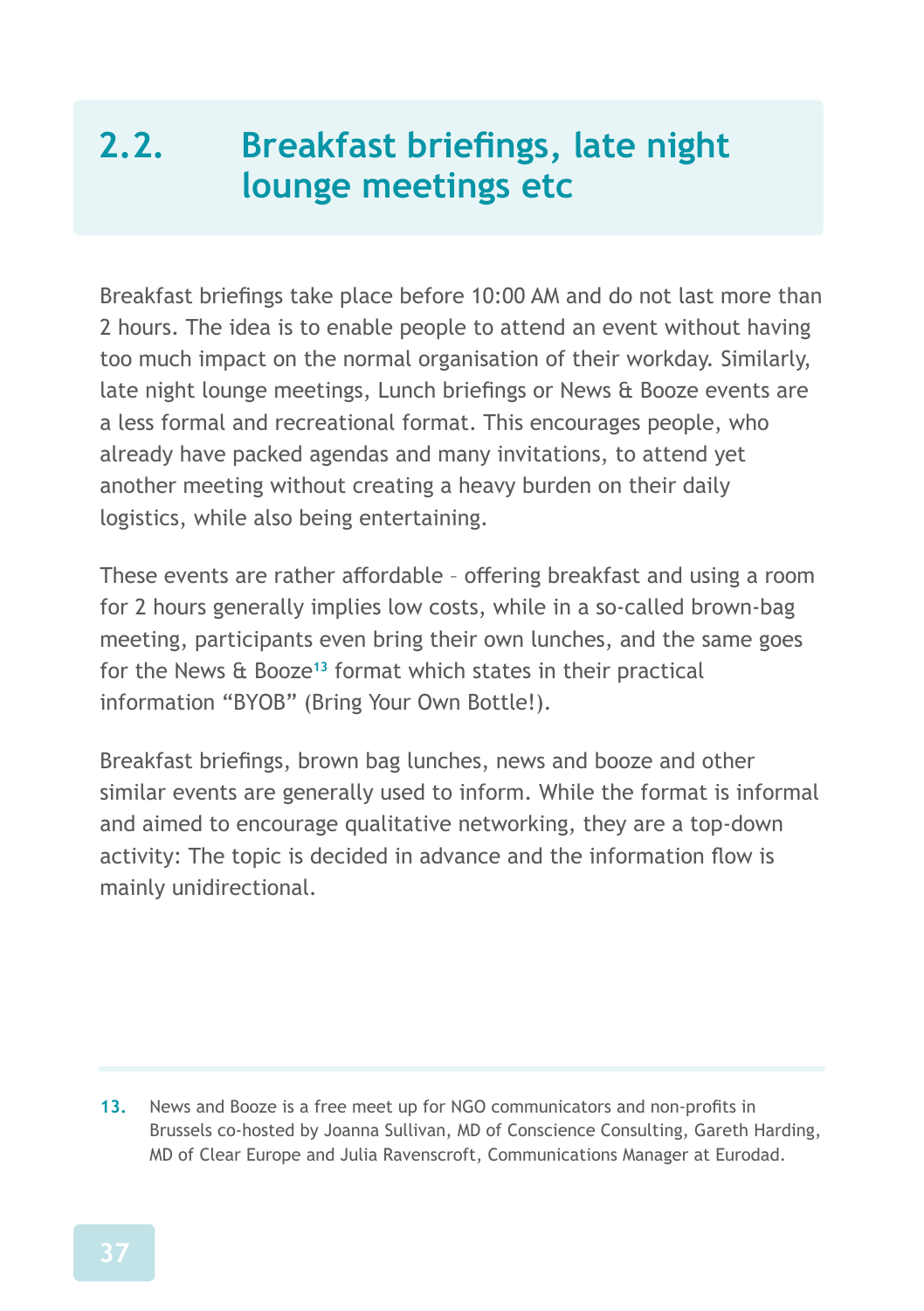## 2.2. Breakfast briefings, late night lounge meetings etc

Breakfast briefings take place before 10:00 AM and do not last more than 2 hours. The idea is to enable people to attend an event without having too much impact on the normal organisation of their workday. Similarly, late night lounge meetings, Lunch briefings or News & Booze events are a less formal and recreational format. This encourages people, who already have packed agendas and many invitations, to attend yet another meeting without creating a heavy burden on their daily logistics, while also being entertaining.

These events are rather affordable – offering breakfast and using a room for 2 hours generally implies low costs, while in a so-called brown-bag meeting, participants even bring their own lunches, and the same goes for the News & Booze[13] format which states in their practical information "BYOB" (Bring Your Own Bottle!).

Breakfast briefings, brown bag lunches, news and booze and other similar events are generally used to inform. While the format is informal and aimed to encourage qualitative networking, they are a top-down activity: The topic is decided in advance and the information flow is mainly unidirectional.

---

13. News and Booze is a free meet up for NGO communicators and non-profits in Brussels co-hosted by Joanna Sullivan, MD of Conscience Consulting, Gareth Harding, MD of Clear Europe and Julia Ravenscroft, Communications Manager at Eurodad.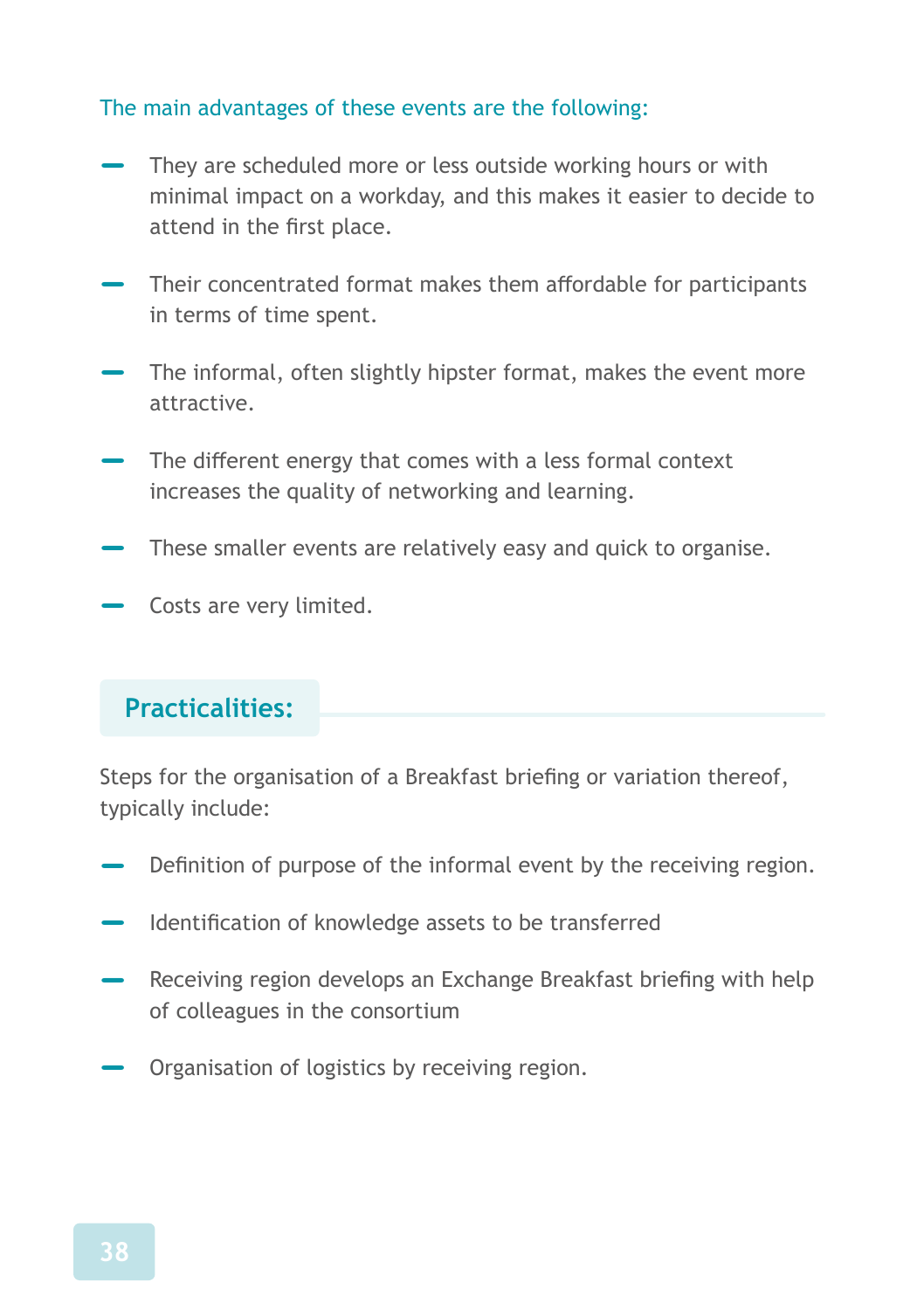The main advantages of these events are the following:

- They are scheduled more or less outside working hours or with minimal impact on a workday, and this makes it easier to decide to attend in the first place.
- Their concentrated format makes them affordable for participants in terms of time spent.
- The informal, often slightly hipster format, makes the event more attractive.
- The different energy that comes with a less formal context increases the quality of networking and learning.
- These smaller events are relatively easy and quick to organise.
- Costs are very limited.

## Practicalities:

Steps for the organisation of a Breakfast briefing or variation thereof, typically include:

- Definition of purpose of the informal event by the receiving region.
- Identification of knowledge assets to be transferred
- Receiving region develops an Exchange Breakfast briefing with help of colleagues in the consortium
- Organisation of logistics by receiving region.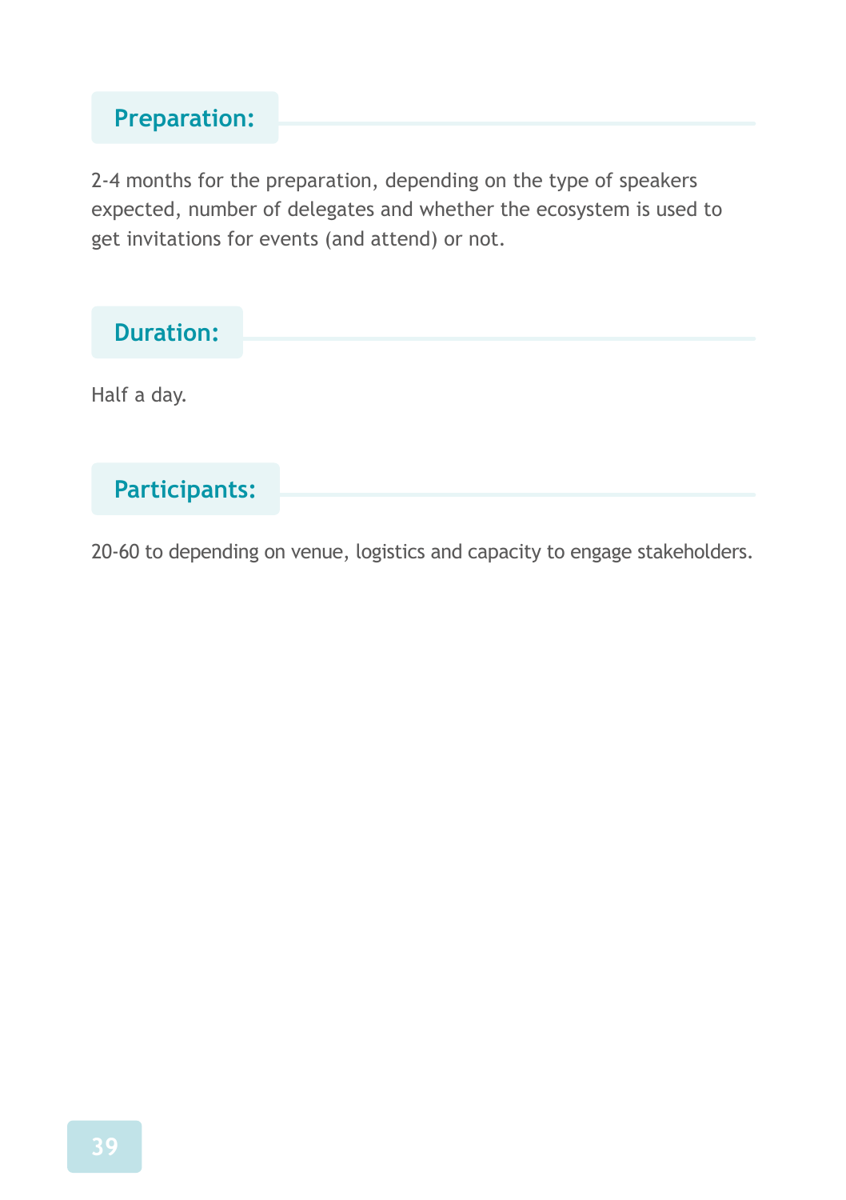### Preparation:

2-4 months for the preparation, depending on the type of speakers expected, number of delegates and whether the ecosystem is used to get invitations for events (and attend) or not.

### Duration:

Half a day.

### Participants:

20-60 to depending on venue, logistics and capacity to engage stakeholders.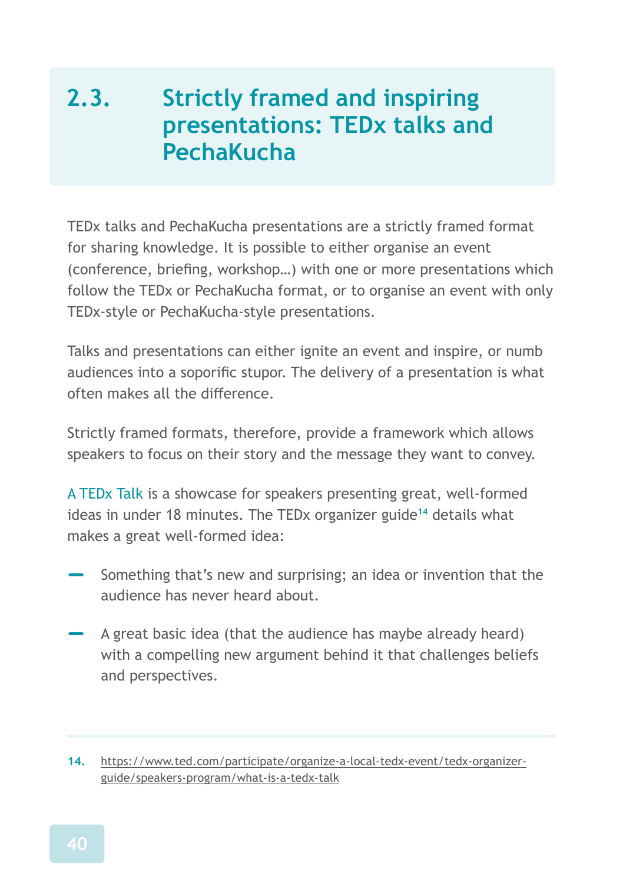## 2.3. Strictly framed and inspiring presentations: TEDx talks and PechaKucha

TEDx talks and PechaKucha presentations are a strictly framed format for sharing knowledge. It is possible to either organise an event (conference, briefing, workshop…) with one or more presentations which follow the TEDx or PechaKucha format, or to organise an event with only TEDx-style or PechaKucha-style presentations.

Talks and presentations can either ignite an event and inspire, or numb audiences into a soporific stupor. The delivery of a presentation is what often makes all the difference.

Strictly framed formats, therefore, provide a framework which allows speakers to focus on their story and the message they want to convey.

A TEDx Talk is a showcase for speakers presenting great, well-formed ideas in under 18 minutes. The TEDx organizer guide[14] details what makes a great well-formed idea:

- Something that's new and surprising; an idea or invention that the audience has never heard about.
- A great basic idea (that the audience has maybe already heard) with a compelling new argument behind it that challenges beliefs and perspectives.

14. https://www.ted.com/participate/organize-a-local-tedx-event/tedx-organizer-guide/speakers-program/what-is-a-tedx-talk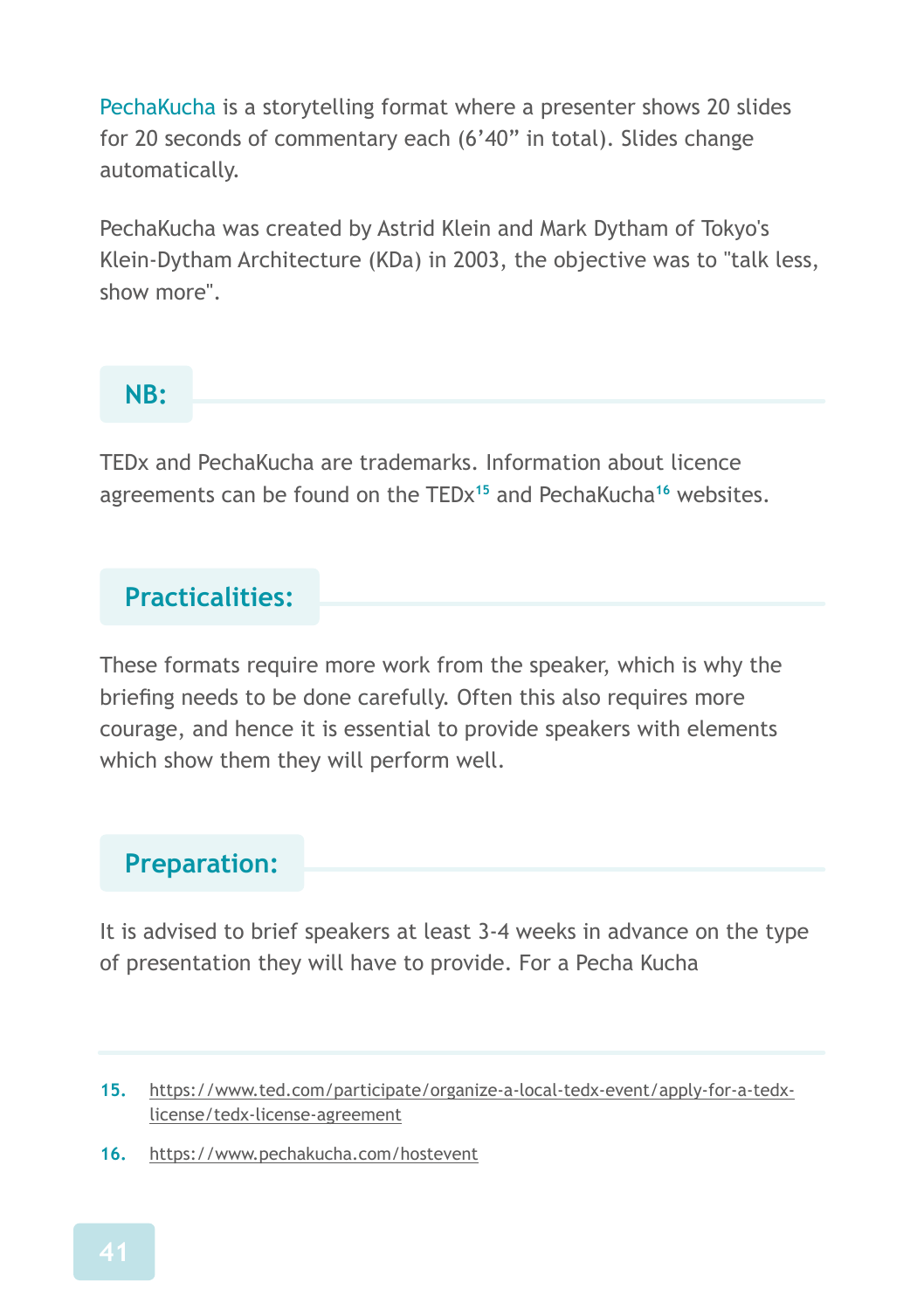PechaKucha is a storytelling format where a presenter shows 20 slides for 20 seconds of commentary each (6'40" in total). Slides change automatically.

PechaKucha was created by Astrid Klein and Mark Dytham of Tokyo's Klein-Dytham Architecture (KDa) in 2003, the objective was to "talk less, show more".

## NB:

TEDx and PechaKucha are trademarks. Information about licence agreements can be found on the TEDx[15] and PechaKucha[16] websites.

## Practicalities:

These formats require more work from the speaker, which is why the briefing needs to be done carefully. Often this also requires more courage, and hence it is essential to provide speakers with elements which show them they will perform well.

## Preparation:

It is advised to brief speakers at least 3-4 weeks in advance on the type of presentation they will have to provide. For a Pecha Kucha

---

15. https://www.ted.com/participate/organize-a-local-tedx-event/apply-for-a-tedx-license/tedx-license-agreement

16. https://www.pechakucha.com/hostevent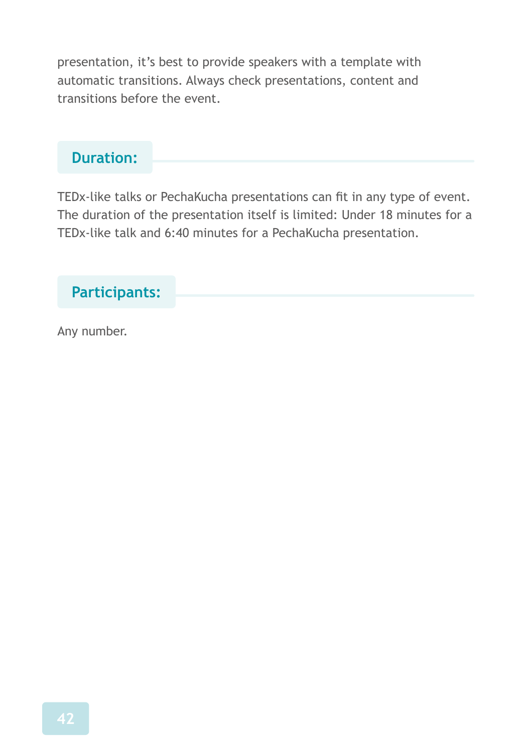presentation, it's best to provide speakers with a template with automatic transitions. Always check presentations, content and transitions before the event.

## Duration:

TEDx-like talks or PechaKucha presentations can fit in any type of event. The duration of the presentation itself is limited: Under 18 minutes for a TEDx-like talk and 6:40 minutes for a PechaKucha presentation.

## Participants:

Any number.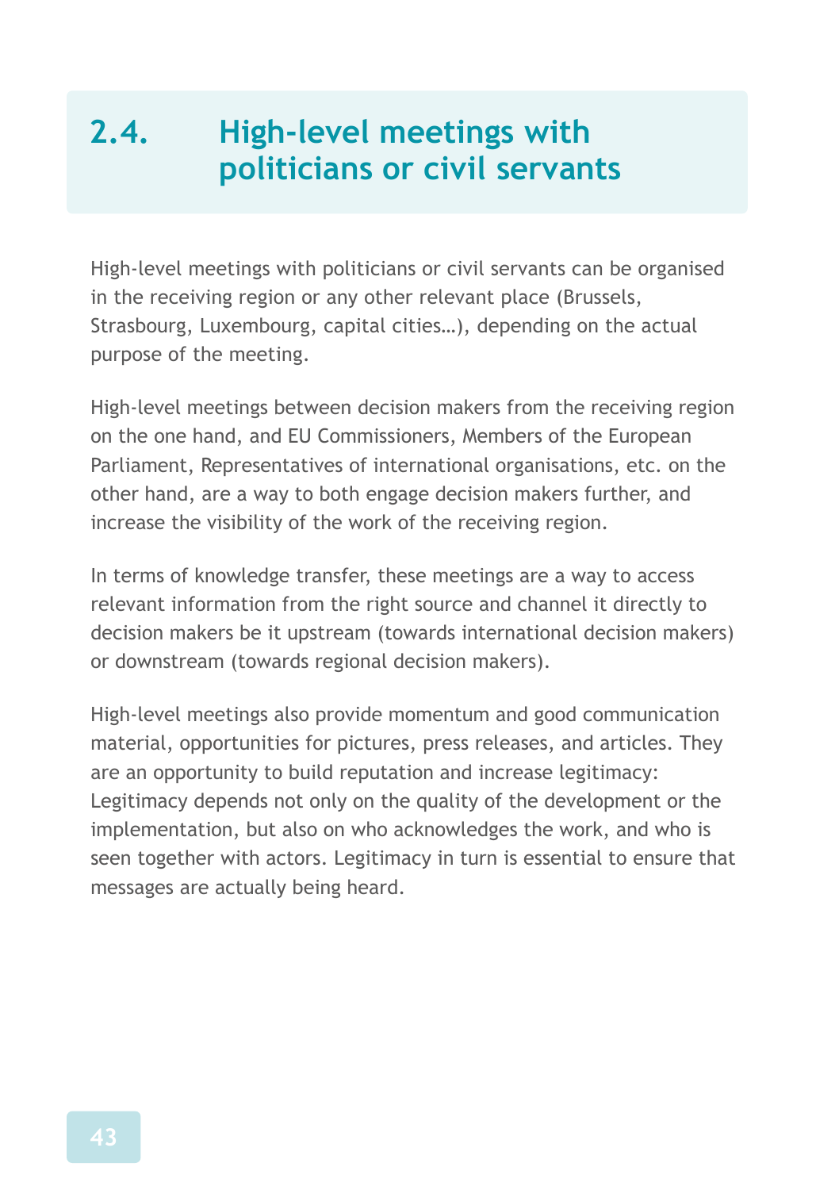## 2.4. High-level meetings with politicians or civil servants

High-level meetings with politicians or civil servants can be organised in the receiving region or any other relevant place (Brussels, Strasbourg, Luxembourg, capital cities…), depending on the actual purpose of the meeting.

High-level meetings between decision makers from the receiving region on the one hand, and EU Commissioners, Members of the European Parliament, Representatives of international organisations, etc. on the other hand, are a way to both engage decision makers further, and increase the visibility of the work of the receiving region.

In terms of knowledge transfer, these meetings are a way to access relevant information from the right source and channel it directly to decision makers be it upstream (towards international decision makers) or downstream (towards regional decision makers).

High-level meetings also provide momentum and good communication material, opportunities for pictures, press releases, and articles. They are an opportunity to build reputation and increase legitimacy: Legitimacy depends not only on the quality of the development or the implementation, but also on who acknowledges the work, and who is seen together with actors. Legitimacy in turn is essential to ensure that messages are actually being heard.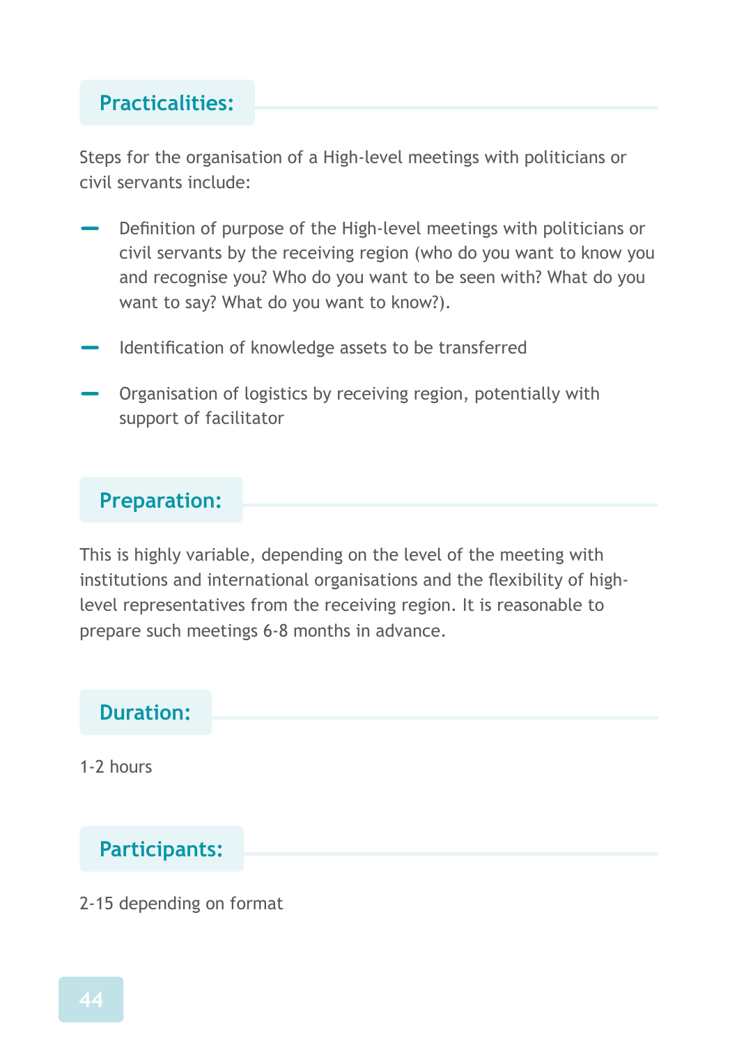### Practicalities:

Steps for the organisation of a High-level meetings with politicians or civil servants include:

- Definition of purpose of the High-level meetings with politicians or civil servants by the receiving region (who do you want to know you and recognise you? Who do you want to be seen with? What do you want to say? What do you want to know?).
- Identification of knowledge assets to be transferred
- Organisation of logistics by receiving region, potentially with support of facilitator

### Preparation:

This is highly variable, depending on the level of the meeting with institutions and international organisations and the flexibility of high-level representatives from the receiving region. It is reasonable to prepare such meetings 6-8 months in advance.

### Duration:

1-2 hours

### Participants:

2-15 depending on format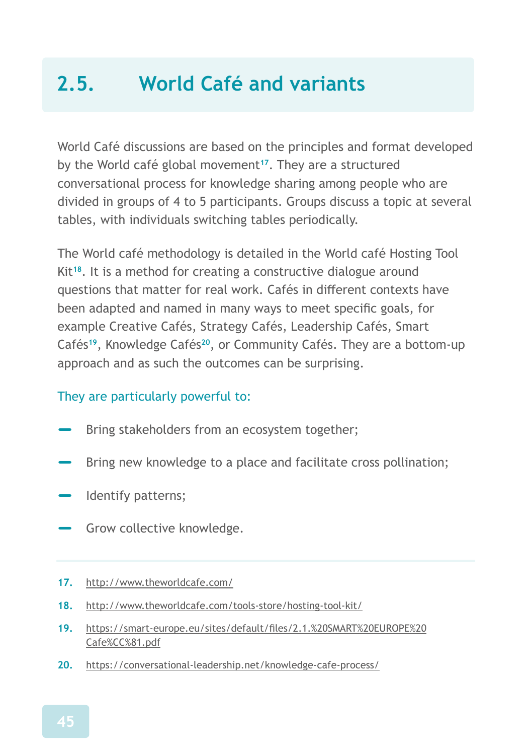## 2.5. World Café and variants

World Café discussions are based on the principles and format developed by the World café global movement[17]. They are a structured conversational process for knowledge sharing among people who are divided in groups of 4 to 5 participants. Groups discuss a topic at several tables, with individuals switching tables periodically.

The World café methodology is detailed in the World café Hosting Tool Kit[18]. It is a method for creating a constructive dialogue around questions that matter for real work. Cafés in different contexts have been adapted and named in many ways to meet specific goals, for example Creative Cafés, Strategy Cafés, Leadership Cafés, Smart Cafés[19], Knowledge Cafés[20], or Community Cafés. They are a bottom-up approach and as such the outcomes can be surprising.

They are particularly powerful to:

- Bring stakeholders from an ecosystem together;
- Bring new knowledge to a place and facilitate cross pollination;
- Identify patterns;
- Grow collective knowledge.

---

17. http://www.theworldcafe.com/
18. http://www.theworldcafe.com/tools-store/hosting-tool-kit/
19. https://smart-europe.eu/sites/default/files/2.1.%20SMART%20EUROPE%20Cafe%CC%81.pdf
20. https://conversational-leadership.net/knowledge-cafe-process/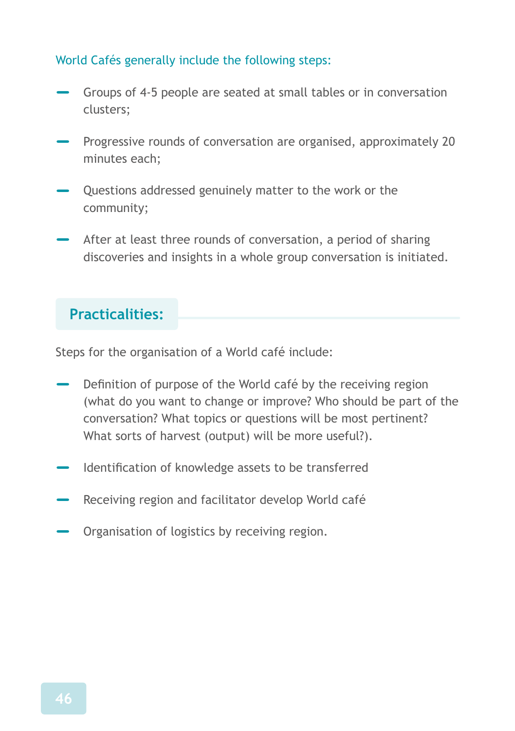World Cafés generally include the following steps:

- Groups of 4-5 people are seated at small tables or in conversation clusters;
- Progressive rounds of conversation are organised, approximately 20 minutes each;
- Questions addressed genuinely matter to the work or the community;
- After at least three rounds of conversation, a period of sharing discoveries and insights in a whole group conversation is initiated.

## Practicalities:

Steps for the organisation of a World café include:

- Definition of purpose of the World café by the receiving region (what do you want to change or improve? Who should be part of the conversation? What topics or questions will be most pertinent? What sorts of harvest (output) will be more useful?).
- Identification of knowledge assets to be transferred
- Receiving region and facilitator develop World café
- Organisation of logistics by receiving region.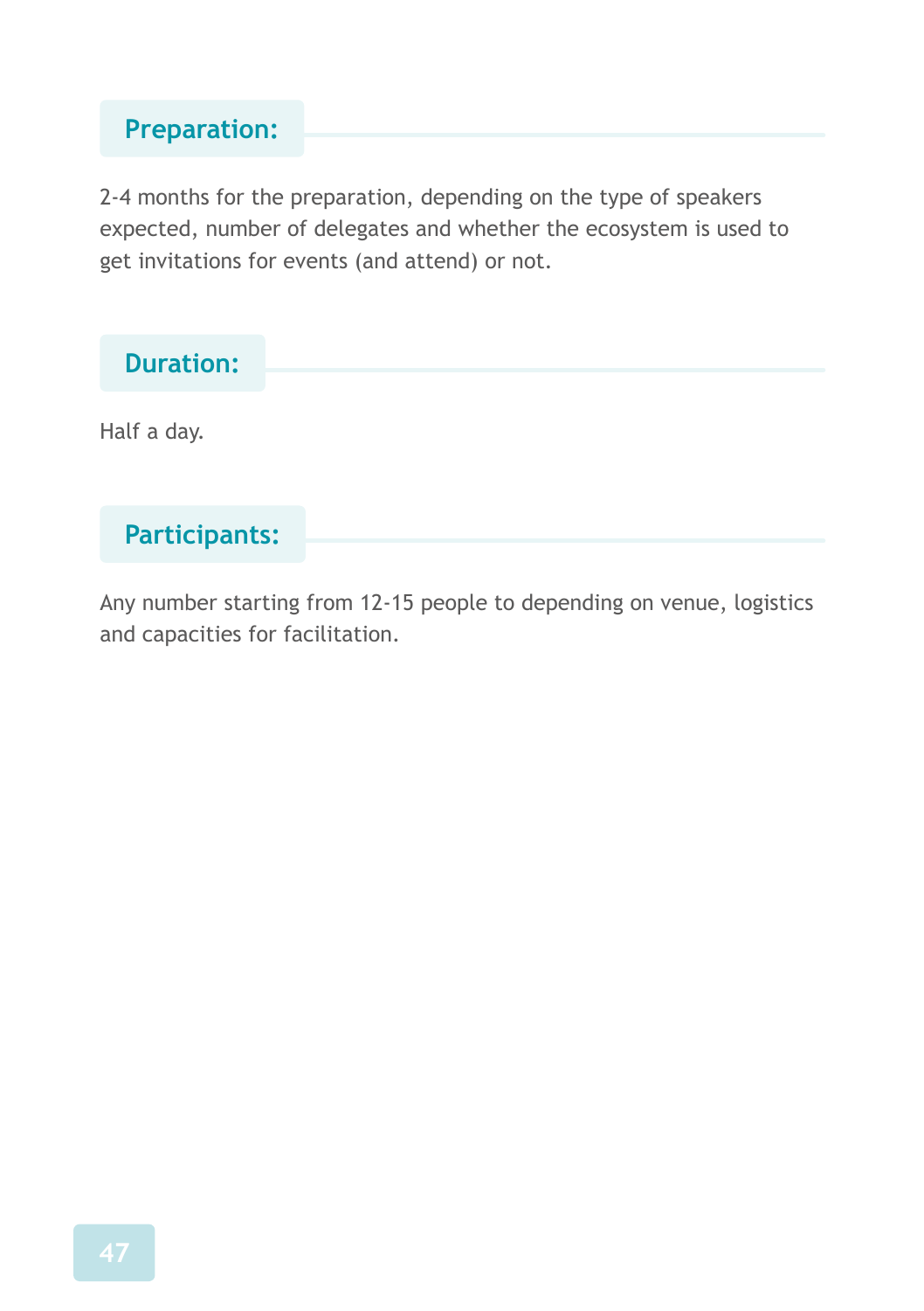### Preparation:

2-4 months for the preparation, depending on the type of speakers expected, number of delegates and whether the ecosystem is used to get invitations for events (and attend) or not.

### Duration:

Half a day.

### Participants:

Any number starting from 12-15 people to depending on venue, logistics and capacities for facilitation.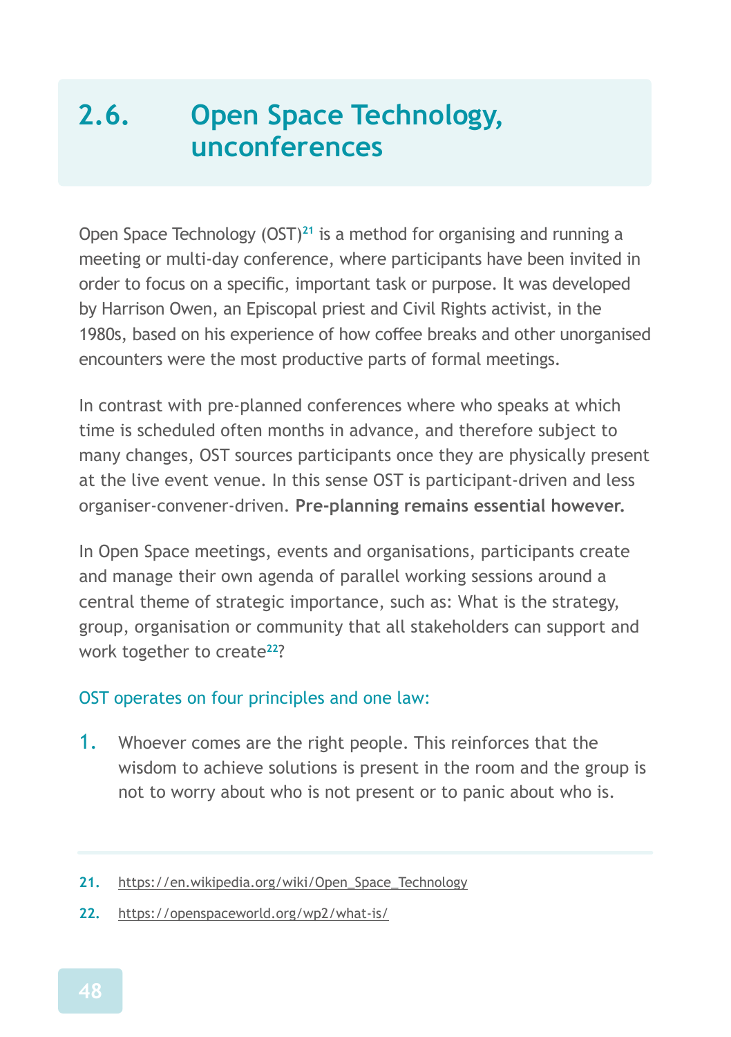## 2.6. Open Space Technology, unconferences

Open Space Technology (OST)[21] is a method for organising and running a meeting or multi-day conference, where participants have been invited in order to focus on a specific, important task or purpose. It was developed by Harrison Owen, an Episcopal priest and Civil Rights activist, in the 1980s, based on his experience of how coffee breaks and other unorganised encounters were the most productive parts of formal meetings.

In contrast with pre-planned conferences where who speaks at which time is scheduled often months in advance, and therefore subject to many changes, OST sources participants once they are physically present at the live event venue. In this sense OST is participant-driven and less organiser-convener-driven. **Pre-planning remains essential however.**

In Open Space meetings, events and organisations, participants create and manage their own agenda of parallel working sessions around a central theme of strategic importance, such as: What is the strategy, group, organisation or community that all stakeholders can support and work together to create[22]?

OST operates on four principles and one law:

1. Whoever comes are the right people. This reinforces that the wisdom to achieve solutions is present in the room and the group is not to worry about who is not present or to panic about who is.

---

21. https://en.wikipedia.org/wiki/Open_Space_Technology

22. https://openspaceworld.org/wp2/what-is/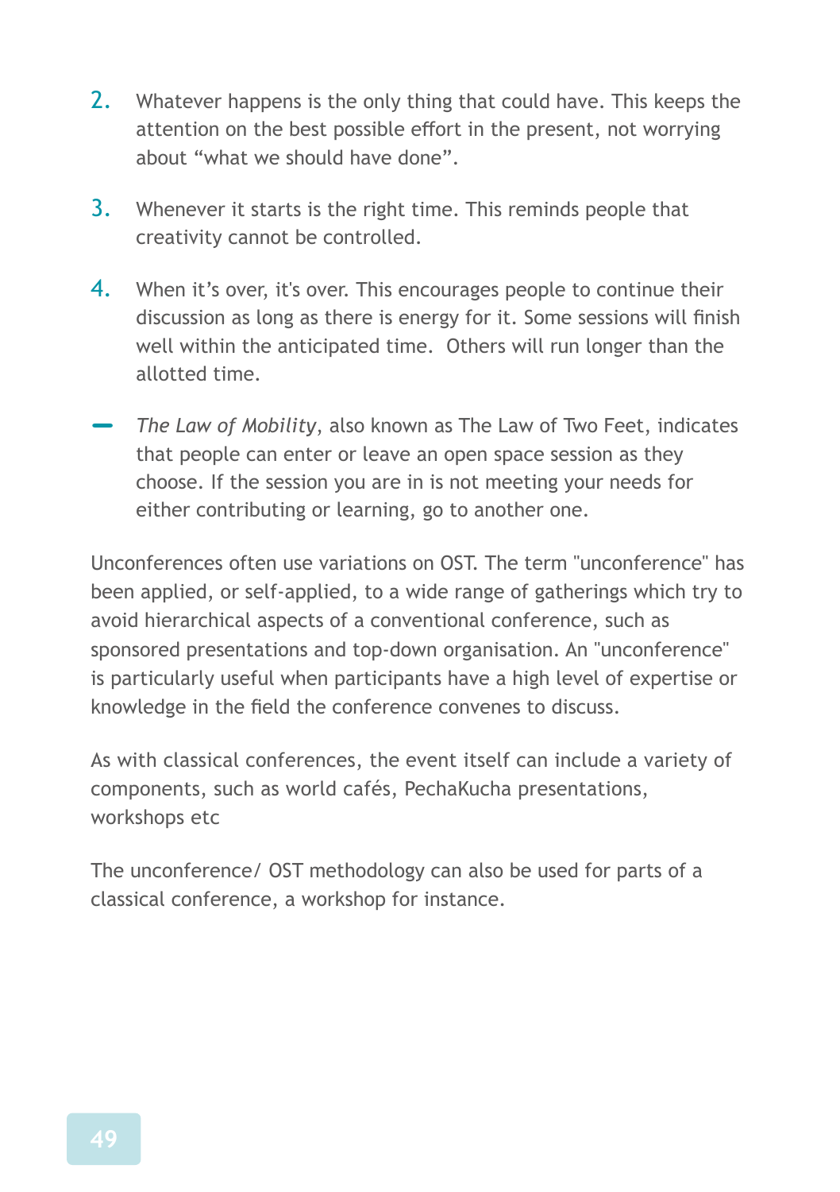2. Whatever happens is the only thing that could have. This keeps the attention on the best possible effort in the present, not worrying about “what we should have done”.

3. Whenever it starts is the right time. This reminds people that creativity cannot be controlled.

4. When it’s over, it's over. This encourages people to continue their discussion as long as there is energy for it. Some sessions will finish well within the anticipated time. Others will run longer than the allotted time.

- *The Law of Mobility*, also known as The Law of Two Feet, indicates that people can enter or leave an open space session as they choose. If the session you are in is not meeting your needs for either contributing or learning, go to another one.

Unconferences often use variations on OST. The term "unconference" has been applied, or self-applied, to a wide range of gatherings which try to avoid hierarchical aspects of a conventional conference, such as sponsored presentations and top-down organisation. An "unconference" is particularly useful when participants have a high level of expertise or knowledge in the field the conference convenes to discuss.

As with classical conferences, the event itself can include a variety of components, such as world cafés, PechaKucha presentations, workshops etc

The unconference/ OST methodology can also be used for parts of a classical conference, a workshop for instance.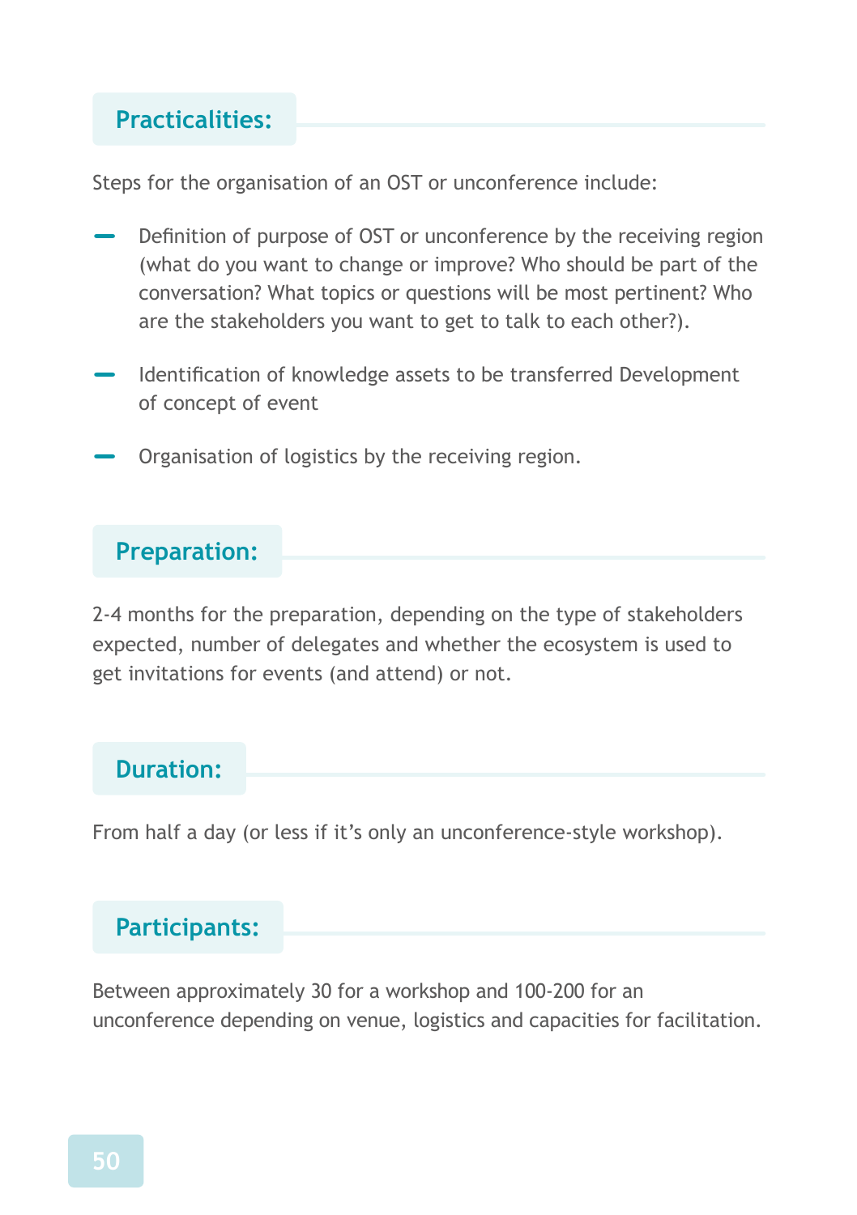## Practicalities:

Steps for the organisation of an OST or unconference include:

- Definition of purpose of OST or unconference by the receiving region (what do you want to change or improve? Who should be part of the conversation? What topics or questions will be most pertinent? Who are the stakeholders you want to get to talk to each other?).
- Identification of knowledge assets to be transferred Development of concept of event
- Organisation of logistics by the receiving region.

## Preparation:

2-4 months for the preparation, depending on the type of stakeholders expected, number of delegates and whether the ecosystem is used to get invitations for events (and attend) or not.

## Duration:

From half a day (or less if it's only an unconference-style workshop).

## Participants:

Between approximately 30 for a workshop and 100-200 for an unconference depending on venue, logistics and capacities for facilitation.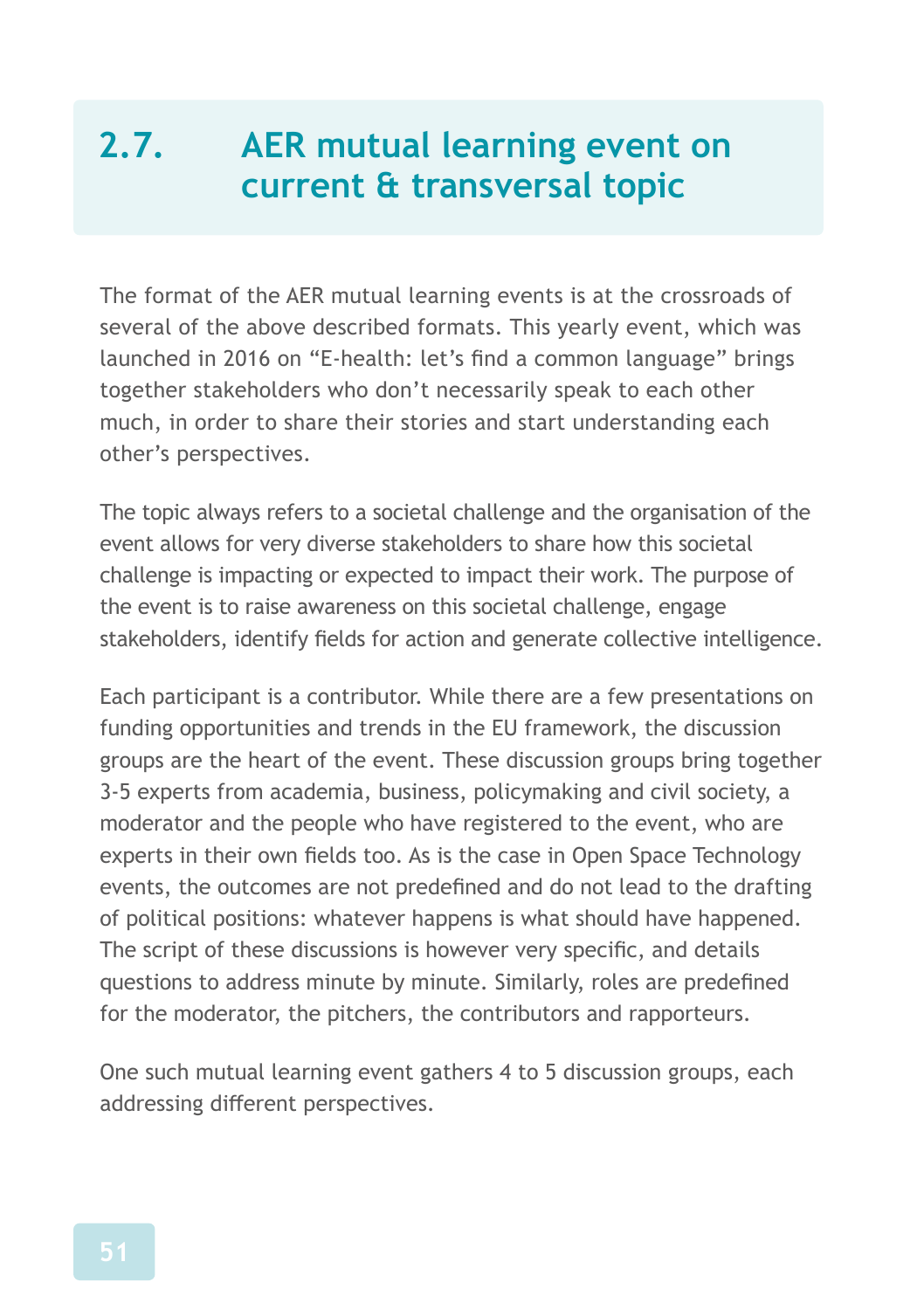## 2.7. AER mutual learning event on current & transversal topic

The format of the AER mutual learning events is at the crossroads of several of the above described formats. This yearly event, which was launched in 2016 on "E-health: let's find a common language" brings together stakeholders who don't necessarily speak to each other much, in order to share their stories and start understanding each other's perspectives.

The topic always refers to a societal challenge and the organisation of the event allows for very diverse stakeholders to share how this societal challenge is impacting or expected to impact their work. The purpose of the event is to raise awareness on this societal challenge, engage stakeholders, identify fields for action and generate collective intelligence.

Each participant is a contributor. While there are a few presentations on funding opportunities and trends in the EU framework, the discussion groups are the heart of the event. These discussion groups bring together 3-5 experts from academia, business, policymaking and civil society, a moderator and the people who have registered to the event, who are experts in their own fields too. As is the case in Open Space Technology events, the outcomes are not predefined and do not lead to the drafting of political positions: whatever happens is what should have happened. The script of these discussions is however very specific, and details questions to address minute by minute. Similarly, roles are predefined for the moderator, the pitchers, the contributors and rapporteurs.

One such mutual learning event gathers 4 to 5 discussion groups, each addressing different perspectives.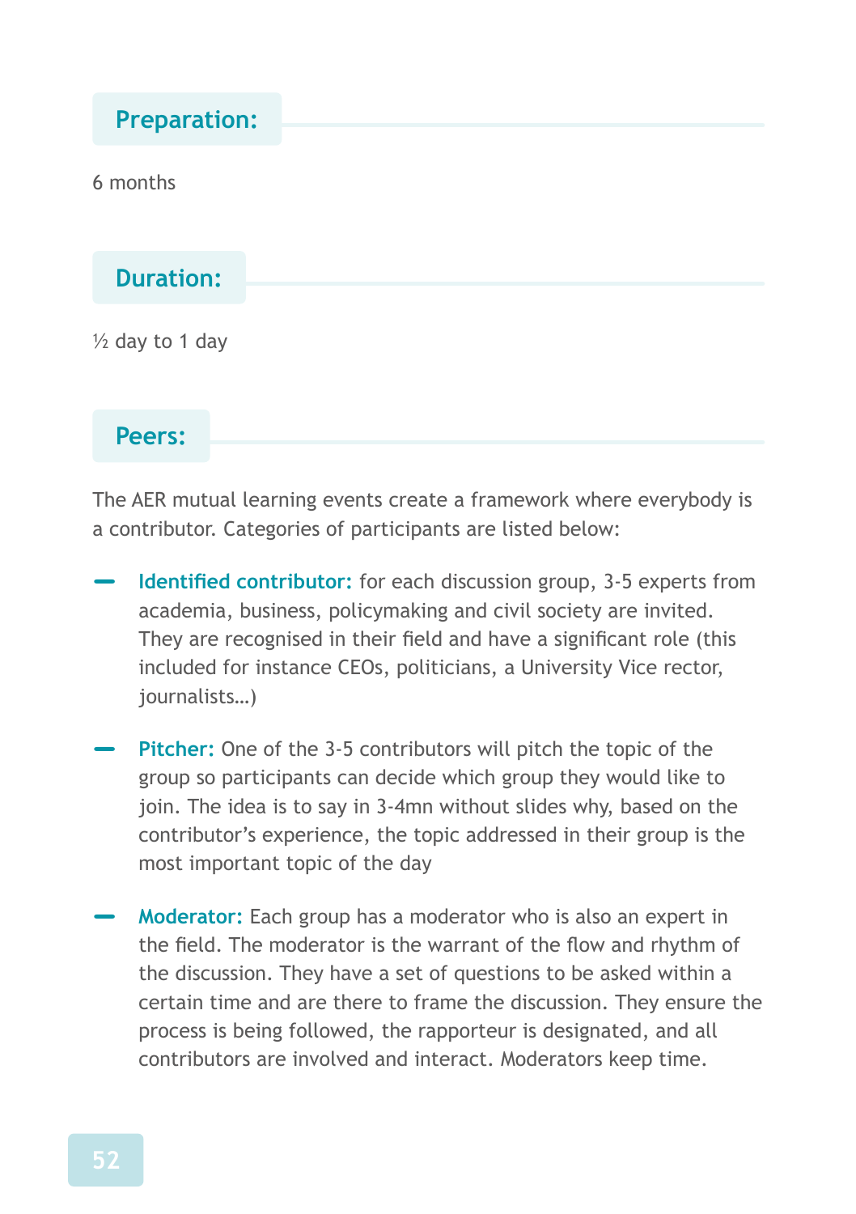## Preparation:

6 months

## Duration:

½ day to 1 day

## Peers:

The AER mutual learning events create a framework where everybody is a contributor. Categories of participants are listed below:

- **Identified contributor:** for each discussion group, 3-5 experts from academia, business, policymaking and civil society are invited. They are recognised in their field and have a significant role (this included for instance CEOs, politicians, a University Vice rector, journalists…)
- **Pitcher:** One of the 3-5 contributors will pitch the topic of the group so participants can decide which group they would like to join. The idea is to say in 3-4mn without slides why, based on the contributor's experience, the topic addressed in their group is the most important topic of the day
- **Moderator:** Each group has a moderator who is also an expert in the field. The moderator is the warrant of the flow and rhythm of the discussion. They have a set of questions to be asked within a certain time and are there to frame the discussion. They ensure the process is being followed, the rapporteur is designated, and all contributors are involved and interact. Moderators keep time.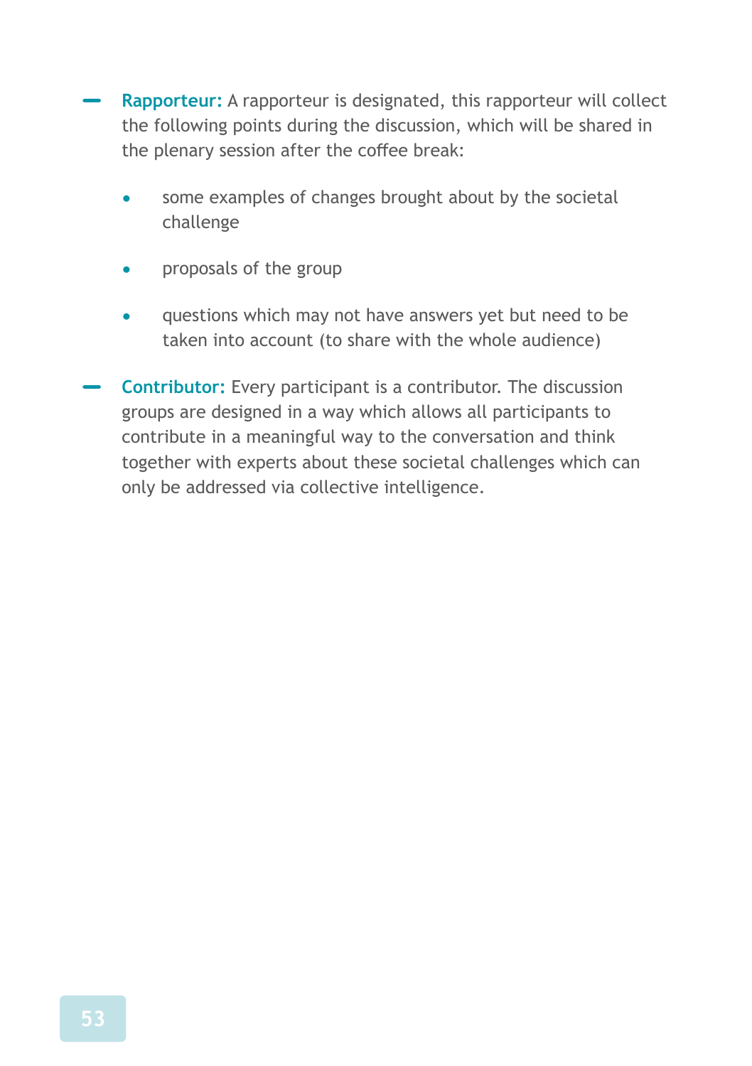- **Rapporteur:** A rapporteur is designated, this rapporteur will collect the following points during the discussion, which will be shared in the plenary session after the coffee break:

  - some examples of changes brought about by the societal challenge
  - proposals of the group
  - questions which may not have answers yet but need to be taken into account (to share with the whole audience)

- **Contributor:** Every participant is a contributor. The discussion groups are designed in a way which allows all participants to contribute in a meaningful way to the conversation and think together with experts about these societal challenges which can only be addressed via collective intelligence.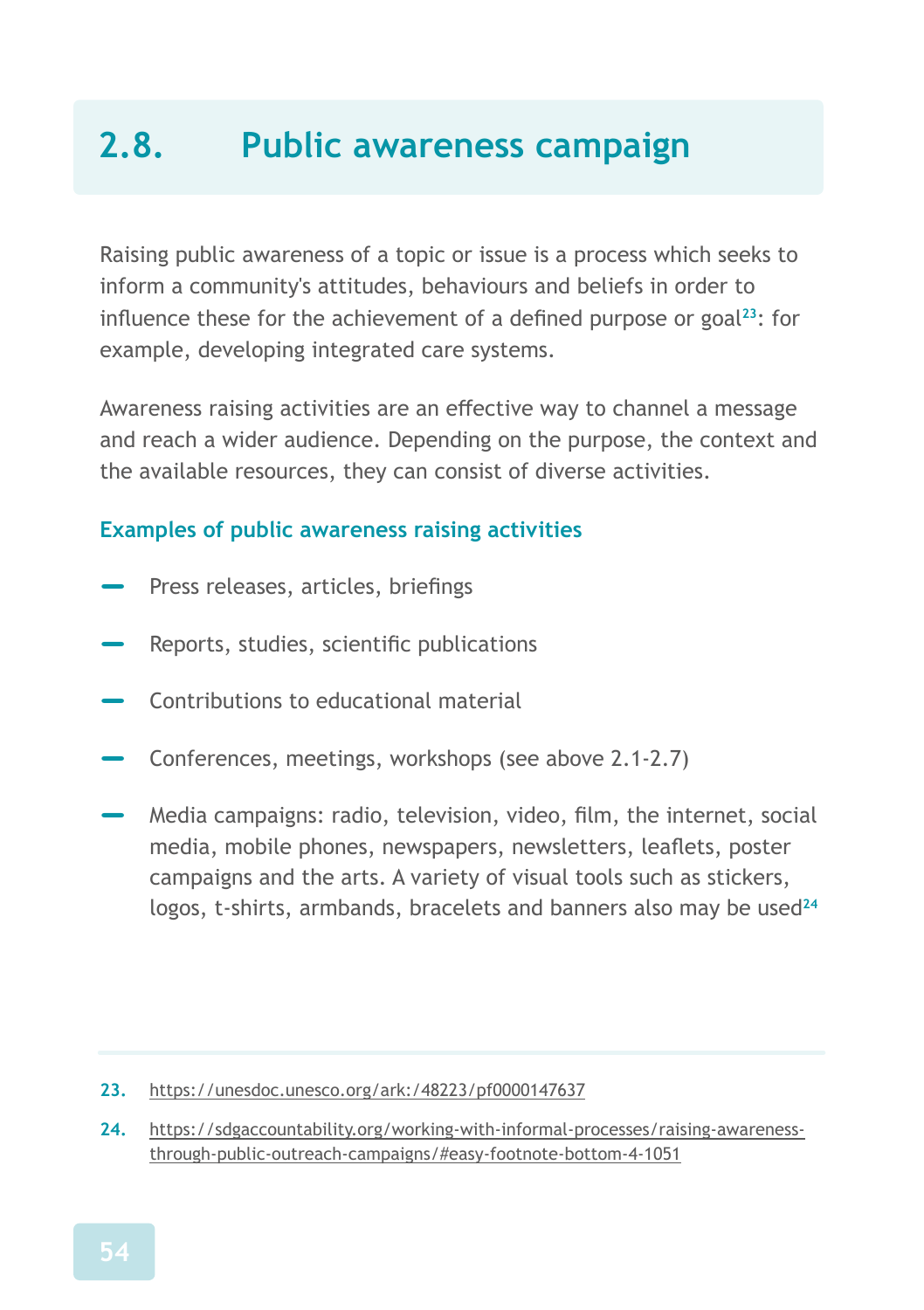## 2.8. Public awareness campaign

Raising public awareness of a topic or issue is a process which seeks to inform a community's attitudes, behaviours and beliefs in order to influence these for the achievement of a defined purpose or goal[23]: for example, developing integrated care systems.

Awareness raising activities are an effective way to channel a message and reach a wider audience. Depending on the purpose, the context and the available resources, they can consist of diverse activities.

### Examples of public awareness raising activities

- Press releases, articles, briefings
- Reports, studies, scientific publications
- Contributions to educational material
- Conferences, meetings, workshops (see above 2.1-2.7)
- Media campaigns: radio, television, video, film, the internet, social media, mobile phones, newspapers, newsletters, leaflets, poster campaigns and the arts. A variety of visual tools such as stickers, logos, t-shirts, armbands, bracelets and banners also may be used[24]

---

23. https://unesdoc.unesco.org/ark:/48223/pf0000147637

24. https://sdgaccountability.org/working-with-informal-processes/raising-awareness-through-public-outreach-campaigns/#easy-footnote-bottom-4-1051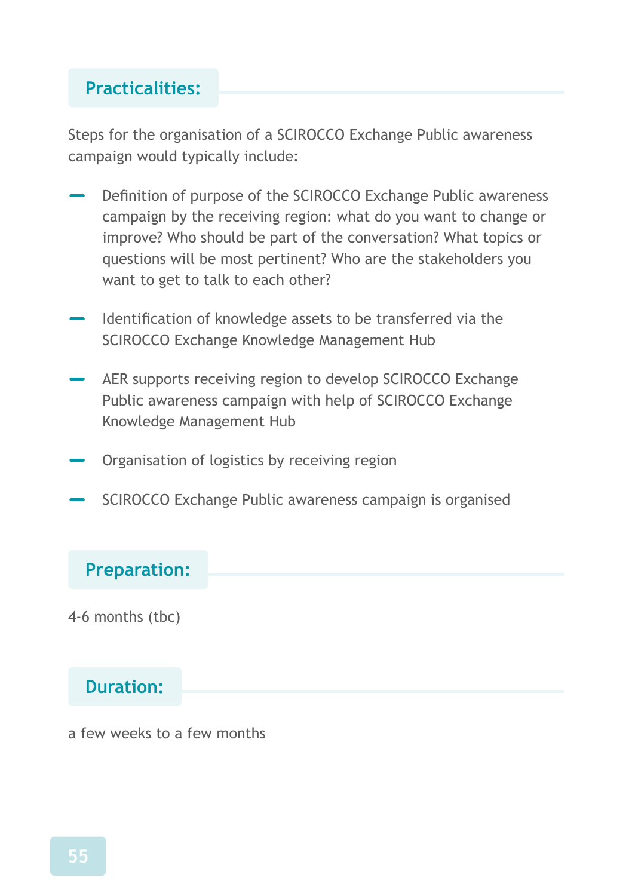## Practicalities:

Steps for the organisation of a SCIROCCO Exchange Public awareness campaign would typically include:

- Definition of purpose of the SCIROCCO Exchange Public awareness campaign by the receiving region: what do you want to change or improve? Who should be part of the conversation? What topics or questions will be most pertinent? Who are the stakeholders you want to get to talk to each other?
- Identification of knowledge assets to be transferred via the SCIROCCO Exchange Knowledge Management Hub
- AER supports receiving region to develop SCIROCCO Exchange Public awareness campaign with help of SCIROCCO Exchange Knowledge Management Hub
- Organisation of logistics by receiving region
- SCIROCCO Exchange Public awareness campaign is organised

## Preparation:

4-6 months (tbc)

## Duration:

a few weeks to a few months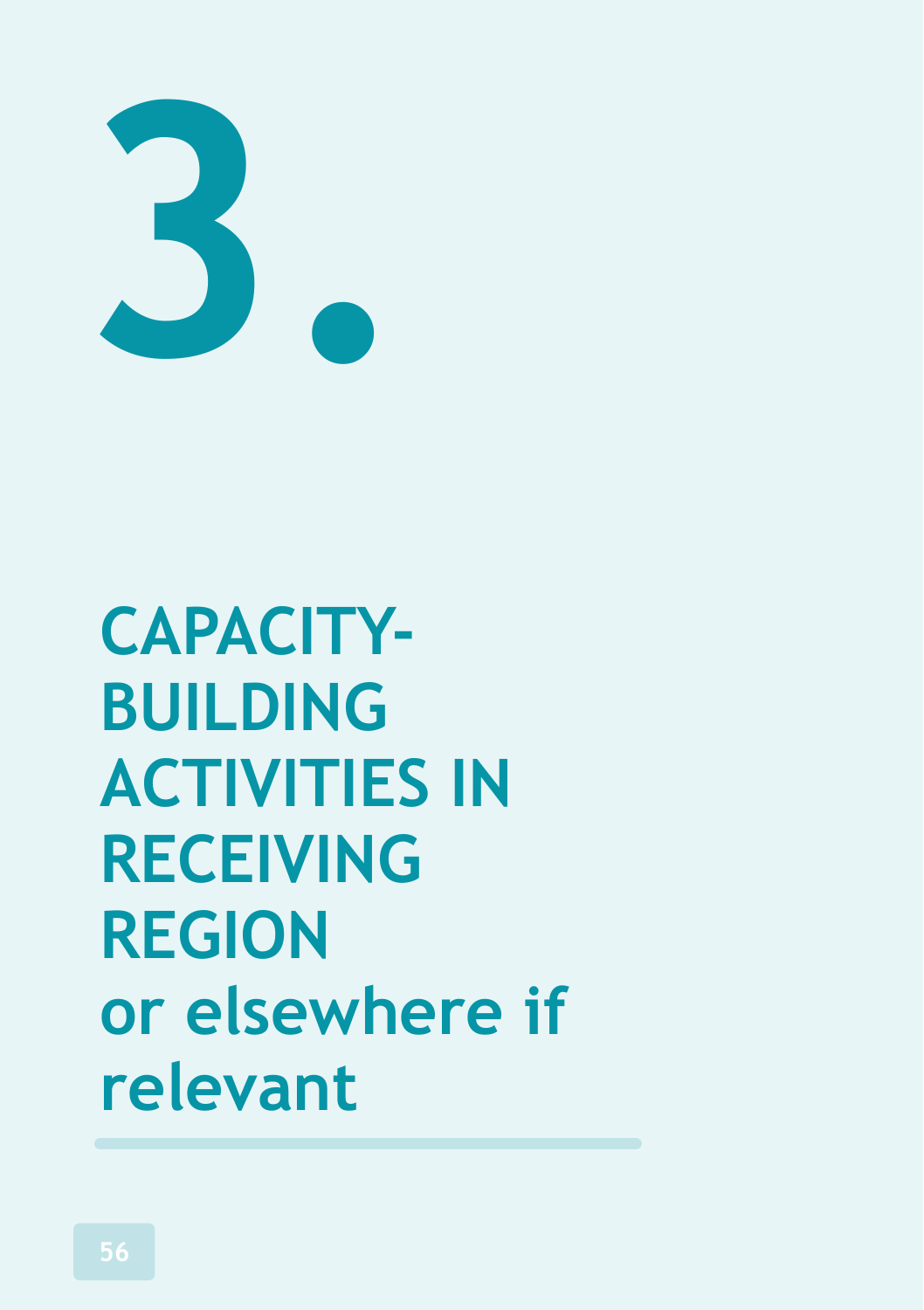# 3. CAPACITY-BUILDING ACTIVITIES IN RECEIVING REGION or elsewhere if relevant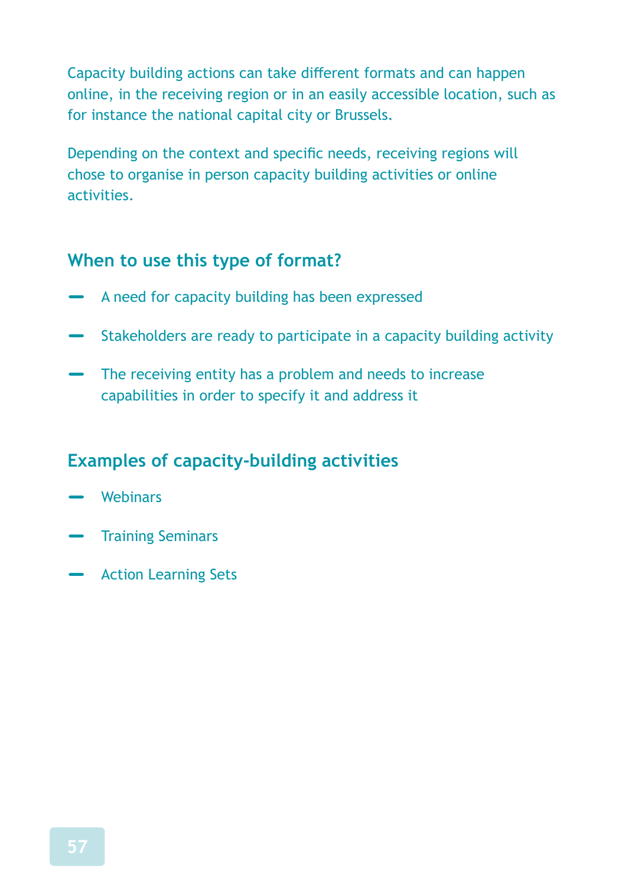Capacity building actions can take different formats and can happen online, in the receiving region or in an easily accessible location, such as for instance the national capital city or Brussels.

Depending on the context and specific needs, receiving regions will chose to organise in person capacity building activities or online activities.

### When to use this type of format?

- A need for capacity building has been expressed
- Stakeholders are ready to participate in a capacity building activity
- The receiving entity has a problem and needs to increase capabilities in order to specify it and address it

### Examples of capacity-building activities

- Webinars
- Training Seminars
- Action Learning Sets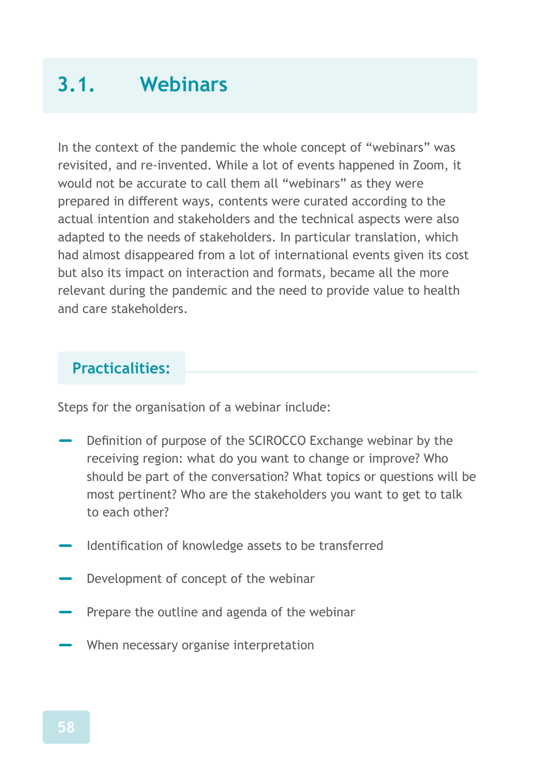## 3.1. Webinars

In the context of the pandemic the whole concept of "webinars" was revisited, and re-invented. While a lot of events happened in Zoom, it would not be accurate to call them all "webinars" as they were prepared in different ways, contents were curated according to the actual intention and stakeholders and the technical aspects were also adapted to the needs of stakeholders. In particular translation, which had almost disappeared from a lot of international events given its cost but also its impact on interaction and formats, became all the more relevant during the pandemic and the need to provide value to health and care stakeholders.

### Practicalities:

Steps for the organisation of a webinar include:

- Definition of purpose of the SCIROCCO Exchange webinar by the receiving region: what do you want to change or improve? Who should be part of the conversation? What topics or questions will be most pertinent? Who are the stakeholders you want to get to talk to each other?
- Identification of knowledge assets to be transferred
- Development of concept of the webinar
- Prepare the outline and agenda of the webinar
- When necessary organise interpretation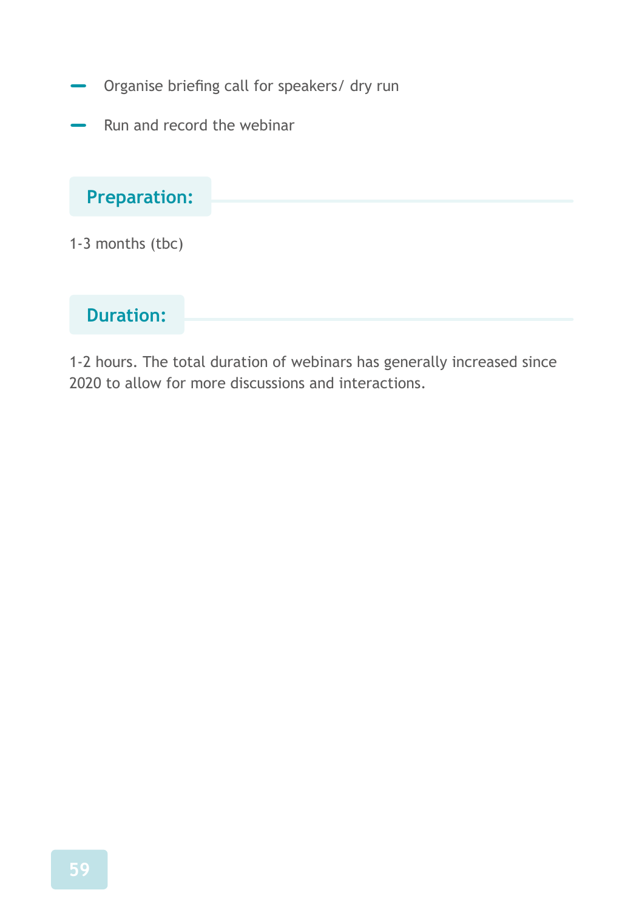- Organise briefing call for speakers/ dry run
- Run and record the webinar

### Preparation:

1-3 months (tbc)

### Duration:

1-2 hours. The total duration of webinars has generally increased since 2020 to allow for more discussions and interactions.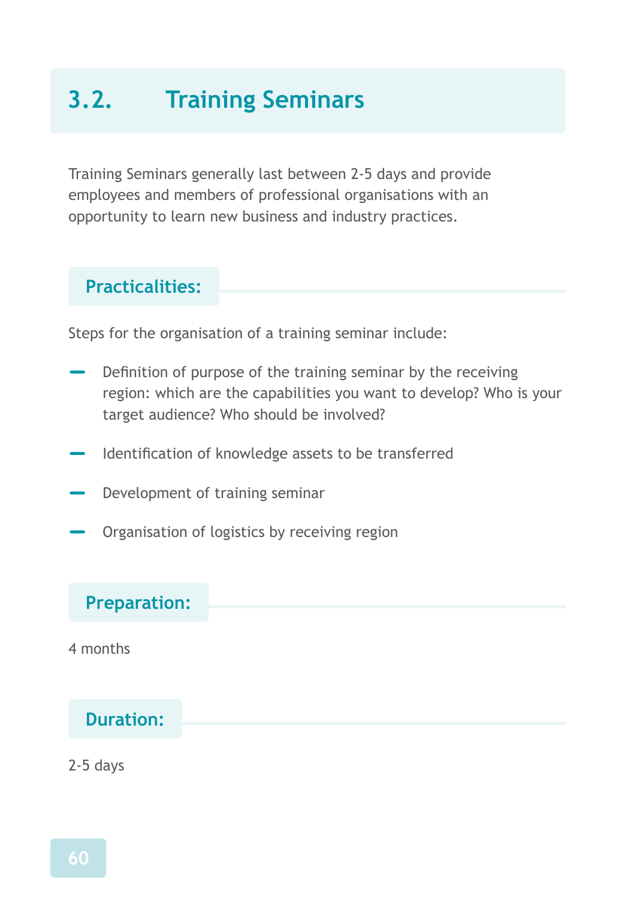## 3.2. Training Seminars

Training Seminars generally last between 2-5 days and provide employees and members of professional organisations with an opportunity to learn new business and industry practices.

### Practicalities:

Steps for the organisation of a training seminar include:

- Definition of purpose of the training seminar by the receiving region: which are the capabilities you want to develop? Who is your target audience? Who should be involved?
- Identification of knowledge assets to be transferred
- Development of training seminar
- Organisation of logistics by receiving region

### Preparation:

4 months

### Duration:

2-5 days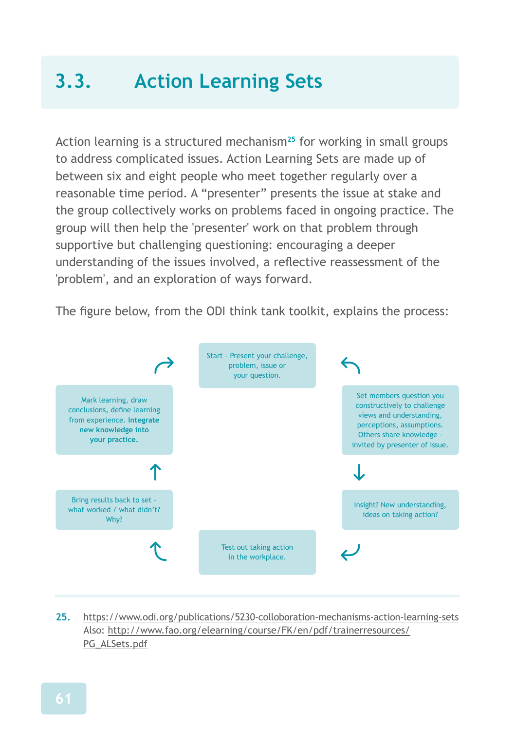## 3.3. Action Learning Sets

Action learning is a structured mechanism[25] for working in small groups to address complicated issues. Action Learning Sets are made up of between six and eight people who meet together regularly over a reasonable time period. A "presenter" presents the issue at stake and the group collectively works on problems faced in ongoing practice. The group will then help the 'presenter' work on that problem through supportive but challenging questioning: encouraging a deeper understanding of the issues involved, a reflective reassessment of the 'problem', and an exploration of ways forward.

The figure below, from the ODI think tank toolkit, explains the process:

Start - Present your challenge, problem, issue or your question.

Set members question you constructively to challenge views and understanding, perceptions, assumptions. Others share knowledge - invited by presenter of issue.

Insight? New understanding, ideas on taking action?

Test out taking action in the workplace.

Bring results back to set - what worked / what didn't? Why?

Mark learning, draw conclusions, define learning from experience. **Integrate new knowledge into your practice.**

---

25. https://www.odi.org/publications/5230-colloboration-mechanisms-action-learning-sets
Also: http://www.fao.org/elearning/course/FK/en/pdf/trainerresources/PG_ALSets.pdf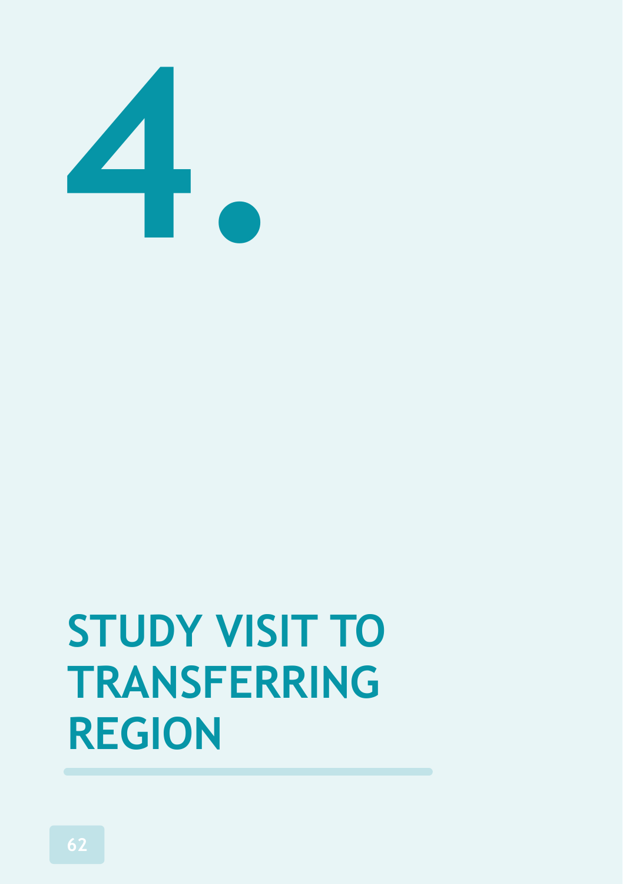# 4. STUDY VISIT TO TRANSFERRING REGION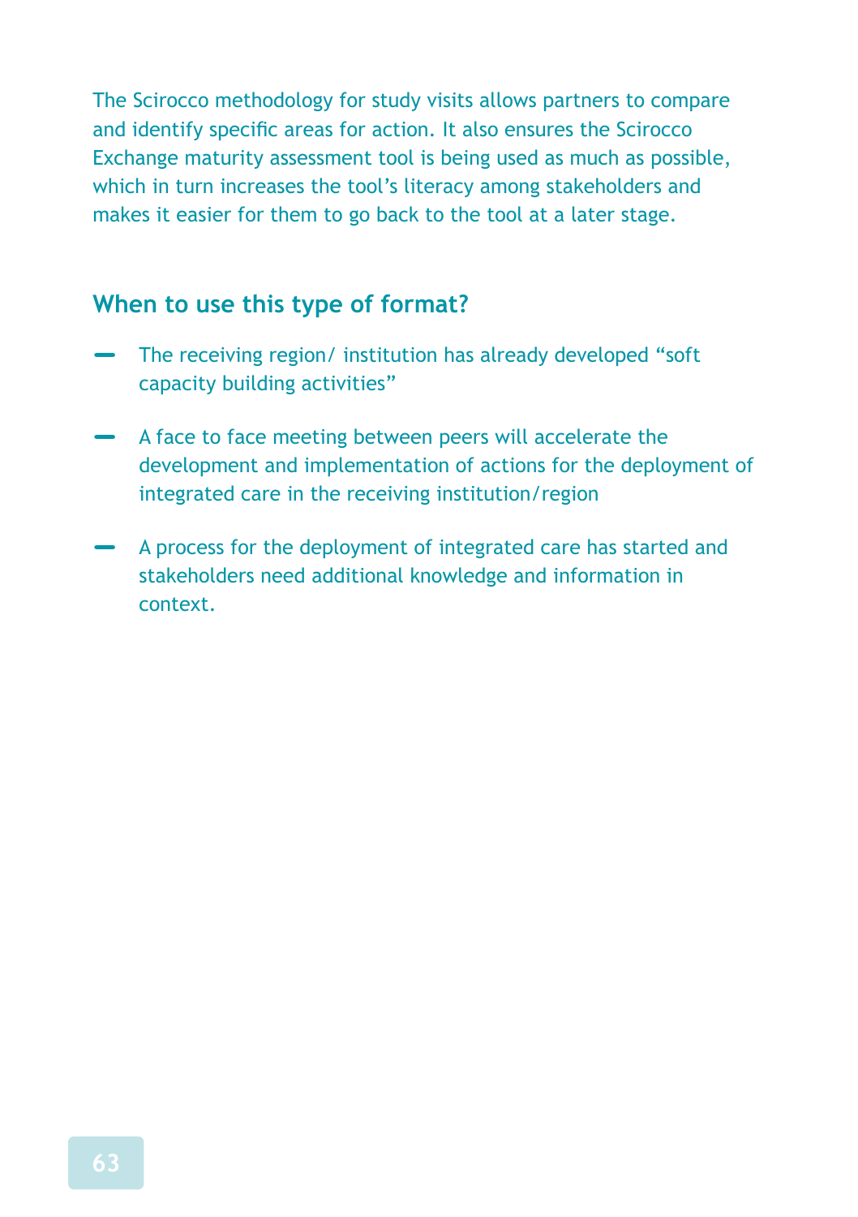The Scirocco methodology for study visits allows partners to compare and identify specific areas for action. It also ensures the Scirocco Exchange maturity assessment tool is being used as much as possible, which in turn increases the tool's literacy among stakeholders and makes it easier for them to go back to the tool at a later stage.

## When to use this type of format?

- The receiving region/ institution has already developed "soft capacity building activities"
- A face to face meeting between peers will accelerate the development and implementation of actions for the deployment of integrated care in the receiving institution/region
- A process for the deployment of integrated care has started and stakeholders need additional knowledge and information in context.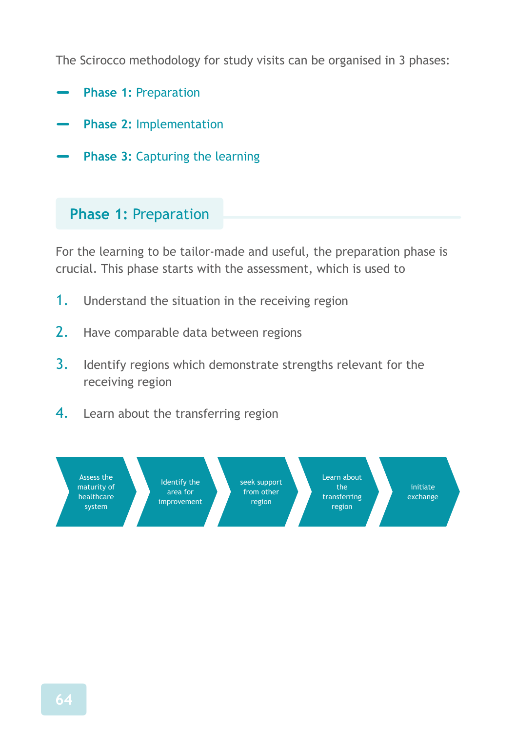The Scirocco methodology for study visits can be organised in 3 phases:

- **Phase 1:** Preparation
- **Phase 2:** Implementation
- **Phase 3:** Capturing the learning

## Phase 1: Preparation

For the learning to be tailor-made and useful, the preparation phase is crucial. This phase starts with the assessment, which is used to

1. Understand the situation in the receiving region
2. Have comparable data between regions
3. Identify regions which demonstrate strengths relevant for the receiving region
4. Learn about the transferring region

Assess the maturity of healthcare system → Identify the area for improvement → seek support from other region → Learn about the transferring region → initiate exchange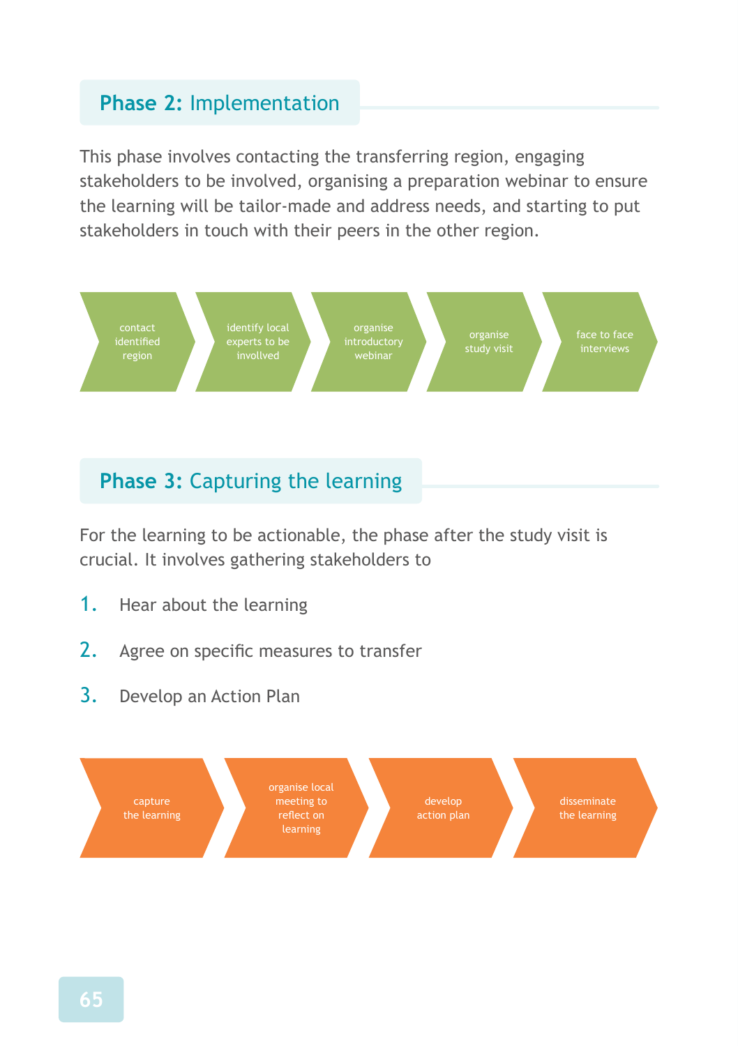## **Phase 2:** Implementation

This phase involves contacting the transferring region, engaging stakeholders to be involved, organising a preparation webinar to ensure the learning will be tailor-made and address needs, and starting to put stakeholders in touch with their peers in the other region.

contact identified region → identify local experts to be invollved → organise introductory webinar → organise study visit → face to face interviews

## **Phase 3:** Capturing the learning

For the learning to be actionable, the phase after the study visit is crucial. It involves gathering stakeholders to

1. Hear about the learning
2. Agree on specific measures to transfer
3. Develop an Action Plan

capture the learning → organise local meeting to reflect on learning → develop action plan → disseminate the learning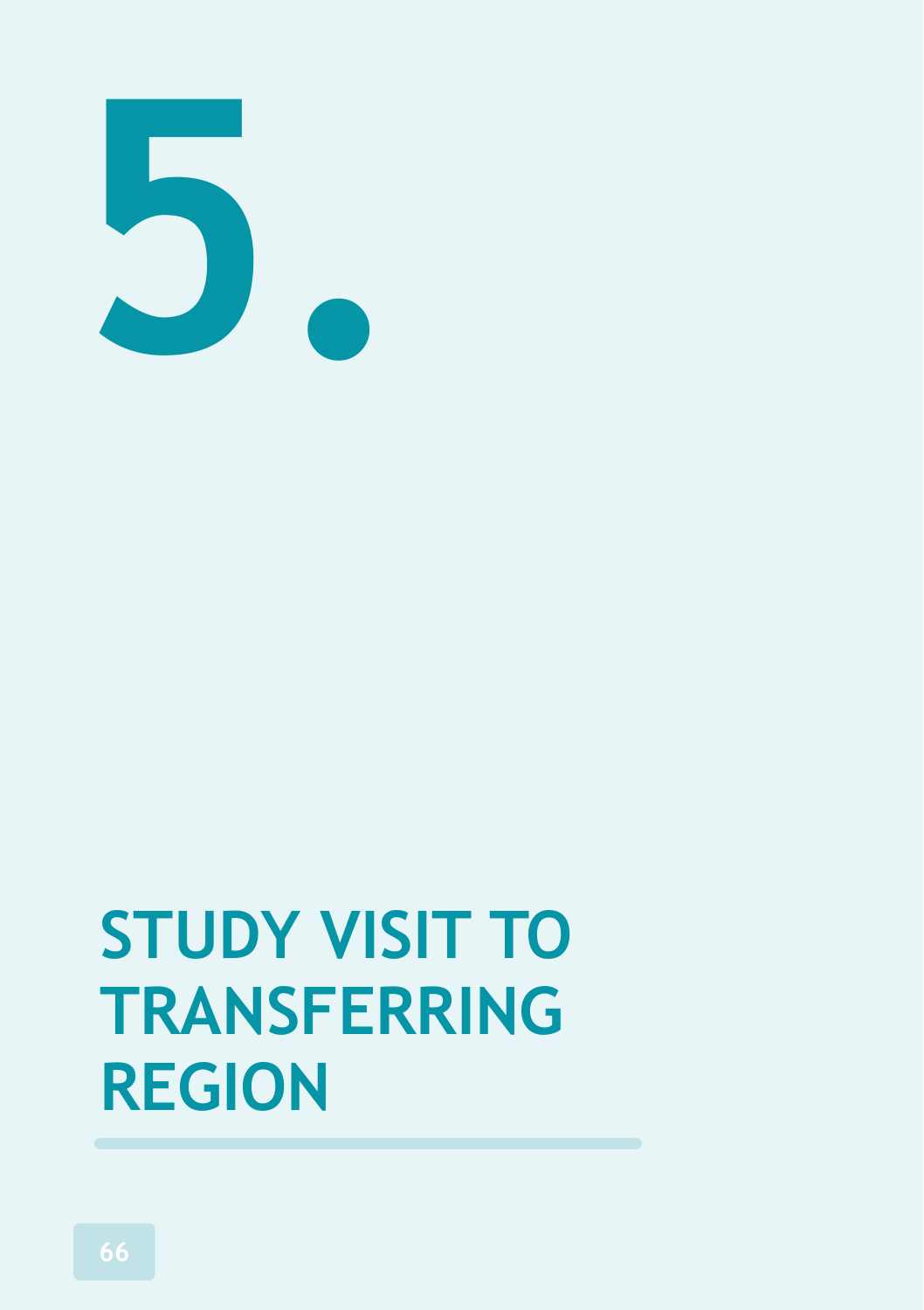# 5. STUDY VISIT TO TRANSFERRING REGION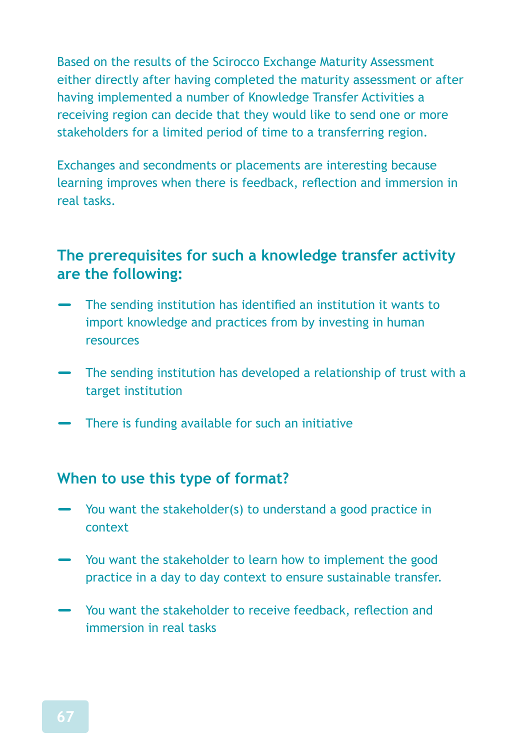Based on the results of the Scirocco Exchange Maturity Assessment either directly after having completed the maturity assessment or after having implemented a number of Knowledge Transfer Activities a receiving region can decide that they would like to send one or more stakeholders for a limited period of time to a transferring region.

Exchanges and secondments or placements are interesting because learning improves when there is feedback, reflection and immersion in real tasks.

## The prerequisites for such a knowledge transfer activity are the following:

- The sending institution has identified an institution it wants to import knowledge and practices from by investing in human resources
- The sending institution has developed a relationship of trust with a target institution
- There is funding available for such an initiative

## When to use this type of format?

- You want the stakeholder(s) to understand a good practice in context
- You want the stakeholder to learn how to implement the good practice in a day to day context to ensure sustainable transfer.
- You want the stakeholder to receive feedback, reflection and immersion in real tasks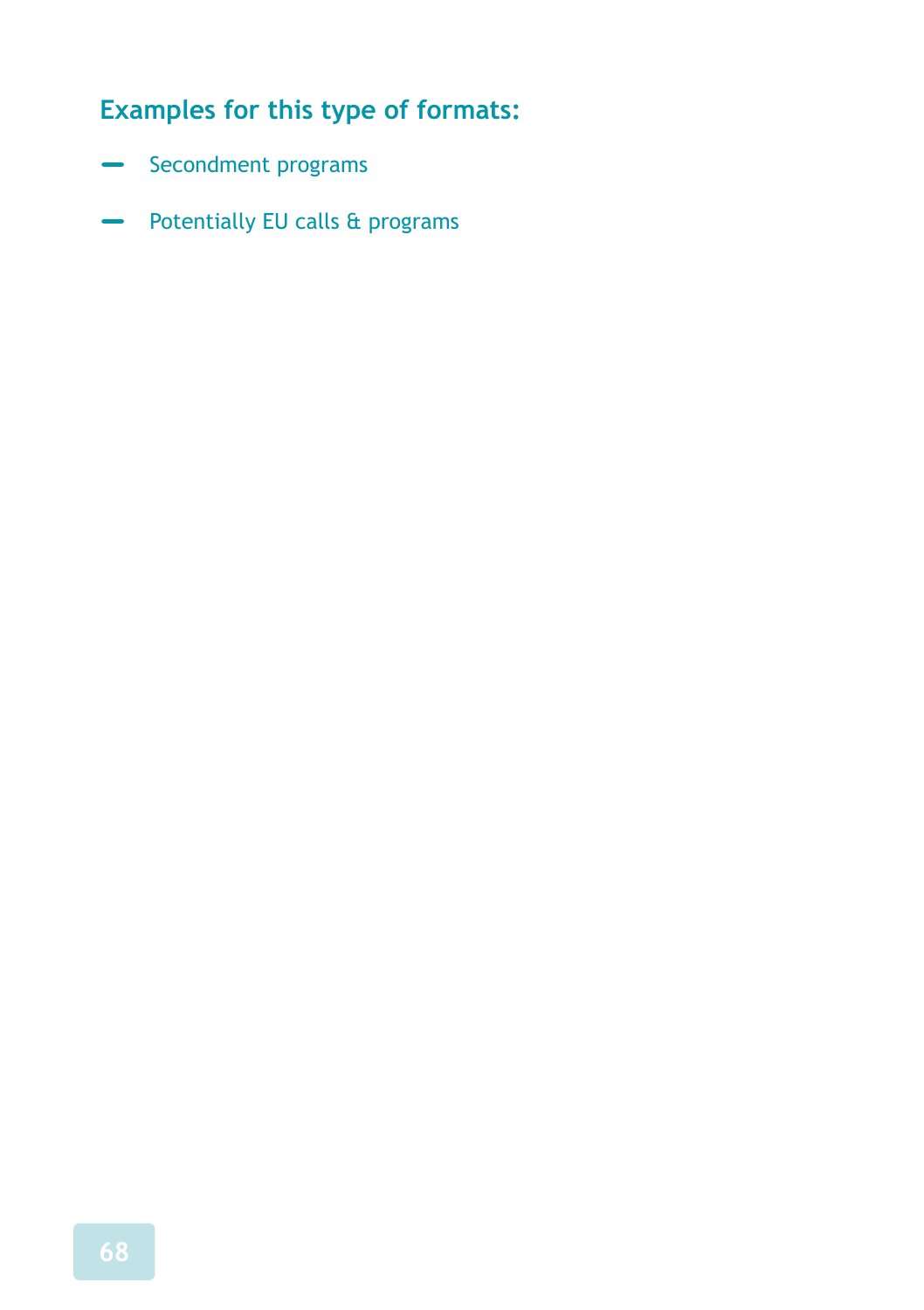### Examples for this type of formats:

- Secondment programs
- Potentially EU calls & programs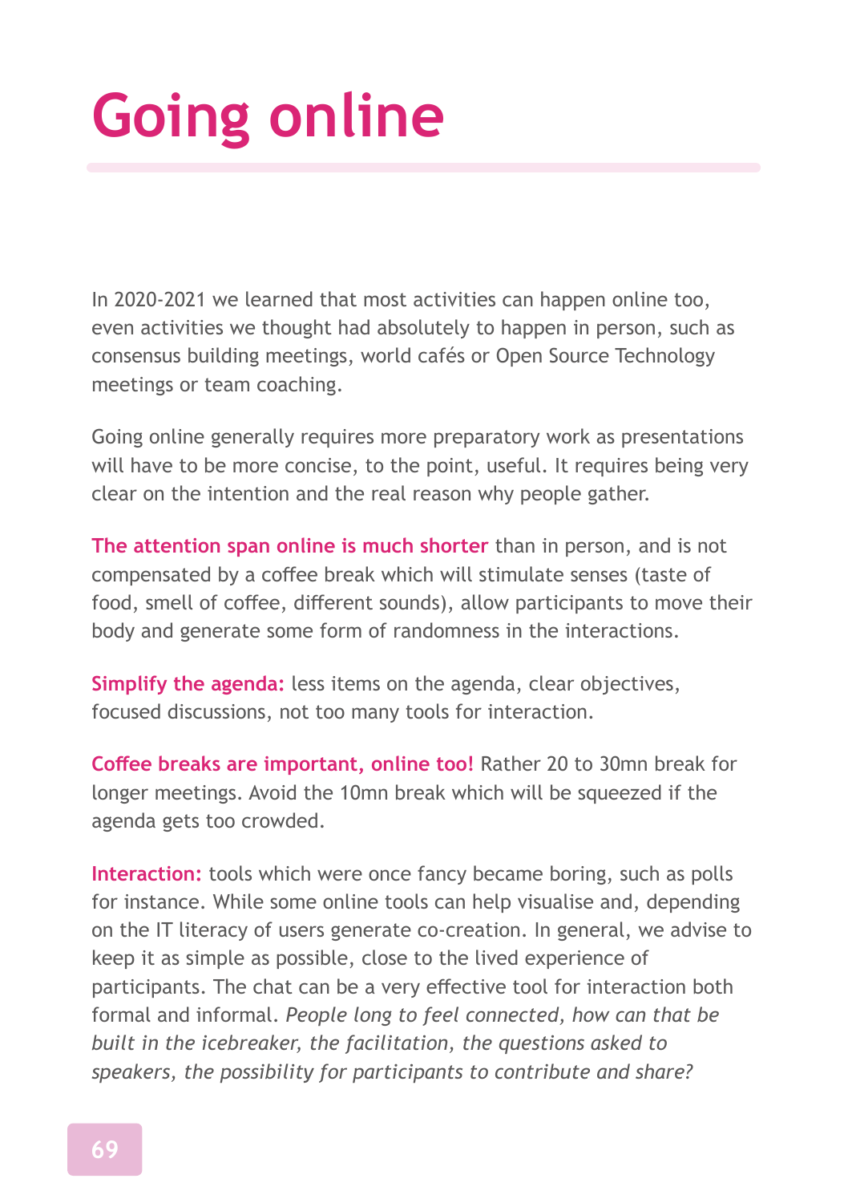# Going online

In 2020-2021 we learned that most activities can happen online too, even activities we thought had absolutely to happen in person, such as consensus building meetings, world cafés or Open Source Technology meetings or team coaching.

Going online generally requires more preparatory work as presentations will have to be more concise, to the point, useful. It requires being very clear on the intention and the real reason why people gather.

**The attention span online is much shorter** than in person, and is not compensated by a coffee break which will stimulate senses (taste of food, smell of coffee, different sounds), allow participants to move their body and generate some form of randomness in the interactions.

**Simplify the agenda:** less items on the agenda, clear objectives, focused discussions, not too many tools for interaction.

**Coffee breaks are important, online too!** Rather 20 to 30mn break for longer meetings. Avoid the 10mn break which will be squeezed if the agenda gets too crowded.

**Interaction:** tools which were once fancy became boring, such as polls for instance. While some online tools can help visualise and, depending on the IT literacy of users generate co-creation. In general, we advise to keep it as simple as possible, close to the lived experience of participants. The chat can be a very effective tool for interaction both formal and informal. *People long to feel connected, how can that be built in the icebreaker, the facilitation, the questions asked to speakers, the possibility for participants to contribute and share?*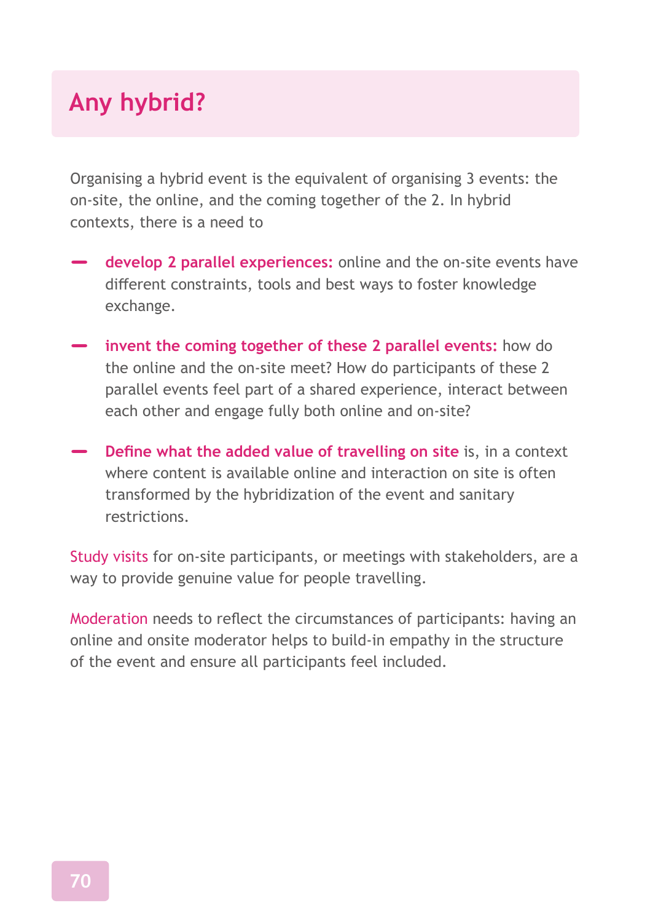## Any hybrid?

Organising a hybrid event is the equivalent of organising 3 events: the on-site, the online, and the coming together of the 2. In hybrid contexts, there is a need to

- **develop 2 parallel experiences:** online and the on-site events have different constraints, tools and best ways to foster knowledge exchange.
- **invent the coming together of these 2 parallel events:** how do the online and the on-site meet? How do participants of these 2 parallel events feel part of a shared experience, interact between each other and engage fully both online and on-site?
- **Define what the added value of travelling on site** is, in a context where content is available online and interaction on site is often transformed by the hybridization of the event and sanitary restrictions.

Study visits for on-site participants, or meetings with stakeholders, are a way to provide genuine value for people travelling.

Moderation needs to reflect the circumstances of participants: having an online and onsite moderator helps to build-in empathy in the structure of the event and ensure all participants feel included.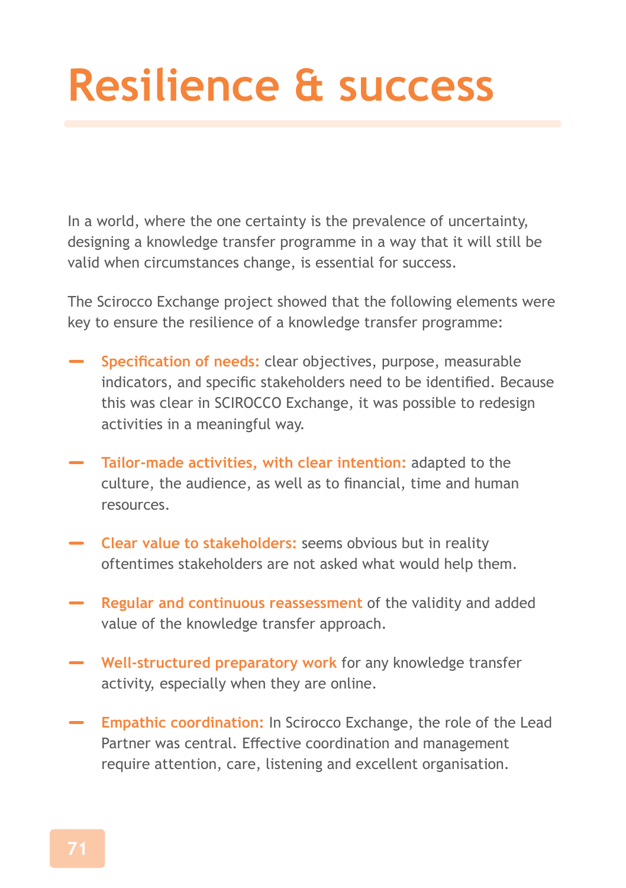# Resilience & success

In a world, where the one certainty is the prevalence of uncertainty, designing a knowledge transfer programme in a way that it will still be valid when circumstances change, is essential for success.

The Scirocco Exchange project showed that the following elements were key to ensure the resilience of a knowledge transfer programme:

- **Specification of needs:** clear objectives, purpose, measurable indicators, and specific stakeholders need to be identified. Because this was clear in SCIROCCO Exchange, it was possible to redesign activities in a meaningful way.

- **Tailor-made activities, with clear intention:** adapted to the culture, the audience, as well as to financial, time and human resources.

- **Clear value to stakeholders:** seems obvious but in reality oftentimes stakeholders are not asked what would help them.

- **Regular and continuous reassessment** of the validity and added value of the knowledge transfer approach.

- **Well-structured preparatory work** for any knowledge transfer activity, especially when they are online.

- **Empathic coordination:** In Scirocco Exchange, the role of the Lead Partner was central. Effective coordination and management require attention, care, listening and excellent organisation.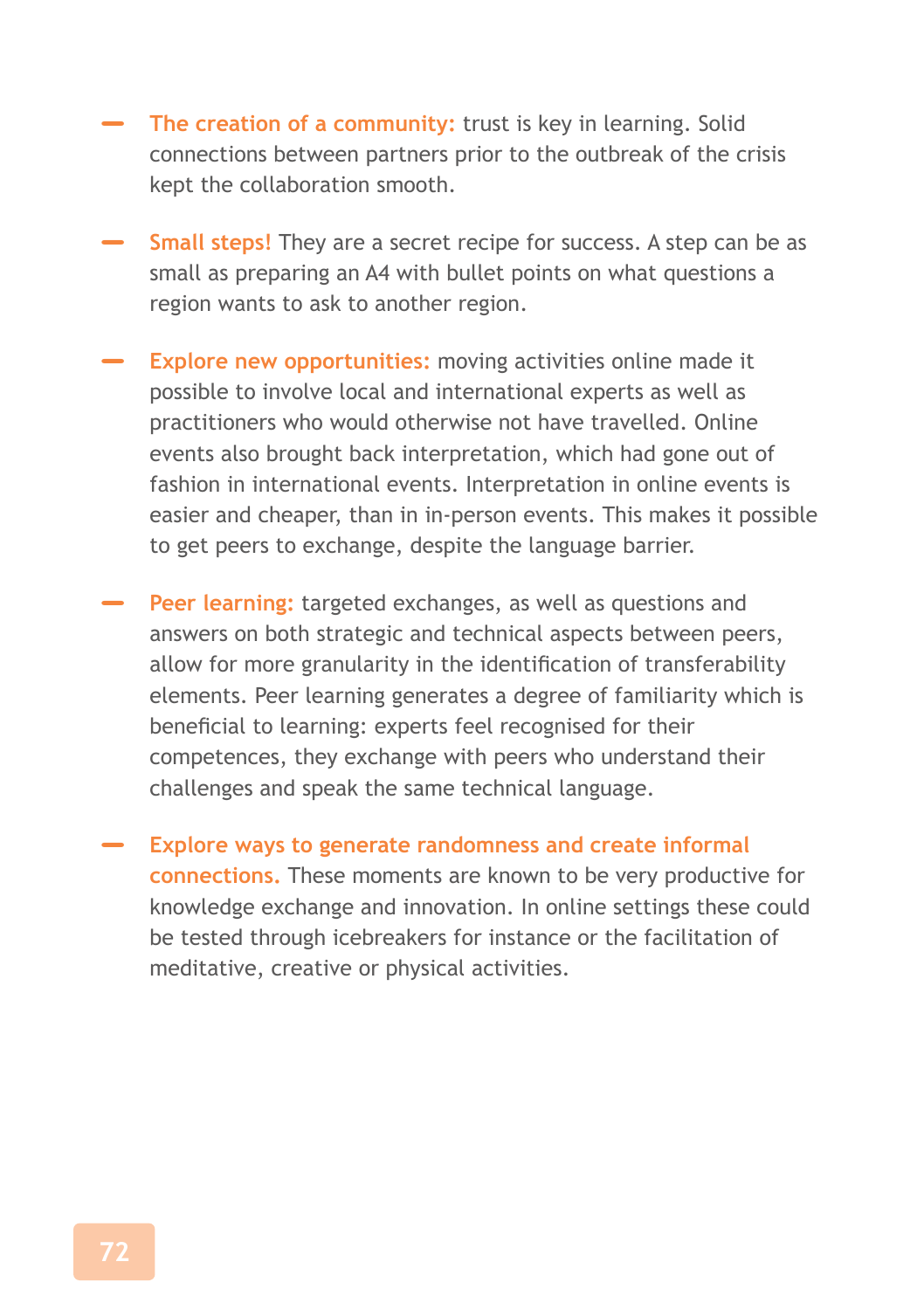- **The creation of a community:** trust is key in learning. Solid connections between partners prior to the outbreak of the crisis kept the collaboration smooth.

- **Small steps!** They are a secret recipe for success. A step can be as small as preparing an A4 with bullet points on what questions a region wants to ask to another region.

- **Explore new opportunities:** moving activities online made it possible to involve local and international experts as well as practitioners who would otherwise not have travelled. Online events also brought back interpretation, which had gone out of fashion in international events. Interpretation in online events is easier and cheaper, than in in-person events. This makes it possible to get peers to exchange, despite the language barrier.

- **Peer learning:** targeted exchanges, as well as questions and answers on both strategic and technical aspects between peers, allow for more granularity in the identification of transferability elements. Peer learning generates a degree of familiarity which is beneficial to learning: experts feel recognised for their competences, they exchange with peers who understand their challenges and speak the same technical language.

- **Explore ways to generate randomness and create informal connections.** These moments are known to be very productive for knowledge exchange and innovation. In online settings these could be tested through icebreakers for instance or the facilitation of meditative, creative or physical activities.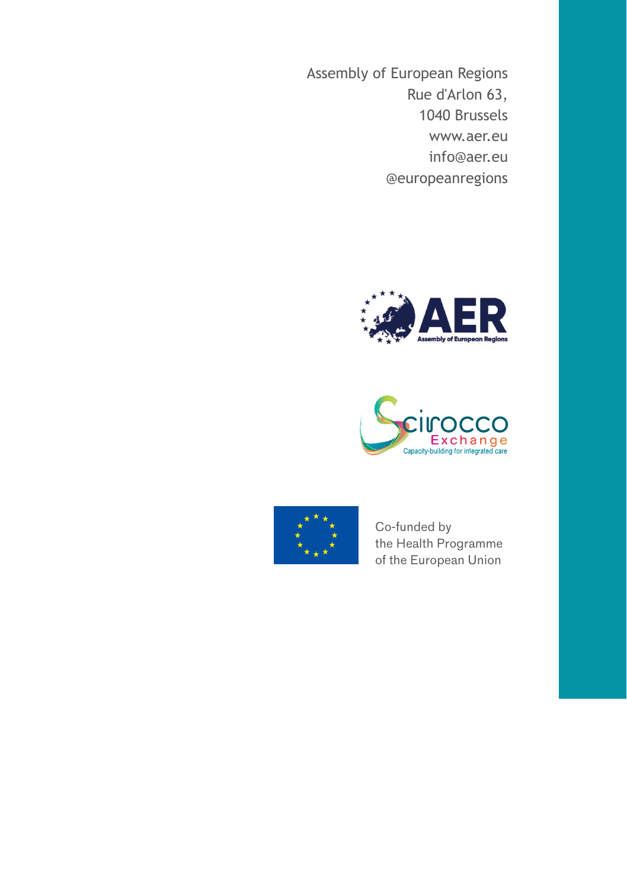Assembly of European Regions
Rue d'Arlon 63,
1040 Brussels
www.aer.eu
info@aer.eu
@europeanregions

AER
Assembly of European Regions

Scirocco
Exchange
Capacity-building for integrated care

Co-funded by
the Health Programme
of the European Union